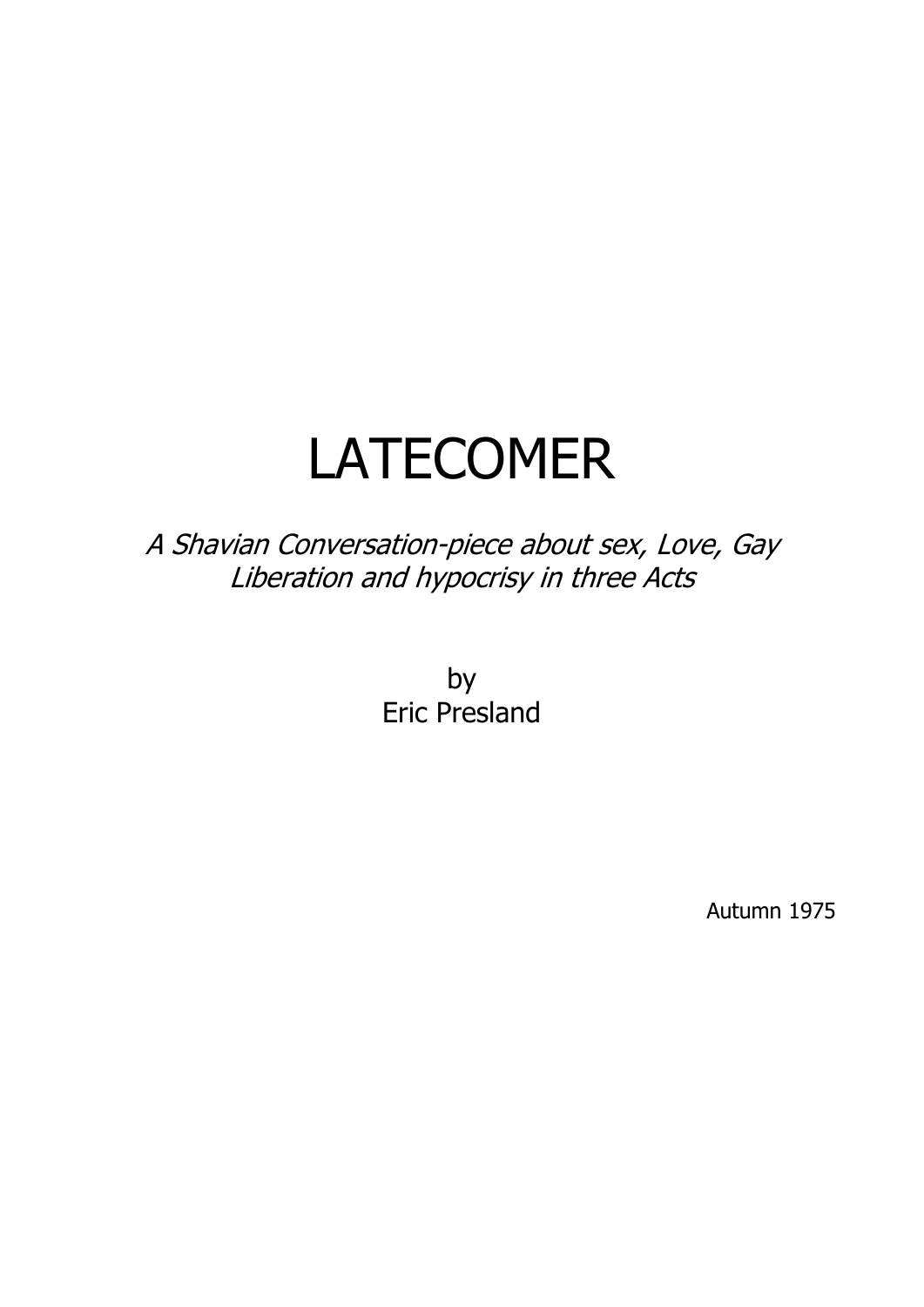# LATECOMER

*A Shavian Conversation-piece about sex, Love, Gay Liberation and hypocrisy in three Acts*

by
Eric Presland

Autumn 1975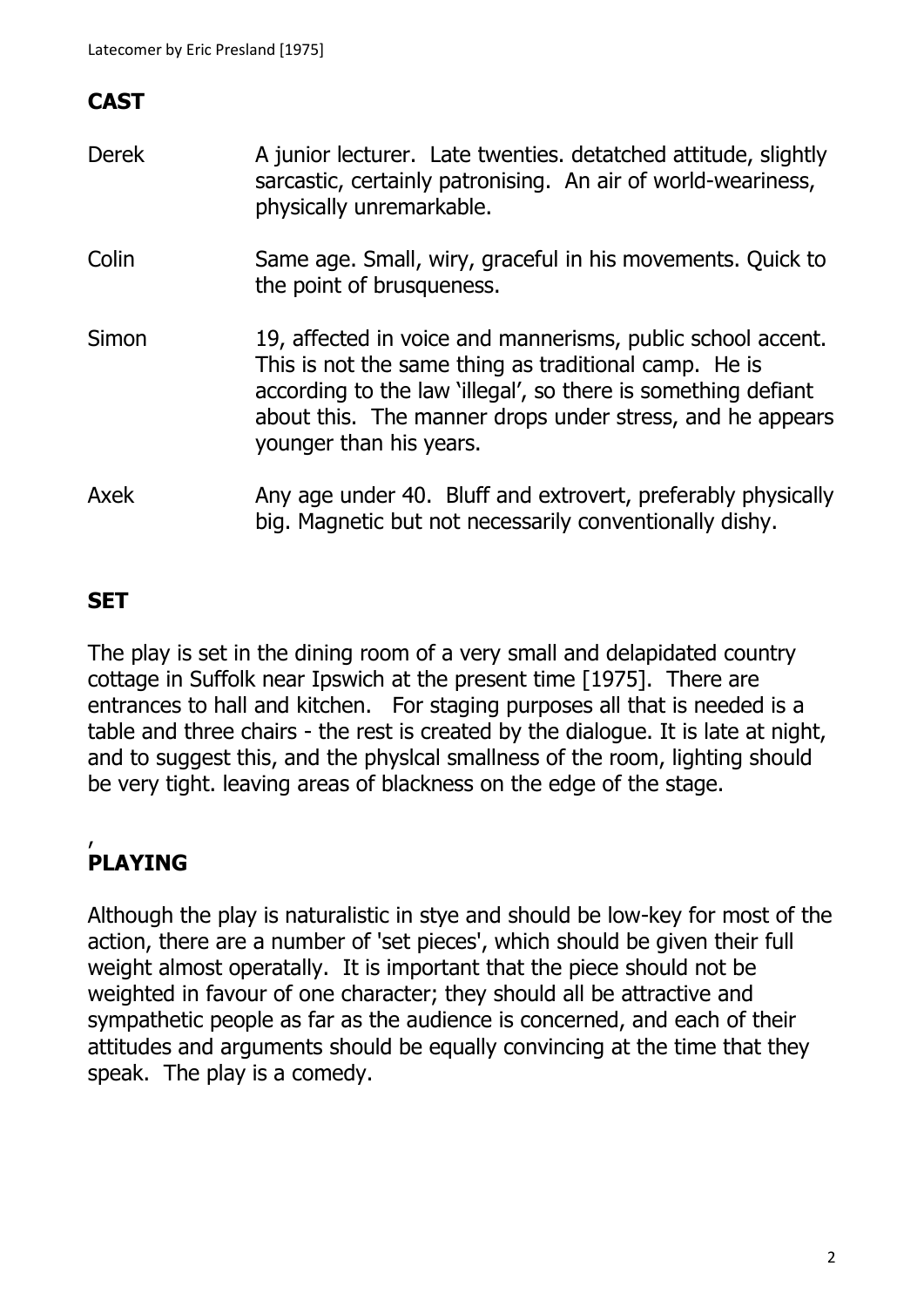## CAST

| | |
|---|---|
| Derek | A junior lecturer. Late twenties. detatched attitude, slightly sarcastic, certainly patronising. An air of world-weariness, physically unremarkable. |
| Colin | Same age. Small, wiry, graceful in his movements. Quick to the point of brusqueness. |
| Simon | 19, affected in voice and mannerisms, public school accent. This is not the same thing as traditional camp. He is according to the law 'illegal', so there is something defiant about this. The manner drops under stress, and he appears younger than his years. |
| Axek | Any age under 40. Bluff and extrovert, preferably physically big. Magnetic but not necessarily conventionally dishy. |

## SET

The play is set in the dining room of a very small and delapidated country cottage in Suffolk near Ipswich at the present time [1975]. There are entrances to hall and kitchen. For staging purposes all that is needed is a table and three chairs - the rest is created by the dialogue. It is late at night, and to suggest this, and the physlcal smallness of the room, lighting should be very tight. leaving areas of blackness on the edge of the stage.

,

## PLAYING

Although the play is naturalistic in stye and should be low-key for most of the action, there are a number of 'set pieces', which should be given their full weight almost operatally. It is important that the piece should not be weighted in favour of one character; they should all be attractive and sympathetic people as far as the audience is concerned, and each of their attitudes and arguments should be equally convincing at the time that they speak. The play is a comedy.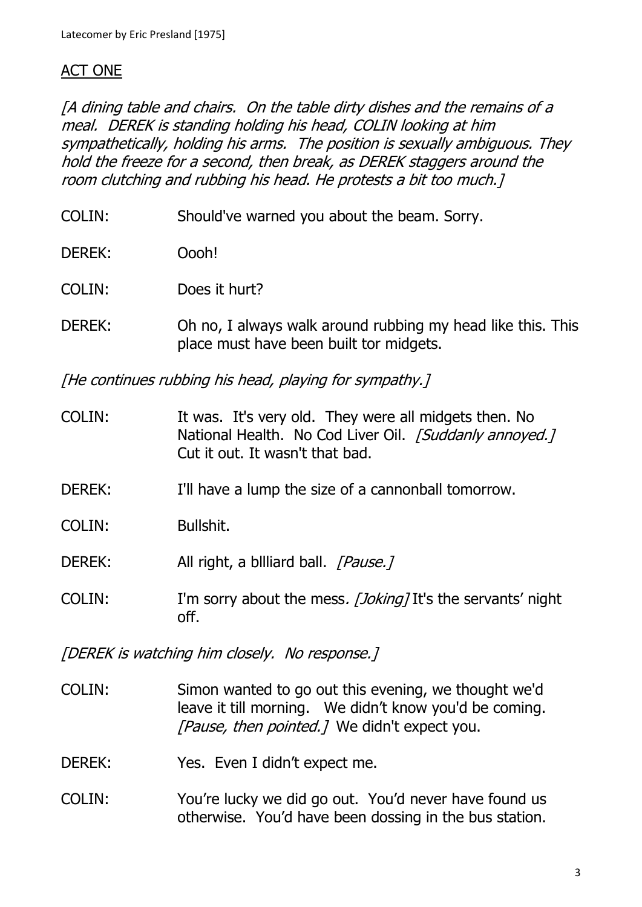## ACT ONE

*[A dining table and chairs. On the table dirty dishes and the remains of a meal. DEREK is standing holding his head, COLIN looking at him sympathetically, holding his arms. The position is sexually ambiguous. They hold the freeze for a second, then break, as DEREK staggers around the room clutching and rubbing his head. He protests a bit too much.]*

COLIN: Should've warned you about the beam. Sorry.

DEREK: Oooh!

COLIN: Does it hurt?

DEREK: Oh no, I always walk around rubbing my head like this. This place must have been built tor midgets.

*[He continues rubbing his head, playing for sympathy.]*

COLIN: It was. It's very old. They were all midgets then. No National Health. No Cod Liver Oil. *[Suddanly annoyed.]* Cut it out. It wasn't that bad.

DEREK: I'll have a lump the size of a cannonball tomorrow.

COLIN: Bullshit.

DEREK: All right, a bllliard ball. *[Pause.]*

COLIN: I'm sorry about the mess*. [Joking]* It's the servants' night off.

*[DEREK is watching him closely. No response.]*

COLIN: Simon wanted to go out this evening, we thought we'd leave it till morning. We didn't know you'd be coming. *[Pause, then pointed.]* We didn't expect you.

DEREK: Yes. Even I didn't expect me.

COLIN: You're lucky we did go out. You'd never have found us otherwise. You'd have been dossing in the bus station.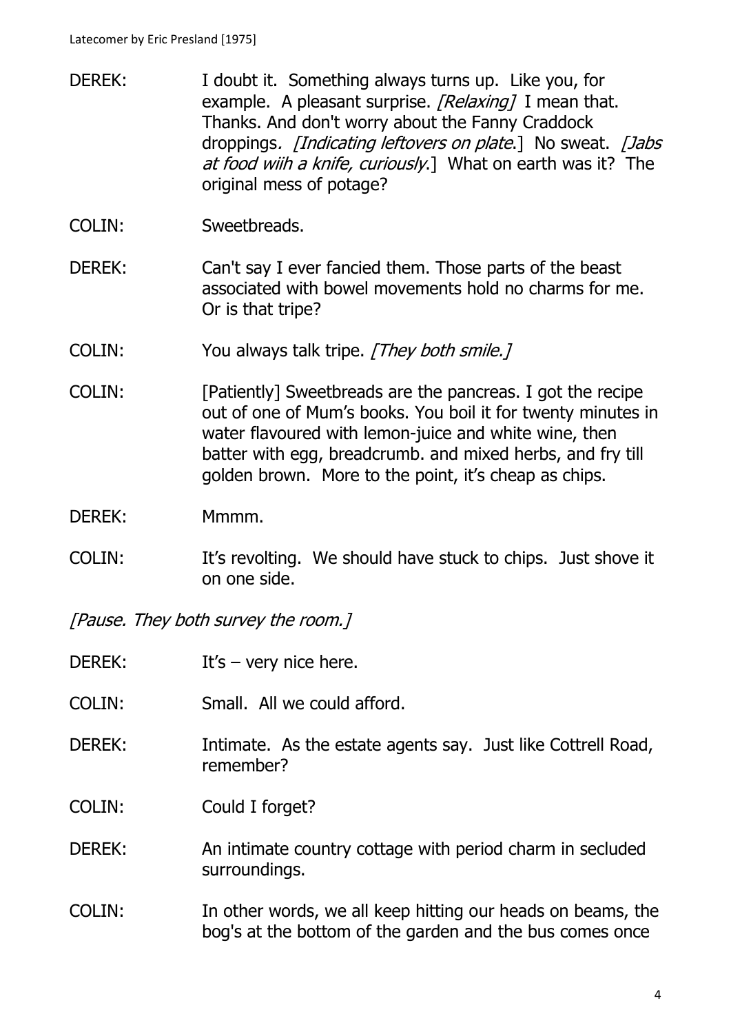DEREK: I doubt it. Something always turns up. Like you, for example. A pleasant surprise. *[Relaxing]* I mean that. Thanks. And don't worry about the Fanny Craddock droppings*. [Indicating leftovers on plate*.] No sweat. *[Jabs at food wiih a knife, curiously*.] What on earth was it? The original mess of potage?

COLIN: Sweetbreads.

DEREK: Can't say I ever fancied them. Those parts of the beast associated with bowel movements hold no charms for me. Or is that tripe?

COLIN: You always talk tripe. *[They both smile.]*

COLIN: [Patiently] Sweetbreads are the pancreas. I got the recipe out of one of Mum's books. You boil it for twenty minutes in water flavoured with lemon-juice and white wine, then batter with egg, breadcrumb. and mixed herbs, and fry till golden brown. More to the point, it's cheap as chips.

DEREK: Mmmm.

COLIN: It's revolting. We should have stuck to chips. Just shove it on one side.

*[Pause. They both survey the room.]*

DEREK: It's – very nice here.

COLIN: Small. All we could afford.

DEREK: Intimate. As the estate agents say. Just like Cottrell Road, remember?

COLIN: Could I forget?

DEREK: An intimate country cottage with period charm in secluded surroundings.

COLIN: In other words, we all keep hitting our heads on beams, the bog's at the bottom of the garden and the bus comes once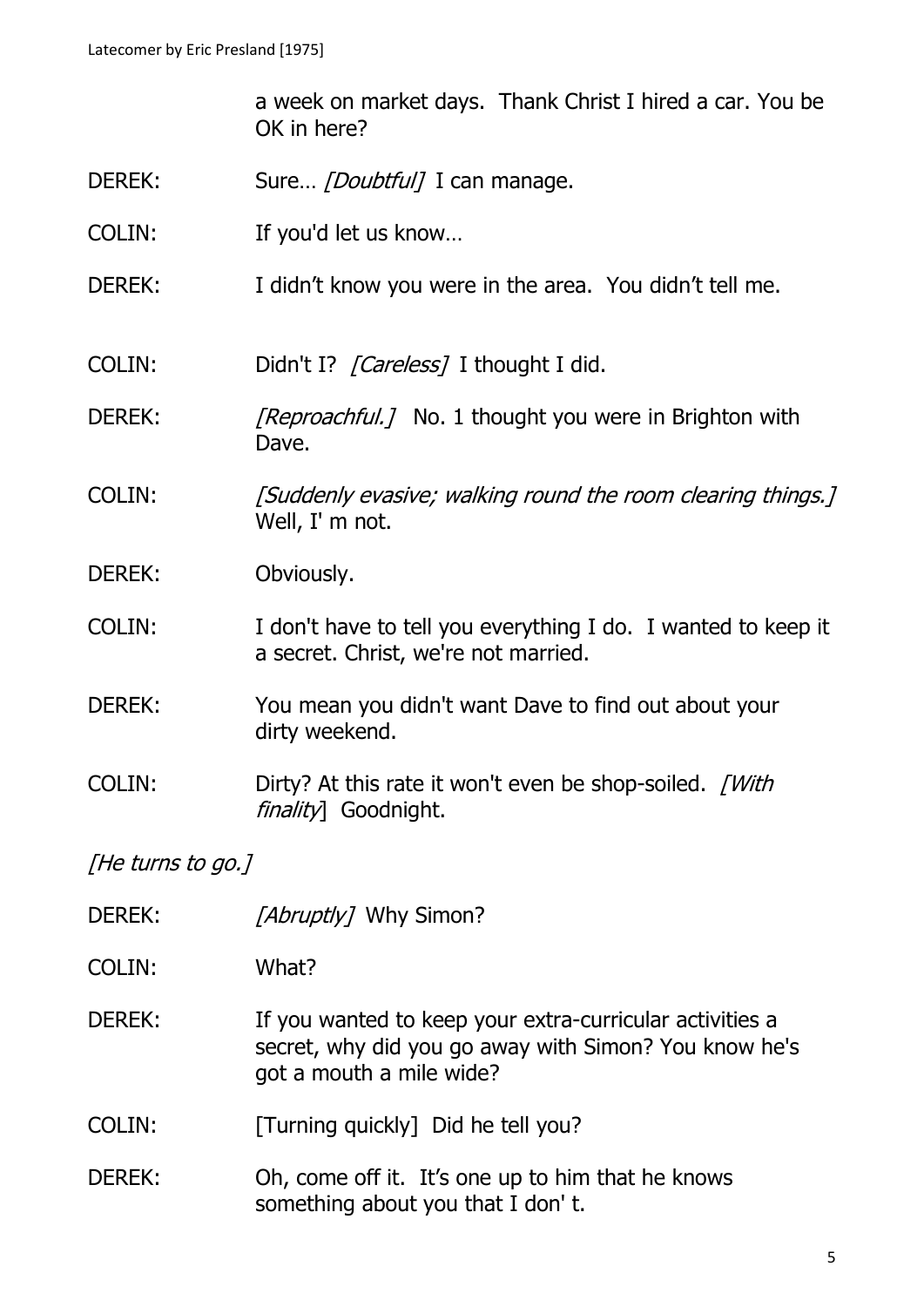a week on market days. Thank Christ I hired a car. You be OK in here?

DEREK: Sure… *[Doubtful]* I can manage.

COLIN: If you'd let us know…

DEREK: I didn't know you were in the area. You didn't tell me.

COLIN: Didn't I? *[Careless]* I thought I did.

DEREK: *[Reproachful.]* No. 1 thought you were in Brighton with Dave.

COLIN: *[Suddenly evasive; walking round the room clearing things.]* Well, I' m not.

DEREK: Obviously.

COLIN: I don't have to tell you everything I do. I wanted to keep it a secret. Christ, we're not married.

DEREK: You mean you didn't want Dave to find out about your dirty weekend.

COLIN: Dirty? At this rate it won't even be shop-soiled. *[With finality]* Goodnight.

*[He turns to go.]*

DEREK: *[Abruptly]* Why Simon?

COLIN: What?

DEREK: If you wanted to keep your extra-curricular activities a secret, why did you go away with Simon? You know he's got a mouth a mile wide?

COLIN: [Turning quickly] Did he tell you?

DEREK: Oh, come off it. It's one up to him that he knows something about you that I don' t.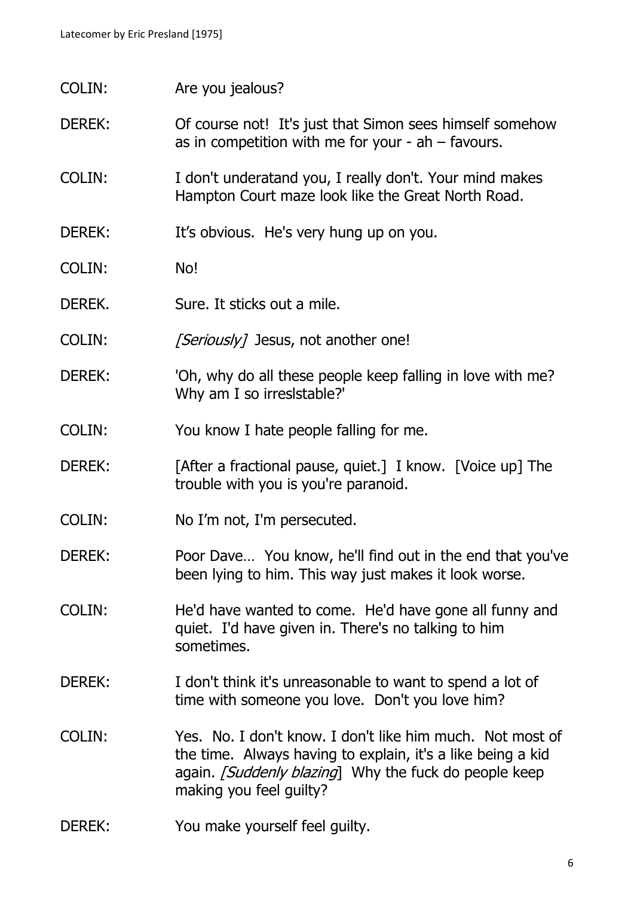COLIN: Are you jealous?

DEREK: Of course not! It's just that Simon sees himself somehow as in competition with me for your - ah – favours.

COLIN: I don't underatand you, I really don't. Your mind makes Hampton Court maze look like the Great North Road.

DEREK: It's obvious. He's very hung up on you.

COLIN: No!

DEREK. Sure. It sticks out a mile.

COLIN: *[Seriously]* Jesus, not another one!

DEREK: 'Oh, why do all these people keep falling in love with me? Why am I so irreslstable?'

COLIN: You know I hate people falling for me.

DEREK: [After a fractional pause, quiet.] I know. [Voice up] The trouble with you is you're paranoid.

COLIN: No I'm not, I'm persecuted.

DEREK: Poor Dave… You know, he'll find out in the end that you've been lying to him. This way just makes it look worse.

COLIN: He'd have wanted to come. He'd have gone all funny and quiet. I'd have given in. There's no talking to him sometimes.

DEREK: I don't think it's unreasonable to want to spend a lot of time with someone you love. Don't you love him?

COLIN: Yes. No. I don't know. I don't like him much. Not most of the time. Always having to explain, it's a like being a kid again. *[Suddenly blazing*] Why the fuck do people keep making you feel guilty?

DEREK: You make yourself feel guilty.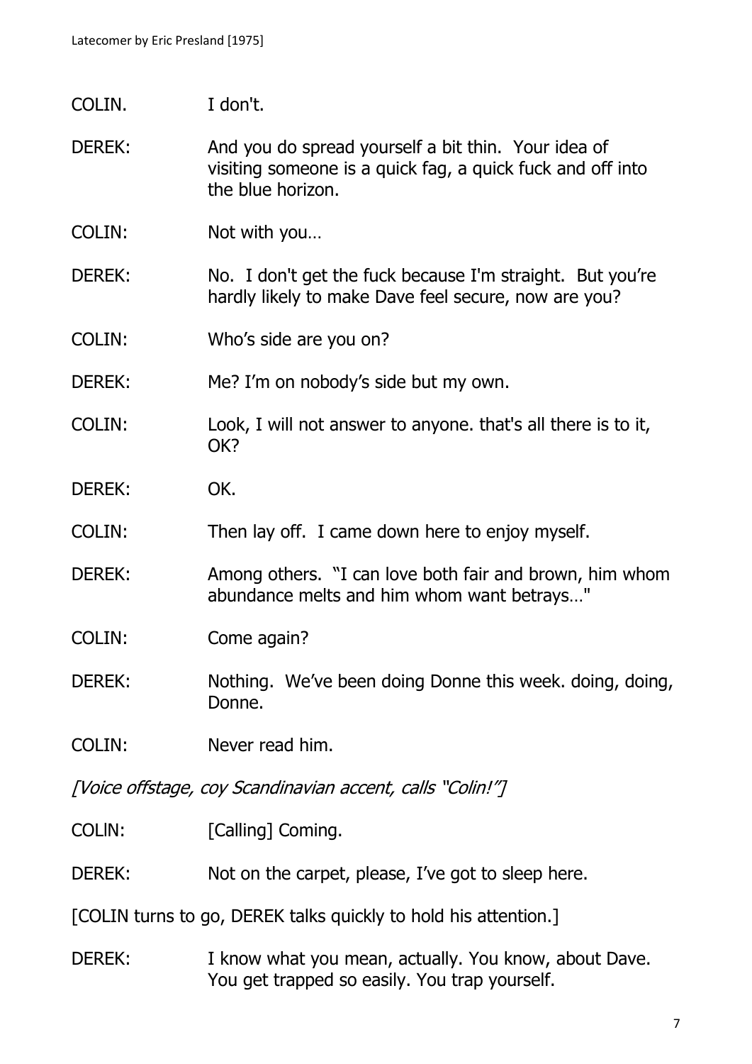COLIN. I don't.

DEREK: And you do spread yourself a bit thin. Your idea of visiting someone is a quick fag, a quick fuck and off into the blue horizon.

COLIN: Not with you…

DEREK: No. I don't get the fuck because I'm straight. But you're hardly likely to make Dave feel secure, now are you?

COLIN: Who's side are you on?

DEREK: Me? I'm on nobody's side but my own.

COLIN: Look, I will not answer to anyone. that's all there is to it, OK?

DEREK: OK.

COLIN: Then lay off. I came down here to enjoy myself.

DEREK: Among others. "I can love both fair and brown, him whom abundance melts and him whom want betrays…"

COLIN: Come again?

DEREK: Nothing. We've been doing Donne this week. doing, doing, Donne.

COLIN: Never read him.

*[Voice offstage, coy Scandinavian accent, calls "Colin!"]*

COLIN: [Calling] Coming.

DEREK: Not on the carpet, please, I've got to sleep here.

[COLIN turns to go, DEREK talks quickly to hold his attention.]

DEREK: I know what you mean, actually. You know, about Dave. You get trapped so easily. You trap yourself.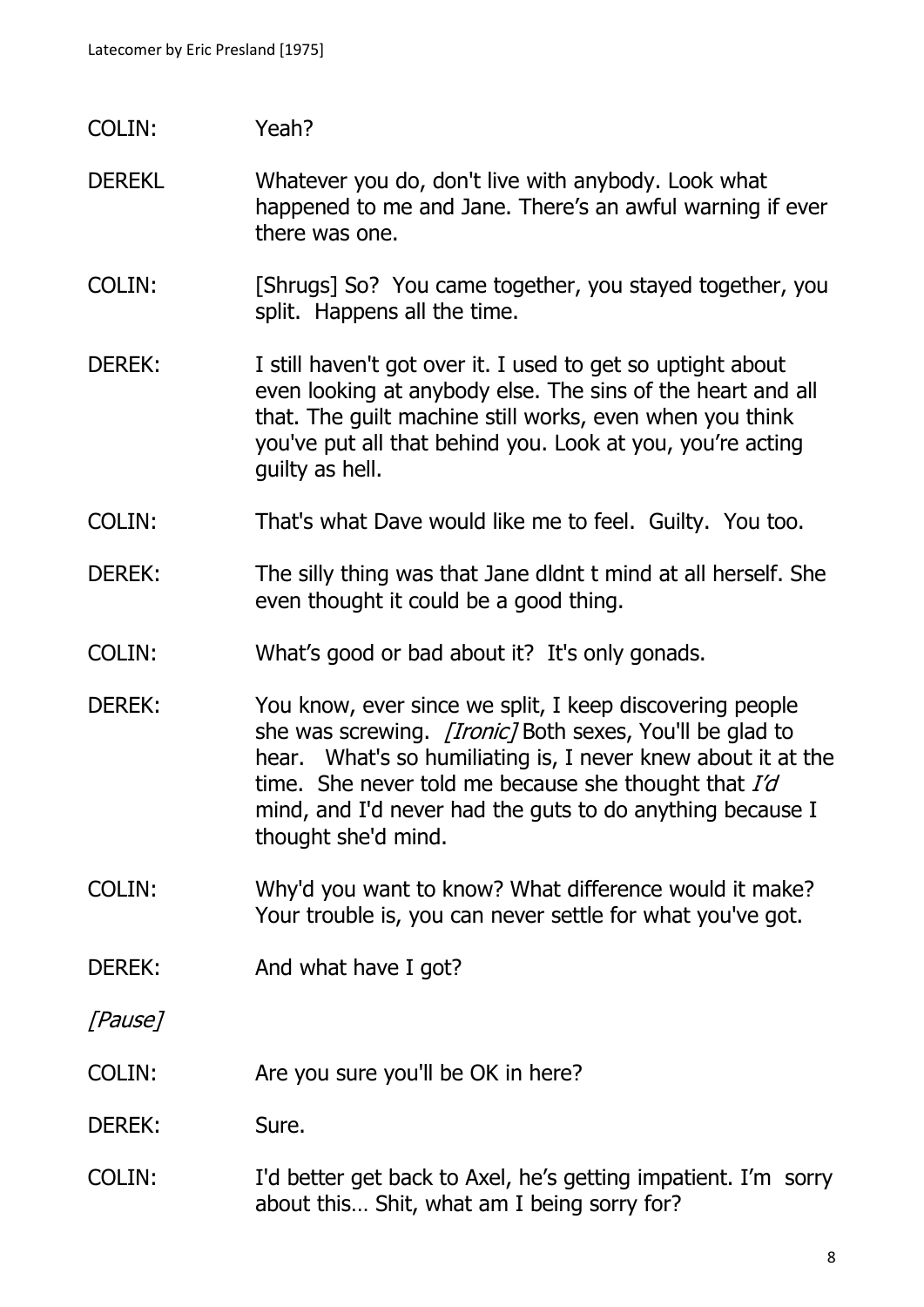COLIN: Yeah?

DEREKL Whatever you do, don't live with anybody. Look what happened to me and Jane. There's an awful warning if ever there was one.

COLIN: [Shrugs] So? You came together, you stayed together, you split. Happens all the time.

DEREK: I still haven't got over it. I used to get so uptight about even looking at anybody else. The sins of the heart and all that. The guilt machine still works, even when you think you've put all that behind you. Look at you, you're acting guilty as hell.

COLIN: That's what Dave would like me to feel. Guilty. You too.

DEREK: The silly thing was that Jane dldnt t mind at all herself. She even thought it could be a good thing.

COLIN: What's good or bad about it? It's only gonads.

DEREK: You know, ever since we split, I keep discovering people she was screwing. *[Ironic]* Both sexes, You'll be glad to hear. What's so humiliating is, I never knew about it at the time. She never told me because she thought that *I'd* mind, and I'd never had the guts to do anything because I thought she'd mind.

COLIN: Why'd you want to know? What difference would it make? Your trouble is, you can never settle for what you've got.

DEREK: And what have I got?

*[Pause]*

COLIN: Are you sure you'll be OK in here?

DEREK: Sure.

COLIN: I'd better get back to Axel, he's getting impatient. I'm sorry about this… Shit, what am I being sorry for?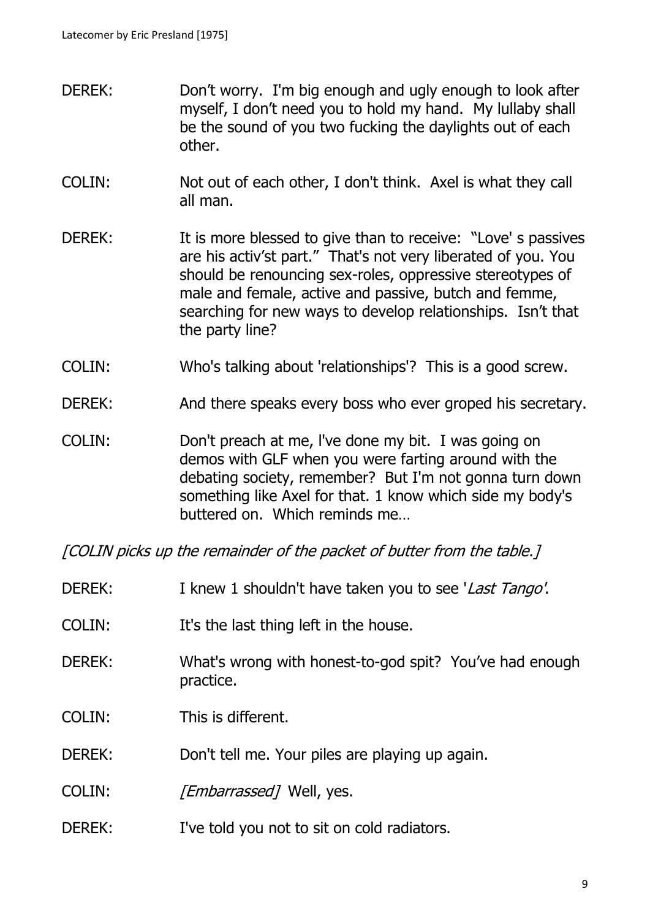DEREK: Don't worry. I'm big enough and ugly enough to look after myself, I don't need you to hold my hand. My lullaby shall be the sound of you two fucking the daylights out of each other.

COLIN: Not out of each other, I don't think. Axel is what they call all man.

DEREK: It is more blessed to give than to receive: "Love' s passives are his activ'st part." That's not very liberated of you. You should be renouncing sex-roles, oppressive stereotypes of male and female, active and passive, butch and femme, searching for new ways to develop relationships. Isn't that the party line?

COLIN: Who's talking about 'relationships'? This is a good screw.

DEREK: And there speaks every boss who ever groped his secretary.

COLIN: Don't preach at me, l've done my bit. I was going on demos with GLF when you were farting around with the debating society, remember? But I'm not gonna turn down something like Axel for that. 1 know which side my body's buttered on. Which reminds me…

*[COLIN picks up the remainder of the packet of butter from the table.]*

DEREK: I knew 1 shouldn't have taken you to see '*Last Tango*'.

COLIN: It's the last thing left in the house.

DEREK: What's wrong with honest-to-god spit? You've had enough practice.

COLIN: This is different.

DEREK: Don't tell me. Your piles are playing up again.

COLIN: *[Embarrassed]* Well, yes.

DEREK: I've told you not to sit on cold radiators.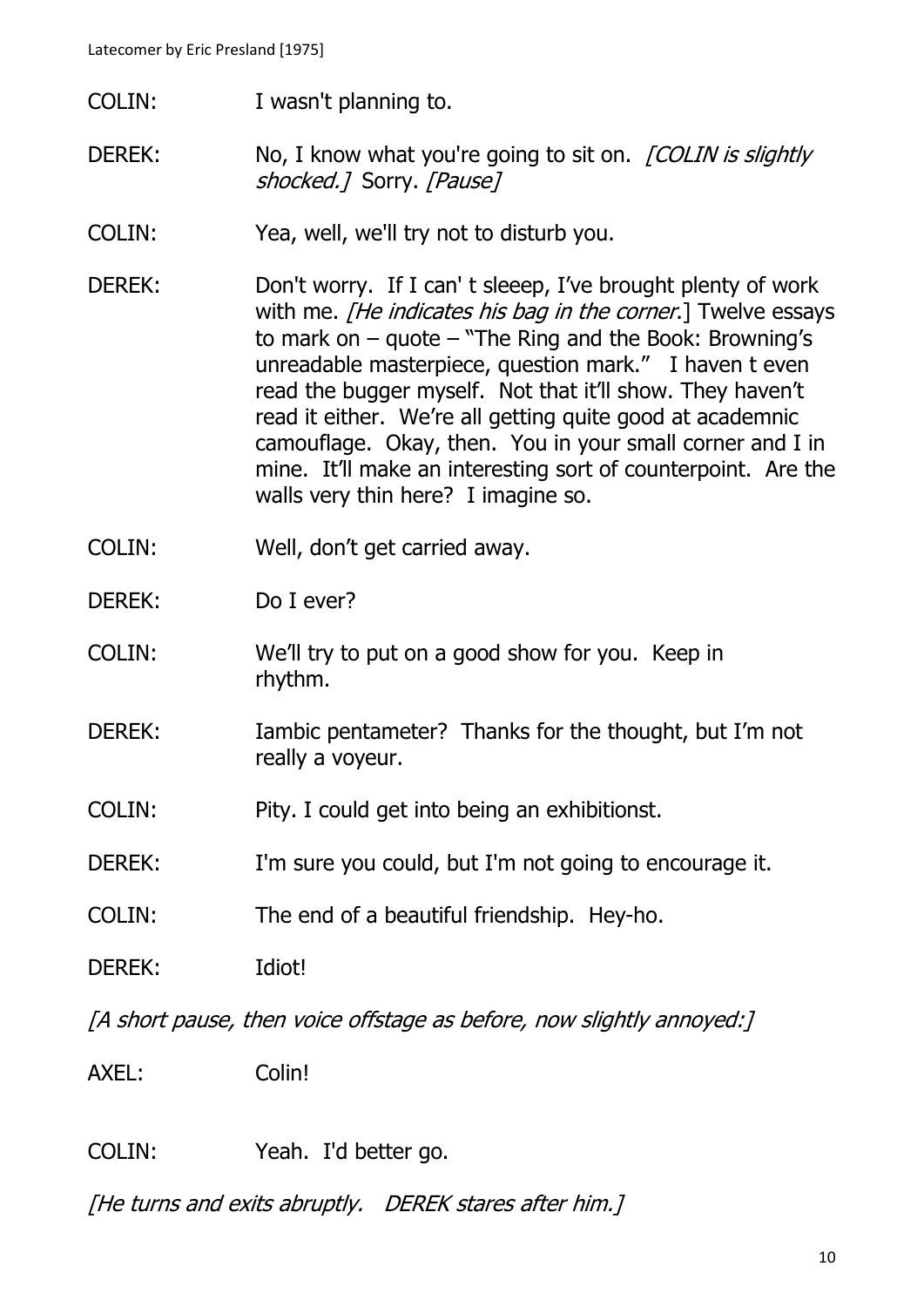COLIN: I wasn't planning to.

DEREK: No, I know what you're going to sit on. *[COLIN is slightly shocked.]* Sorry. *[Pause]*

COLIN: Yea, well, we'll try not to disturb you.

DEREK: Don't worry. If I can' t sleeep, I've brought plenty of work with me. *[He indicates his bag in the corner.*] Twelve essays to mark on – quote – "The Ring and the Book: Browning's unreadable masterpiece, question mark." I haven t even read the bugger myself. Not that it'll show. They haven't read it either. We're all getting quite good at academnic camouflage. Okay, then. You in your small corner and I in mine. It'll make an interesting sort of counterpoint. Are the walls very thin here? I imagine so.

COLIN: Well, don't get carried away.

DEREK: Do I ever?

COLIN: We'll try to put on a good show for you. Keep in rhythm.

DEREK: Iambic pentameter? Thanks for the thought, but I'm not really a voyeur.

COLIN: Pity. I could get into being an exhibitionst.

DEREK: I'm sure you could, but I'm not going to encourage it.

COLIN: The end of a beautiful friendship. Hey-ho.

DEREK: Idiot!

*[A short pause, then voice offstage as before, now slightly annoyed:]*

AXEL: Colin!

COLIN: Yeah. I'd better go.

*[He turns and exits abruptly. DEREK stares after him.]*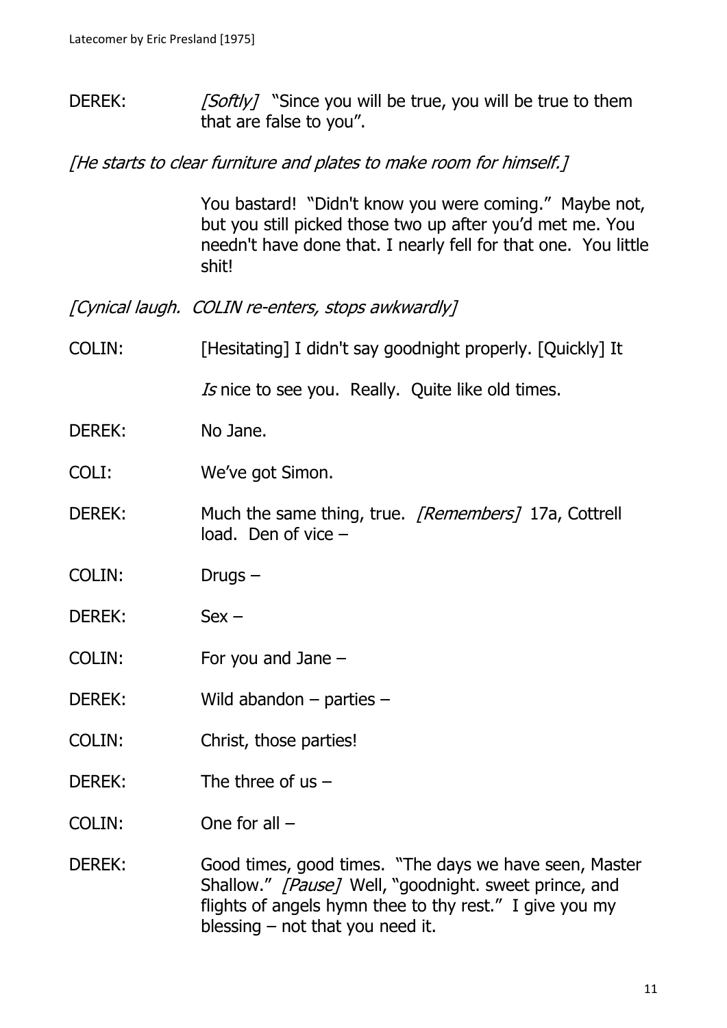DEREK: *[Softly]* "Since you will be true, you will be true to them that are false to you".

*[He starts to clear furniture and plates to make room for himself.]*

You bastard! "Didn't know you were coming." Maybe not, but you still picked those two up after you'd met me. You needn't have done that. I nearly fell for that one. You little shit!

*[Cynical laugh. COLIN re-enters, stops awkwardly]*

COLIN: [Hesitating] I didn't say goodnight properly. [Quickly] It

*Is* nice to see you. Really. Quite like old times.

DEREK: No Jane.

COLI: We've got Simon.

DEREK: Much the same thing, true. *[Remembers]* 17a, Cottrell load. Den of vice –

COLIN: Drugs –

DEREK: Sex –

COLIN: For you and Jane –

DEREK: Wild abandon – parties –

COLIN: Christ, those parties!

DEREK: The three of us –

COLIN: One for all –

DEREK: Good times, good times. "The days we have seen, Master Shallow." *[Pause]* Well, "goodnight. sweet prince, and flights of angels hymn thee to thy rest." I give you my blessing – not that you need it.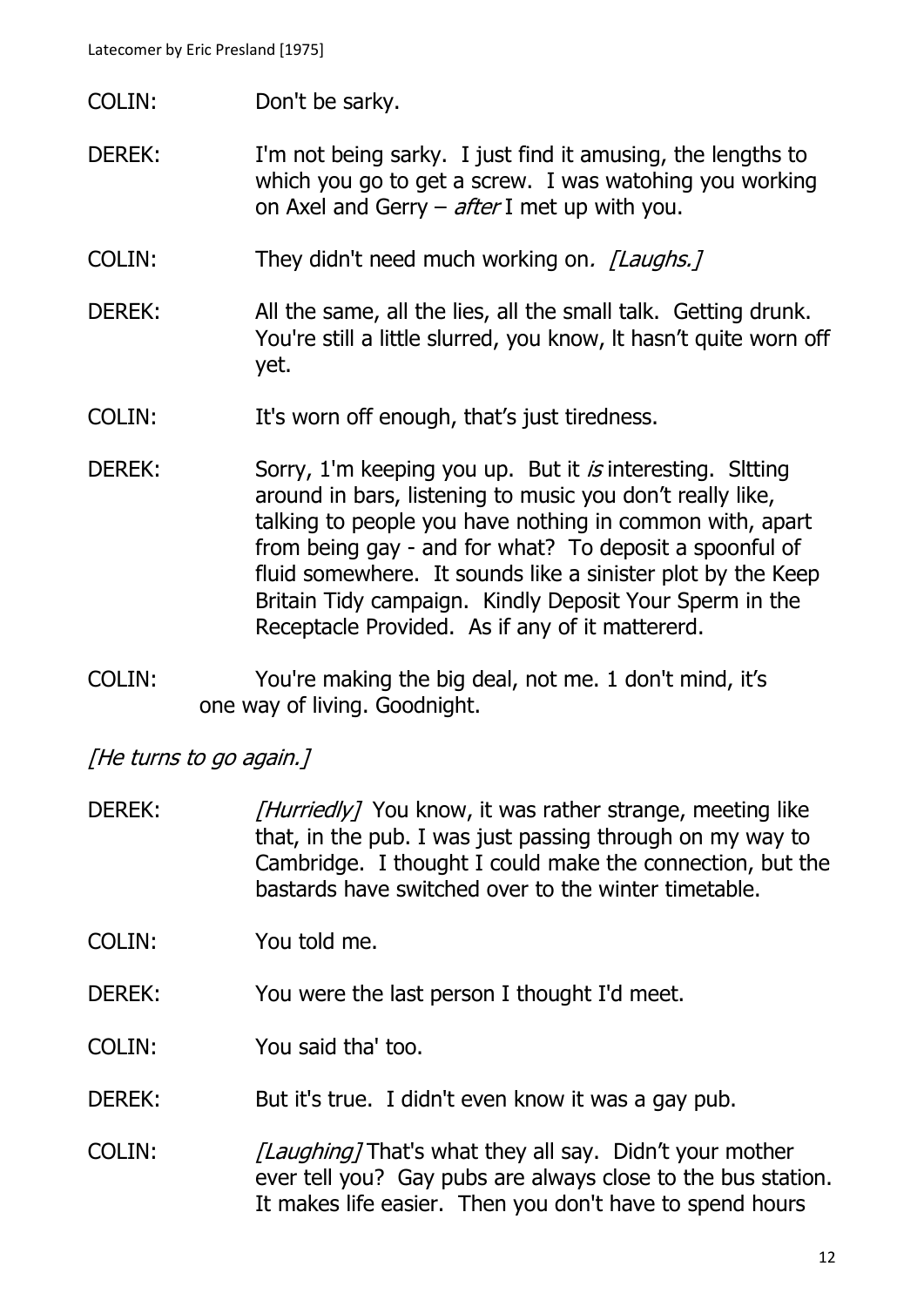COLIN: Don't be sarky.

DEREK: I'm not being sarky. I just find it amusing, the lengths to which you go to get a screw. I was watohing you working on Axel and Gerry – *after* I met up with you.

COLIN: They didn't need much working on. *[Laughs.]*

DEREK: All the same, all the lies, all the small talk. Getting drunk. You're still a little slurred, you know, lt hasn't quite worn off yet.

COLIN: It's worn off enough, that's just tiredness.

DEREK: Sorry, 1'm keeping you up. But it *is* interesting. Sltting around in bars, listening to music you don't really like, talking to people you have nothing in common with, apart from being gay - and for what? To deposit a spoonful of fluid somewhere. It sounds like a sinister plot by the Keep Britain Tidy campaign. Kindly Deposit Your Sperm in the Receptacle Provided. As if any of it mattererd.

COLIN: You're making the big deal, not me. 1 don't mind, it's one way of living. Goodnight.

*[He turns to go again.]*

DEREK: *[Hurriedly]* You know, it was rather strange, meeting like that, in the pub. I was just passing through on my way to Cambridge. I thought I could make the connection, but the bastards have switched over to the winter timetable.

COLIN: You told me.

DEREK: You were the last person I thought I'd meet.

COLIN: You said tha' too.

DEREK: But it's true. I didn't even know it was a gay pub.

COLIN: *[Laughing]* That's what they all say. Didn't your mother ever tell you? Gay pubs are always close to the bus station. It makes life easier. Then you don't have to spend hours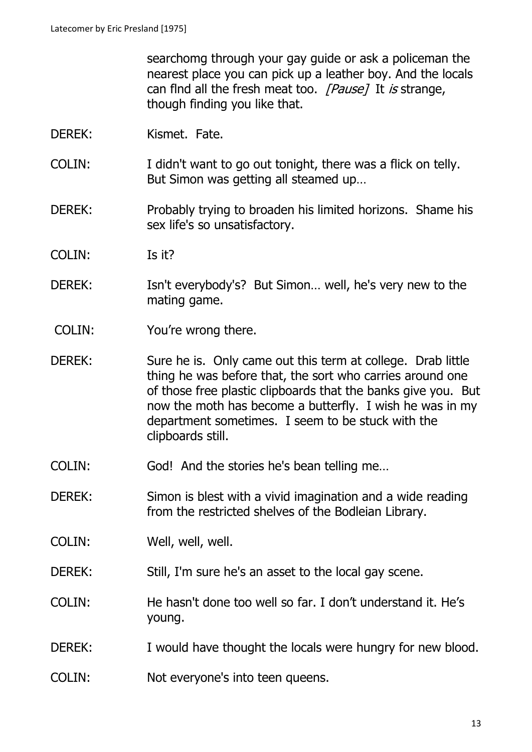searchomg through your gay guide or ask a policeman the nearest place you can pick up a leather boy. And the locals can fInd all the fresh meat too. *[Pause]* It *is* strange, though finding you like that.

DEREK: Kismet. Fate.

COLIN: I didn't want to go out tonight, there was a flick on telly. But Simon was getting all steamed up…

DEREK: Probably trying to broaden his limited horizons. Shame his sex life's so unsatisfactory.

COLIN: Is it?

DEREK: Isn't everybody's? But Simon… well, he's very new to the mating game.

COLIN: You're wrong there.

DEREK: Sure he is. Only came out this term at college. Drab little thing he was before that, the sort who carries around one of those free plastic clipboards that the banks give you. But now the moth has become a butterfly. I wish he was in my department sometimes. I seem to be stuck with the clipboards still.

COLIN: God! And the stories he's bean telling me…

DEREK: Simon is blest with a vivid imagination and a wide reading from the restricted shelves of the Bodleian Library.

COLIN: Well, well, well.

DEREK: Still, I'm sure he's an asset to the local gay scene.

COLIN: He hasn't done too well so far. I don't understand it. He's young.

DEREK: I would have thought the locals were hungry for new blood.

COLIN: Not everyone's into teen queens.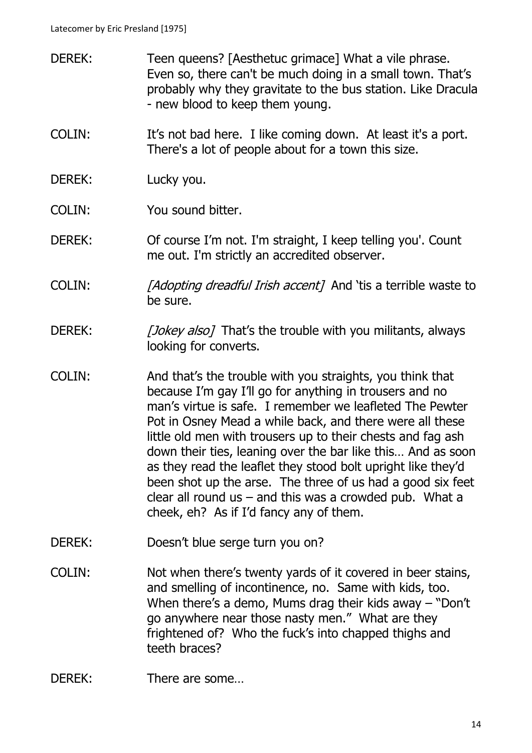DEREK: Teen queens? [Aesthetuc grimace] What a vile phrase. Even so, there can't be much doing in a small town. That's probably why they gravitate to the bus station. Like Dracula - new blood to keep them young.

COLIN: It's not bad here. I like coming down. At least it's a port. There's a lot of people about for a town this size.

DEREK: Lucky you.

COLIN: You sound bitter.

DEREK: Of course I'm not. I'm straight, I keep telling you'. Count me out. I'm strictly an accredited observer.

COLIN: *[Adopting dreadful Irish accent]* And 'tis a terrible waste to be sure.

DEREK: *[Jokey also]* That's the trouble with you militants, always looking for converts.

COLIN: And that's the trouble with you straights, you think that because I'm gay I'll go for anything in trousers and no man's virtue is safe. I remember we leafleted The Pewter Pot in Osney Mead a while back, and there were all these little old men with trousers up to their chests and fag ash down their ties, leaning over the bar like this… And as soon as they read the leaflet they stood bolt upright like they'd been shot up the arse. The three of us had a good six feet clear all round us – and this was a crowded pub. What a cheek, eh? As if I'd fancy any of them.

DEREK: Doesn't blue serge turn you on?

COLIN: Not when there's twenty yards of it covered in beer stains, and smelling of incontinence, no. Same with kids, too. When there's a demo, Mums drag their kids away – "Don't go anywhere near those nasty men." What are they frightened of? Who the fuck's into chapped thighs and teeth braces?

DEREK: There are some…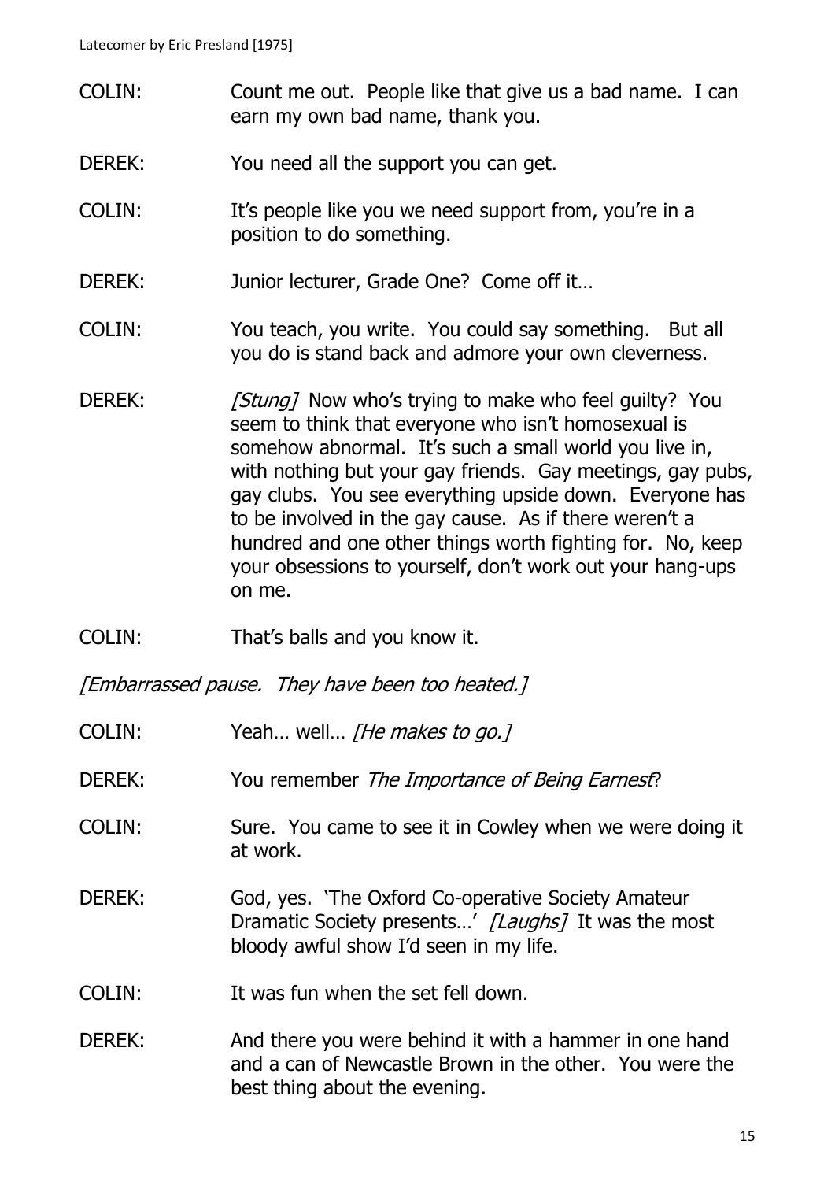COLIN: Count me out. People like that give us a bad name. I can earn my own bad name, thank you.

DEREK: You need all the support you can get.

COLIN: It's people like you we need support from, you're in a position to do something.

DEREK: Junior lecturer, Grade One? Come off it…

COLIN: You teach, you write. You could say something. But all you do is stand back and admore your own cleverness.

DEREK: *[Stung]* Now who's trying to make who feel guilty? You seem to think that everyone who isn't homosexual is somehow abnormal. It's such a small world you live in, with nothing but your gay friends. Gay meetings, gay pubs, gay clubs. You see everything upside down. Everyone has to be involved in the gay cause. As if there weren't a hundred and one other things worth fighting for. No, keep your obsessions to yourself, don't work out your hang-ups on me.

COLIN: That's balls and you know it.

*[Embarrassed pause. They have been too heated.]*

COLIN: Yeah… well… *[He makes to go.]*

DEREK: You remember *The Importance of Being Earnest*?

COLIN: Sure. You came to see it in Cowley when we were doing it at work.

DEREK: God, yes. 'The Oxford Co-operative Society Amateur Dramatic Society presents…' *[Laughs]* It was the most bloody awful show I'd seen in my life.

COLIN: It was fun when the set fell down.

DEREK: And there you were behind it with a hammer in one hand and a can of Newcastle Brown in the other. You were the best thing about the evening.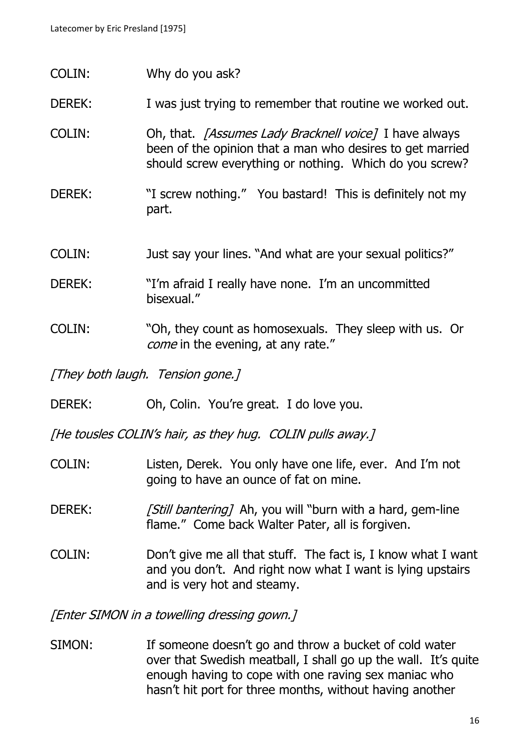COLIN: Why do you ask?

DEREK: I was just trying to remember that routine we worked out.

COLIN: Oh, that. *[Assumes Lady Bracknell voice]* I have always been of the opinion that a man who desires to get married should screw everything or nothing. Which do you screw?

DEREK: "I screw nothing." You bastard! This is definitely not my part.

COLIN: Just say your lines. "And what are your sexual politics?"

DEREK: "I'm afraid I really have none. I'm an uncommitted bisexual."

COLIN: "Oh, they count as homosexuals. They sleep with us. Or *come* in the evening, at any rate."

*[They both laugh. Tension gone.]*

DEREK: Oh, Colin. You're great. I do love you.

*[He tousles COLIN's hair, as they hug. COLIN pulls away.]*

COLIN: Listen, Derek. You only have one life, ever. And I'm not going to have an ounce of fat on mine.

DEREK: *[Still bantering]* Ah, you will "burn with a hard, gem-line flame." Come back Walter Pater, all is forgiven.

COLIN: Don't give me all that stuff. The fact is, I know what I want and you don't. And right now what I want is lying upstairs and is very hot and steamy.

*[Enter SIMON in a towelling dressing gown.]*

SIMON: If someone doesn't go and throw a bucket of cold water over that Swedish meatball, I shall go up the wall. It's quite enough having to cope with one raving sex maniac who hasn't hit port for three months, without having another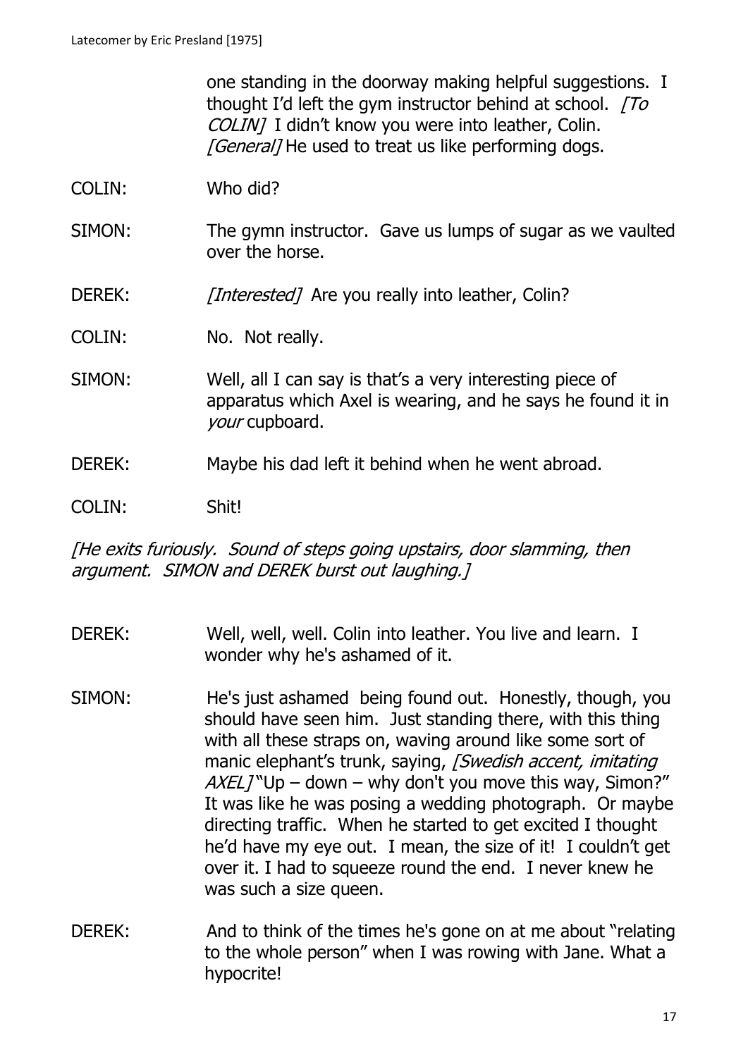one standing in the doorway making helpful suggestions. I thought I'd left the gym instructor behind at school. *[To COLIN]* I didn't know you were into leather, Colin. *[General]* He used to treat us like performing dogs.

COLIN: Who did?

SIMON: The gymn instructor. Gave us lumps of sugar as we vaulted over the horse.

DEREK: *[Interested]* Are you really into leather, Colin?

COLIN: No. Not really.

SIMON: Well, all I can say is that's a very interesting piece of apparatus which Axel is wearing, and he says he found it in *your* cupboard.

DEREK: Maybe his dad left it behind when he went abroad.

COLIN: Shit!

*[He exits furiously. Sound of steps going upstairs, door slamming, then argument. SIMON and DEREK burst out laughing.]*

DEREK: Well, well, well. Colin into leather. You live and learn. I wonder why he's ashamed of it.

SIMON: He's just ashamed being found out. Honestly, though, you should have seen him. Just standing there, with this thing with all these straps on, waving around like some sort of manic elephant's trunk, saying, *[Swedish accent, imitating AXEL]* "Up – down – why don't you move this way, Simon?" It was like he was posing a wedding photograph. Or maybe directing traffic. When he started to get excited I thought he'd have my eye out. I mean, the size of it! I couldn't get over it. I had to squeeze round the end. I never knew he was such a size queen.

DEREK: And to think of the times he's gone on at me about "relating to the whole person" when I was rowing with Jane. What a hypocrite!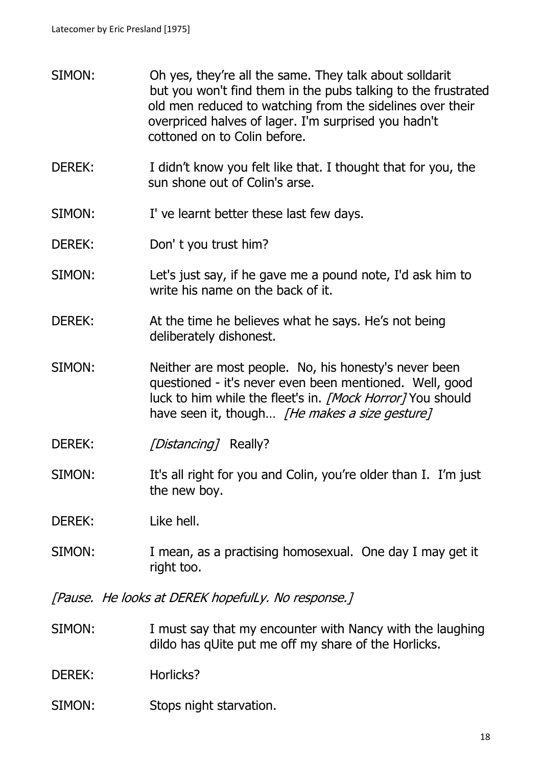SIMON: Oh yes, they're all the same. They talk about solldarit but you won't find them in the pubs talking to the frustrated old men reduced to watching from the sidelines over their overpriced halves of lager. I'm surprised you hadn't cottoned on to Colin before.

DEREK: I didn't know you felt like that. I thought that for you, the sun shone out of Colin's arse.

SIMON: I' ve learnt better these last few days.

DEREK: Don' t you trust him?

SIMON: Let's just say, if he gave me a pound note, I'd ask him to write his name on the back of it.

DEREK: At the time he believes what he says. He's not being deliberately dishonest.

SIMON: Neither are most people. No, his honesty's never been questioned - it's never even been mentioned. Well, good luck to him while the fleet's in. *[Mock Horror]* You should have seen it, though… *[He makes a size gesture]*

DEREK: *[Distancing]* Really?

SIMON: It's all right for you and Colin, you're older than I. I'm just the new boy.

DEREK: Like hell.

SIMON: I mean, as a practising homosexual. One day I may get it right too.

*[Pause. He looks at DEREK hopefulLy. No response.]*

SIMON: I must say that my encounter with Nancy with the laughing dildo has qUite put me off my share of the Horlicks.

DEREK: Horlicks?

SIMON: Stops night starvation.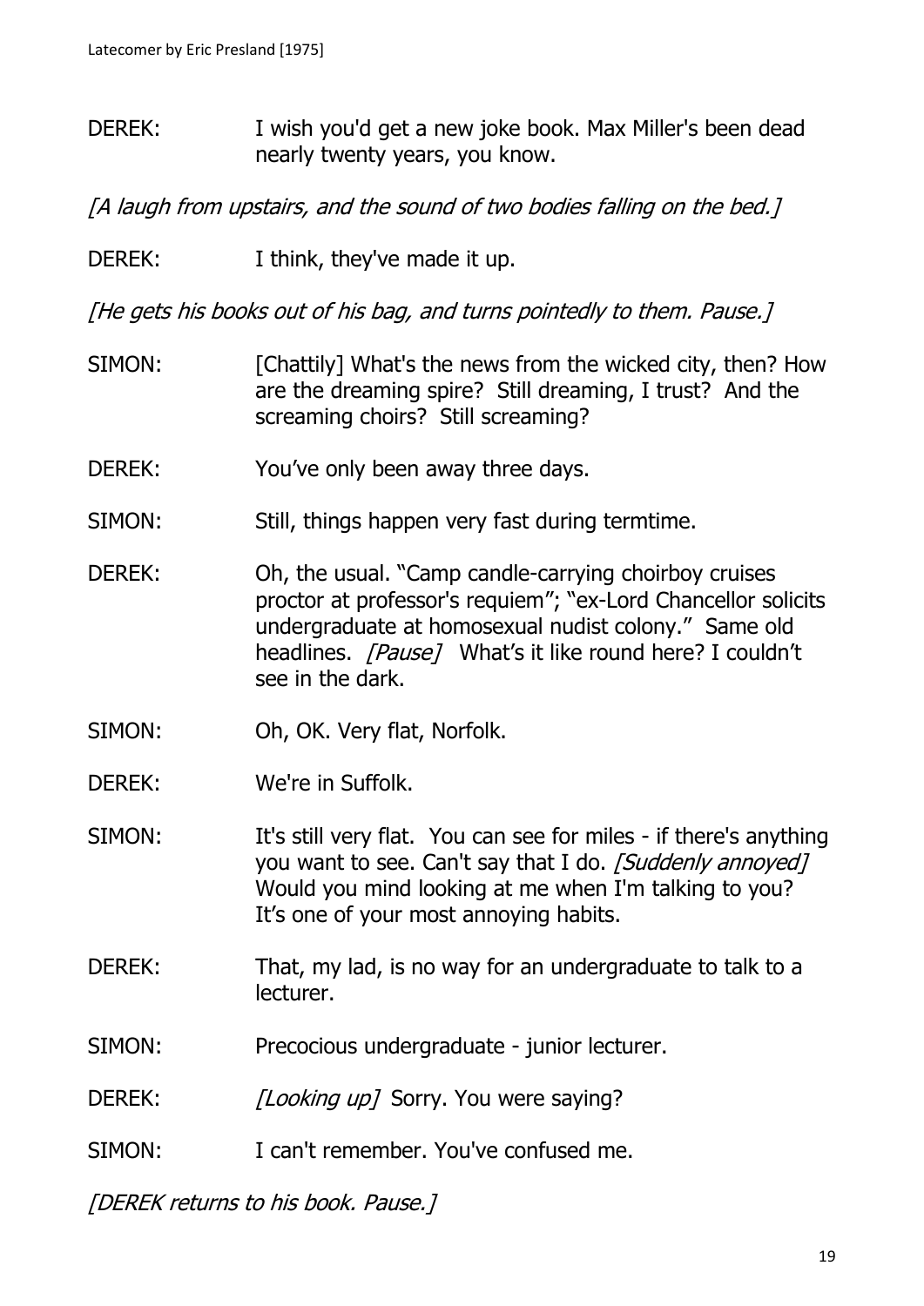DEREK: I wish you'd get a new joke book. Max Miller's been dead nearly twenty years, you know.

*[A laugh from upstairs, and the sound of two bodies falling on the bed.]*

DEREK: I think, they've made it up.

*[He gets his books out of his bag, and turns pointedly to them. Pause.]*

SIMON: [Chattily] What's the news from the wicked city, then? How are the dreaming spire? Still dreaming, I trust? And the screaming choirs? Still screaming?

DEREK: You've only been away three days.

SIMON: Still, things happen very fast during termtime.

DEREK: Oh, the usual. "Camp candle-carrying choirboy cruises proctor at professor's requiem"; "ex-Lord Chancellor solicits undergraduate at homosexual nudist colony." Same old headlines. *[Pause]* What's it like round here? I couldn't see in the dark.

SIMON: Oh, OK. Very flat, Norfolk.

DEREK: We're in Suffolk.

SIMON: It's still very flat. You can see for miles - if there's anything you want to see. Can't say that I do. *[Suddenly annoyed]* Would you mind looking at me when I'm talking to you? It's one of your most annoying habits.

DEREK: That, my lad, is no way for an undergraduate to talk to a lecturer.

SIMON: Precocious undergraduate - junior lecturer.

DEREK: *[Looking up]* Sorry. You were saying?

SIMON: I can't remember. You've confused me.

*[DEREK returns to his book. Pause.]*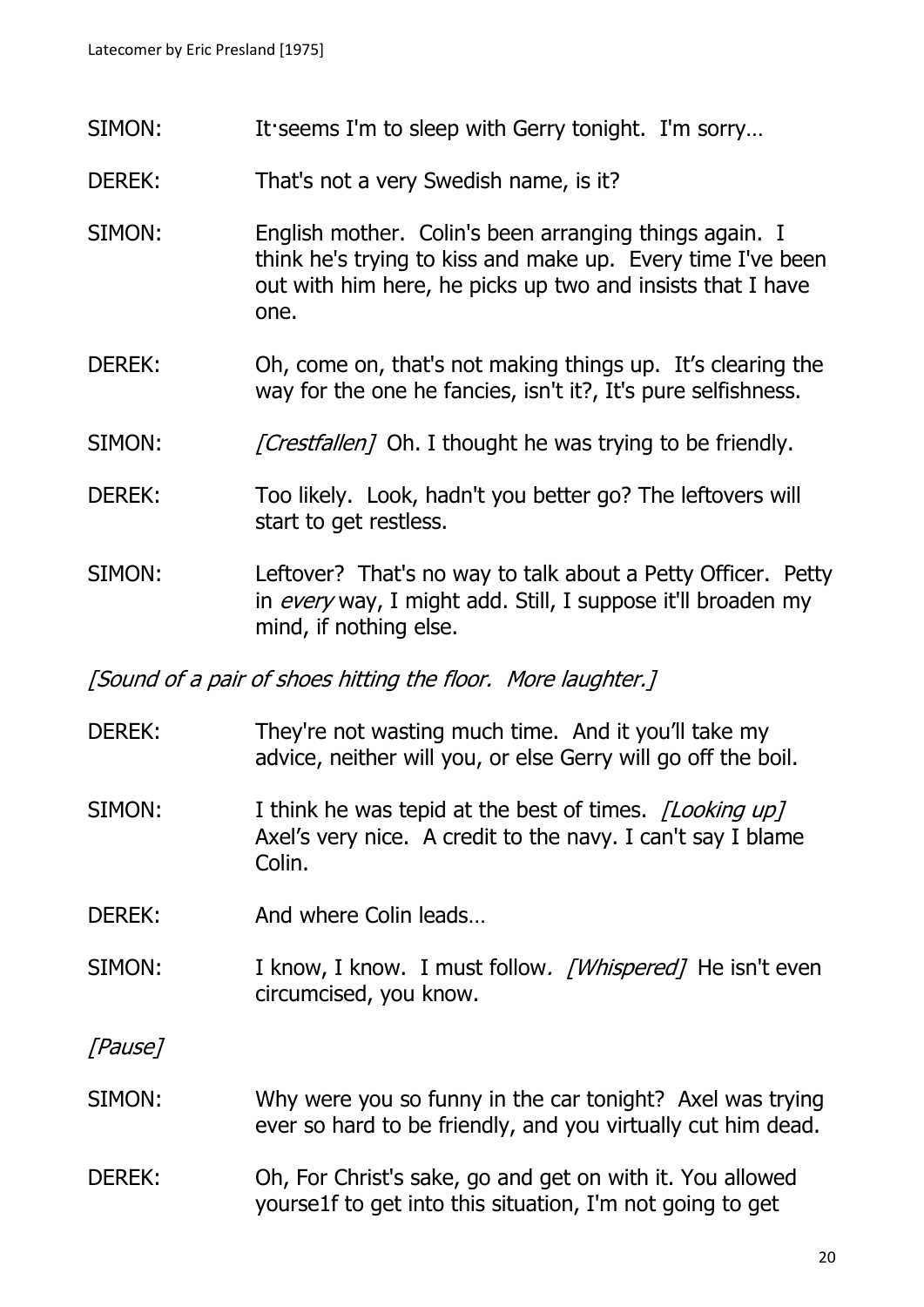SIMON: It·seems I'm to sleep with Gerry tonight. I'm sorry…

DEREK: That's not a very Swedish name, is it?

SIMON: English mother. Colin's been arranging things again. I think he's trying to kiss and make up. Every time I've been out with him here, he picks up two and insists that I have one.

DEREK: Oh, come on, that's not making things up. It’s clearing the way for the one he fancies, isn't it?, It's pure selfishness.

SIMON: *[Crestfallen]* Oh. I thought he was trying to be friendly.

DEREK: Too likely. Look, hadn't you better go? The leftovers will start to get restless.

SIMON: Leftover? That's no way to talk about a Petty Officer. Petty in *every* way, I might add. Still, I suppose it'll broaden my mind, if nothing else.

*[Sound of a pair of shoes hitting the floor. More laughter.]*

DEREK: They're not wasting much time. And it you’ll take my advice, neither will you, or else Gerry will go off the boil.

SIMON: I think he was tepid at the best of times. *[Looking up]* Axel’s very nice. A credit to the navy. I can't say I blame Colin.

DEREK: And where Colin leads…

SIMON: I know, I know. I must follow*. [Whispered]* He isn't even circumcised, you know.

*[Pause]*

SIMON: Why were you so funny in the car tonight? Axel was trying ever so hard to be friendly, and you virtually cut him dead.

DEREK: Oh, For Christ's sake, go and get on with it. You allowed yourse1f to get into this situation, I'm not going to get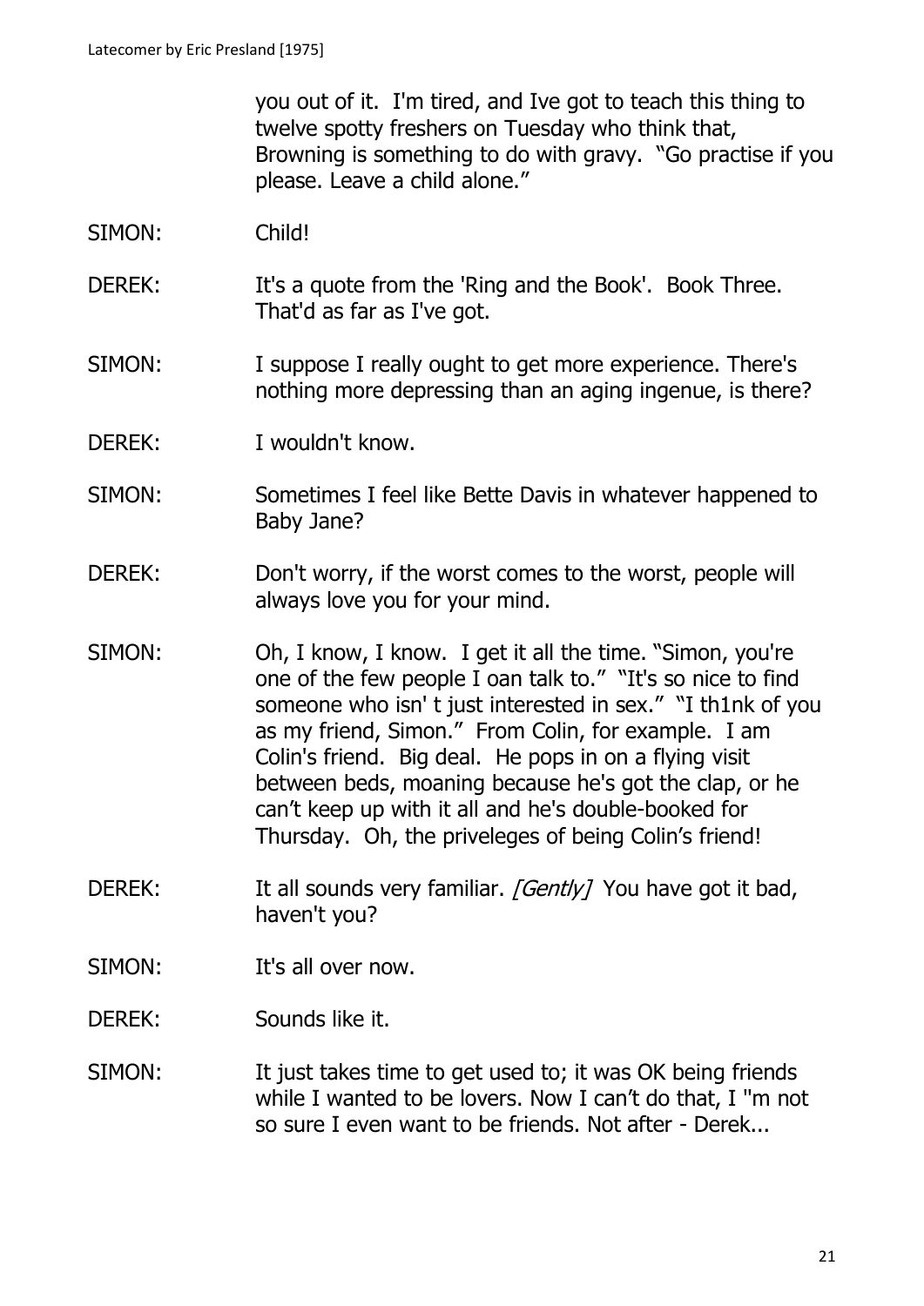you out of it. I'm tired, and Ive got to teach this thing to twelve spotty freshers on Tuesday who think that, Browning is something to do with gravy. "Go practise if you please. Leave a child alone."

SIMON: Child!

DEREK: It's a quote from the 'Ring and the Book'. Book Three. That'd as far as I've got.

SIMON: I suppose I really ought to get more experience. There's nothing more depressing than an aging ingenue, is there?

DEREK: I wouldn't know.

SIMON: Sometimes I feel like Bette Davis in whatever happened to Baby Jane?

DEREK: Don't worry, if the worst comes to the worst, people will always love you for your mind.

SIMON: Oh, I know, I know. I get it all the time. "Simon, you're one of the few people I oan talk to." "It's so nice to find someone who isn' t just interested in sex." "I th1nk of you as my friend, Simon." From Colin, for example. I am Colin's friend. Big deal. He pops in on a flying visit between beds, moaning because he's got the clap, or he can't keep up with it all and he's double-booked for Thursday. Oh, the priveleges of being Colin's friend!

DEREK: It all sounds very familiar. *[Gently]* You have got it bad, haven't you?

SIMON: It's all over now.

DEREK: Sounds like it.

SIMON: It just takes time to get used to; it was OK being friends while I wanted to be lovers. Now I can't do that, I "m not so sure I even want to be friends. Not after - Derek...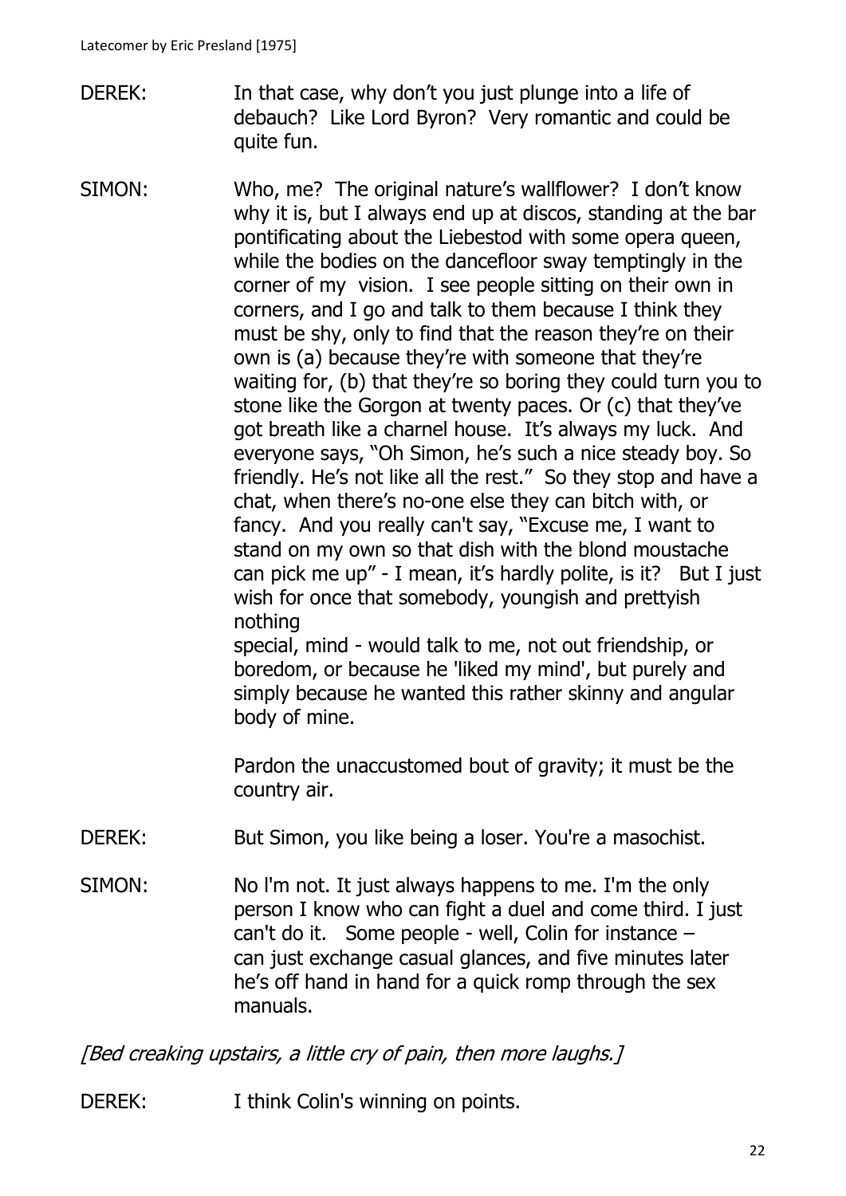DEREK: In that case, why don't you just plunge into a life of debauch? Like Lord Byron? Very romantic and could be quite fun.

SIMON: Who, me? The original nature's wallflower? I don't know why it is, but I always end up at discos, standing at the bar pontificating about the Liebestod with some opera queen, while the bodies on the dancefloor sway temptingly in the corner of my vision. I see people sitting on their own in corners, and I go and talk to them because I think they must be shy, only to find that the reason they're on their own is (a) because they're with someone that they're waiting for, (b) that they're so boring they could turn you to stone like the Gorgon at twenty paces. Or (c) that they've got breath like a charnel house. It's always my luck. And everyone says, "Oh Simon, he's such a nice steady boy. So friendly. He's not like all the rest." So they stop and have a chat, when there's no-one else they can bitch with, or fancy. And you really can't say, "Excuse me, I want to stand on my own so that dish with the blond moustache can pick me up" - I mean, it's hardly polite, is it? But I just wish for once that somebody, youngish and prettyish nothing
special, mind - would talk to me, not out friendship, or boredom, or because he 'liked my mind', but purely and simply because he wanted this rather skinny and angular body of mine.

Pardon the unaccustomed bout of gravity; it must be the country air.

DEREK: But Simon, you like being a loser. You're a masochist.

SIMON: No I'm not. It just always happens to me. I'm the only person I know who can fight a duel and come third. I just can't do it. Some people - well, Colin for instance – can just exchange casual glances, and five minutes later he's off hand in hand for a quick romp through the sex manuals.

*[Bed creaking upstairs, a little cry of pain, then more laughs.]*

DEREK: I think Colin's winning on points.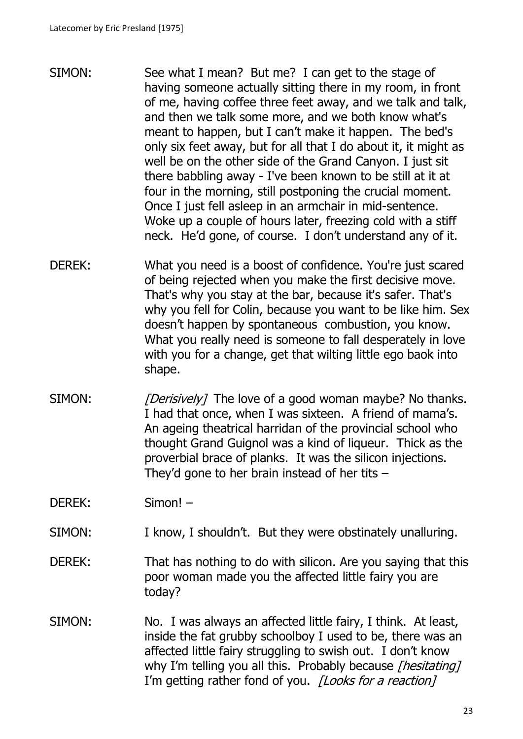SIMON: See what I mean? But me? I can get to the stage of having someone actually sitting there in my room, in front of me, having coffee three feet away, and we talk and talk, and then we talk some more, and we both know what's meant to happen, but I can't make it happen. The bed's only six feet away, but for all that I do about it, it might as well be on the other side of the Grand Canyon. I just sit there babbling away - I've been known to be still at it at four in the morning, still postponing the crucial moment. Once I just fell asleep in an armchair in mid-sentence. Woke up a couple of hours later, freezing cold with a stiff neck. He'd gone, of course. I don't understand any of it.

DEREK: What you need is a boost of confidence. You're just scared of being rejected when you make the first decisive move. That's why you stay at the bar, because it's safer. That's why you fell for Colin, because you want to be like him. Sex doesn't happen by spontaneous combustion, you know. What you really need is someone to fall desperately in love with you for a change, get that wilting little ego baok into shape.

SIMON: *[Derisively]* The love of a good woman maybe? No thanks. I had that once, when I was sixteen. A friend of mama's. An ageing theatrical harridan of the provincial school who thought Grand Guignol was a kind of liqueur. Thick as the proverbial brace of planks. It was the silicon injections. They'd gone to her brain instead of her tits –

DEREK: Simon! –

SIMON: I know, I shouldn't. But they were obstinately unalluring.

DEREK: That has nothing to do with silicon. Are you saying that this poor woman made you the affected little fairy you are today?

SIMON: No. I was always an affected little fairy, I think. At least, inside the fat grubby schoolboy I used to be, there was an affected little fairy struggling to swish out. I don't know why I'm telling you all this. Probably because *[hesitating]* I'm getting rather fond of you. *[Looks for a reaction]*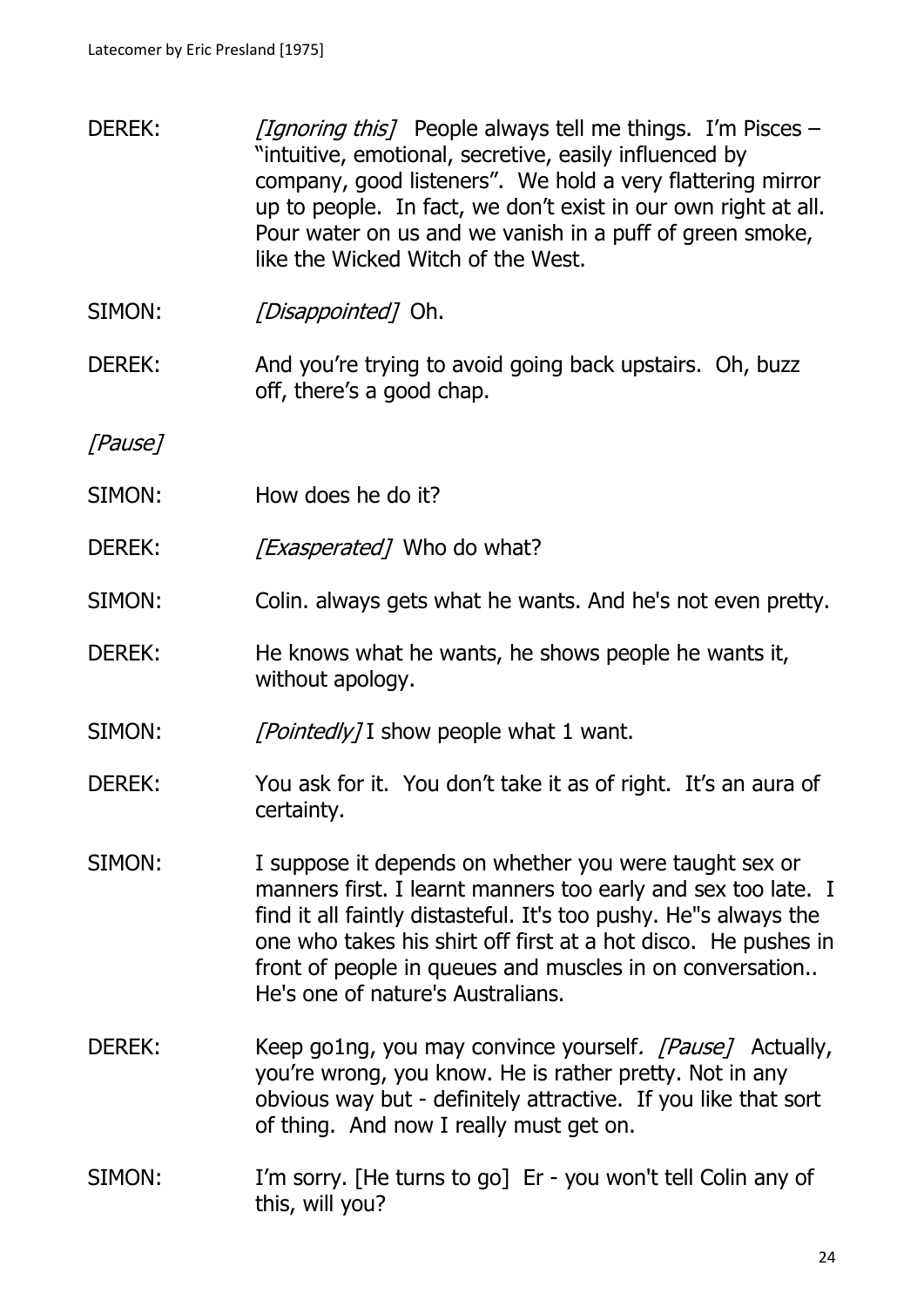DEREK: *[Ignoring this]* People always tell me things. I'm Pisces – "intuitive, emotional, secretive, easily influenced by company, good listeners". We hold a very flattering mirror up to people. In fact, we don't exist in our own right at all. Pour water on us and we vanish in a puff of green smoke, like the Wicked Witch of the West.

SIMON: *[Disappointed]* Oh.

DEREK: And you're trying to avoid going back upstairs. Oh, buzz off, there's a good chap.

*[Pause]*

SIMON: How does he do it?

DEREK: *[Exasperated]* Who do what?

SIMON: Colin. always gets what he wants. And he's not even pretty.

DEREK: He knows what he wants, he shows people he wants it, without apology.

SIMON: *[Pointedly]* I show people what 1 want.

DEREK: You ask for it. You don't take it as of right. It's an aura of certainty.

SIMON: I suppose it depends on whether you were taught sex or manners first. I learnt manners too early and sex too late. I find it all faintly distasteful. It's too pushy. He"s always the one who takes his shirt off first at a hot disco. He pushes in front of people in queues and muscles in on conversation.. He's one of nature's Australians.

DEREK: Keep go1ng, you may convince yourself. *[Pause]* Actually, you're wrong, you know. He is rather pretty. Not in any obvious way but - definitely attractive. If you like that sort of thing. And now I really must get on.

SIMON: I'm sorry. [He turns to go] Er - you won't tell Colin any of this, will you?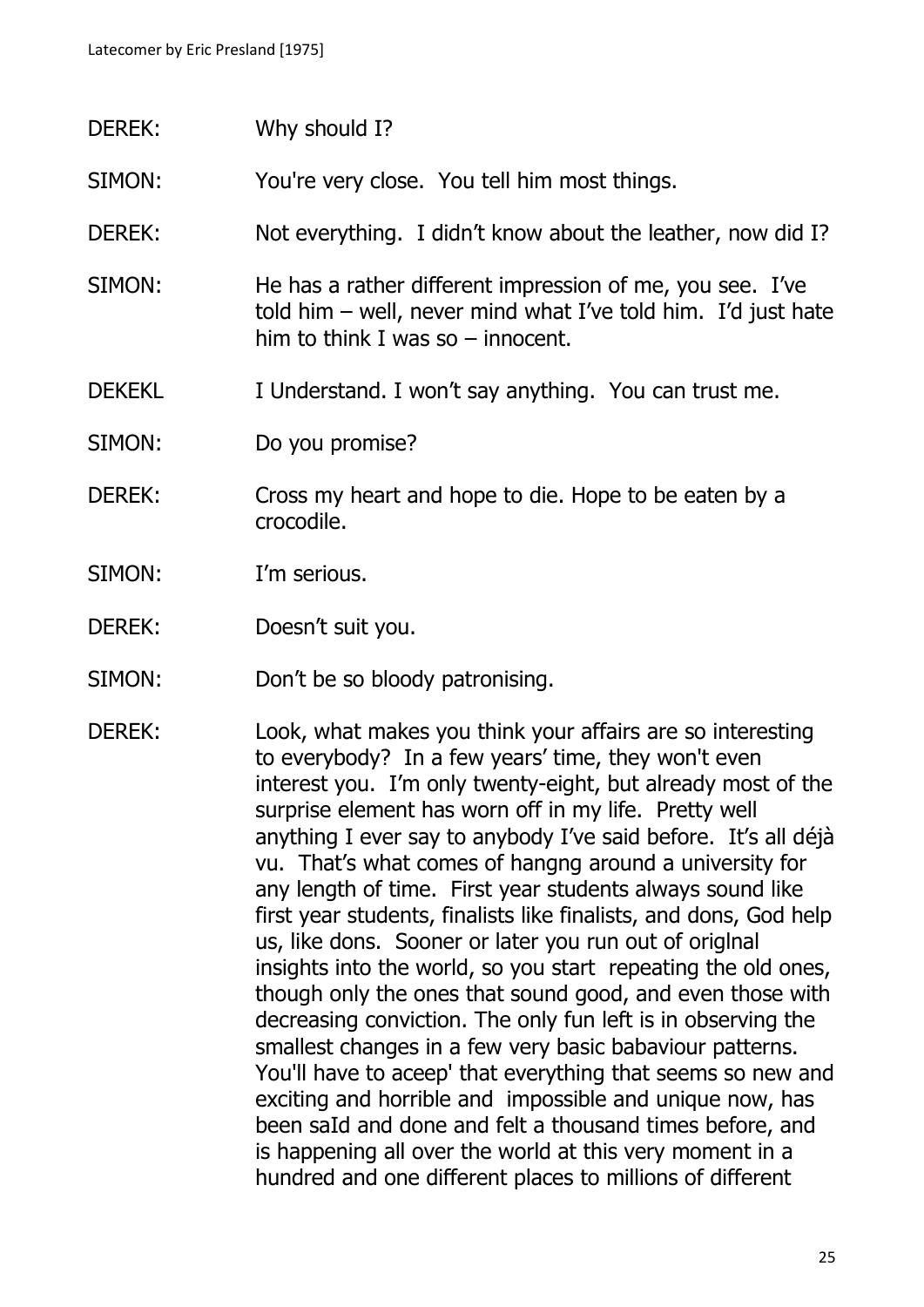DEREK: Why should I?

SIMON: You're very close. You tell him most things.

DEREK: Not everything. I didn't know about the leather, now did I?

SIMON: He has a rather different impression of me, you see. I've told him – well, never mind what I've told him. I'd just hate him to think I was so – innocent.

DEKEKL I Understand. I won't say anything. You can trust me.

SIMON: Do you promise?

DEREK: Cross my heart and hope to die. Hope to be eaten by a crocodile.

SIMON: I'm serious.

DEREK: Doesn't suit you.

SIMON: Don't be so bloody patronising.

DEREK: Look, what makes you think your affairs are so interesting to everybody? In a few years' time, they won't even interest you. I'm only twenty-eight, but already most of the surprise element has worn off in my life. Pretty well anything I ever say to anybody I've said before. It's all déjà vu. That's what comes of hangng around a university for any length of time. First year students always sound like first year students, finalists like finalists, and dons, God help us, like dons. Sooner or later you run out of origlnal insights into the world, so you start repeating the old ones, though only the ones that sound good, and even those with decreasing conviction. The only fun left is in observing the smallest changes in a few very basic babaviour patterns. You'll have to aceep' that everything that seems so new and exciting and horrible and impossible and unique now, has been saId and done and felt a thousand times before, and is happening all over the world at this very moment in a hundred and one different places to millions of different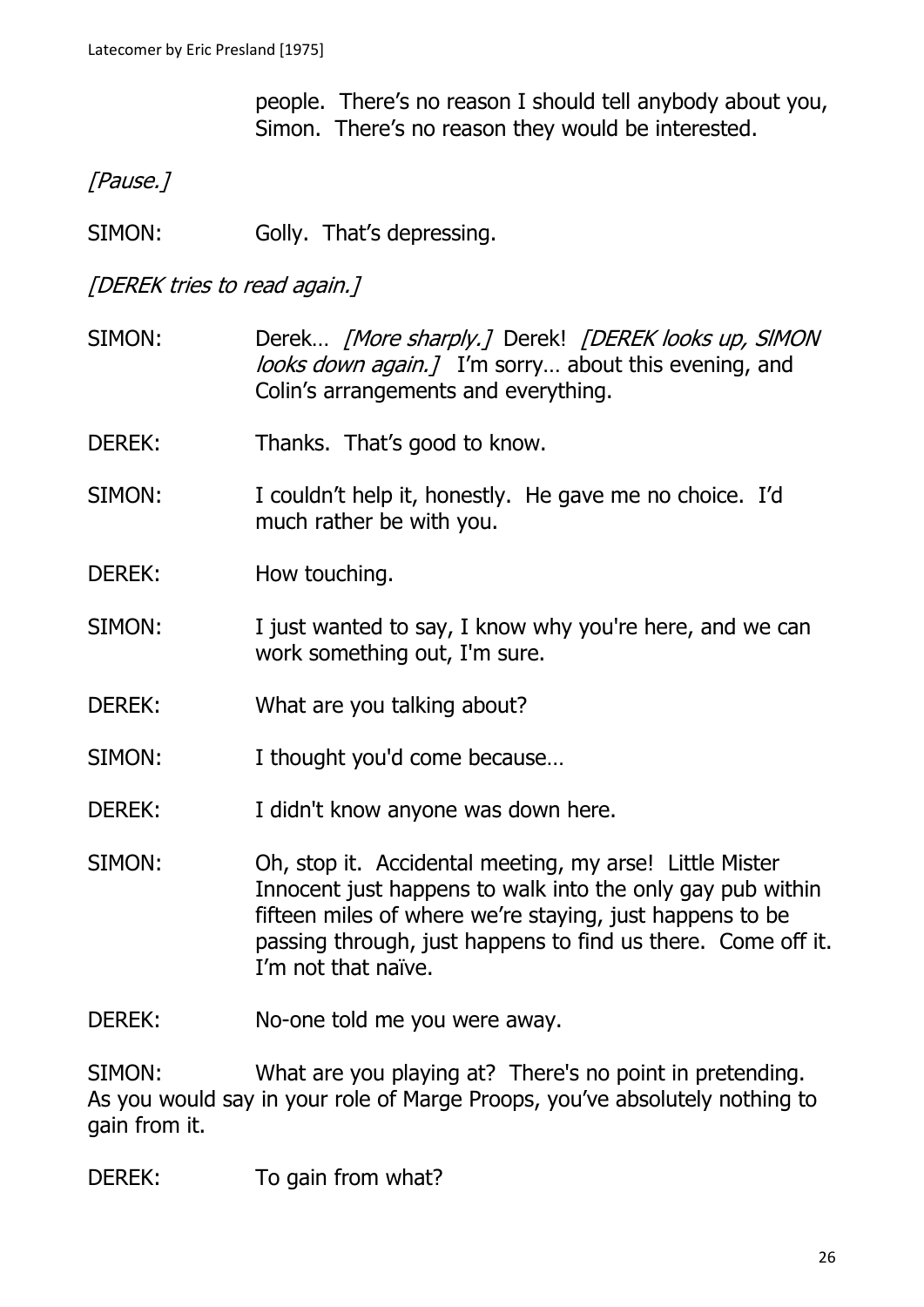people. There's no reason I should tell anybody about you, Simon. There's no reason they would be interested.

*[Pause.]*

SIMON: Golly. That's depressing.

*[DEREK tries to read again.]*

SIMON: Derek… *[More sharply.]* Derek! *[DEREK looks up, SIMON looks down again.]* I'm sorry… about this evening, and Colin's arrangements and everything.

DEREK: Thanks. That's good to know.

SIMON: I couldn't help it, honestly. He gave me no choice. I'd much rather be with you.

DEREK: How touching.

SIMON: I just wanted to say, I know why you're here, and we can work something out, I'm sure.

DEREK: What are you talking about?

SIMON: I thought you'd come because…

DEREK: I didn't know anyone was down here.

SIMON: Oh, stop it. Accidental meeting, my arse! Little Mister Innocent just happens to walk into the only gay pub within fifteen miles of where we're staying, just happens to be passing through, just happens to find us there. Come off it. I'm not that naïve.

DEREK: No-one told me you were away.

SIMON: What are you playing at? There's no point in pretending. As you would say in your role of Marge Proops, you've absolutely nothing to gain from it.

DEREK: To gain from what?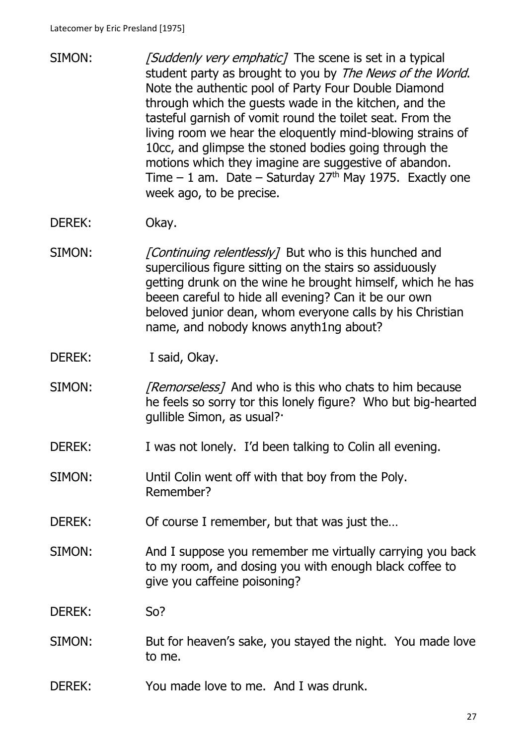SIMON: *[Suddenly very emphatic]* The scene is set in a typical student party as brought to you by *The News of the World*. Note the authentic pool of Party Four Double Diamond through which the guests wade in the kitchen, and the tasteful garnish of vomit round the toilet seat. From the living room we hear the eloquently mind-blowing strains of 10cc, and glimpse the stoned bodies going through the motions which they imagine are suggestive of abandon. Time – 1 am. Date – Saturday 27th May 1975. Exactly one week ago, to be precise.

DEREK: Okay.

SIMON: *[Continuing relentlessly]* But who is this hunched and supercilious figure sitting on the stairs so assiduously getting drunk on the wine he brought himself, which he has beeen careful to hide all evening? Can it be our own beloved junior dean, whom everyone calls by his Christian name, and nobody knows anyth1ng about?

DEREK: I said, Okay.

SIMON: *[Remorseless]* And who is this who chats to him because he feels so sorry tor this lonely figure? Who but big-hearted gullible Simon, as usual?·

DEREK: I was not lonely. I'd been talking to Colin all evening.

SIMON: Until Colin went off with that boy from the Poly. Remember?

DEREK: Of course I remember, but that was just the…

SIMON: And I suppose you remember me virtually carrying you back to my room, and dosing you with enough black coffee to give you caffeine poisoning?

DEREK: So?

SIMON: But for heaven's sake, you stayed the night. You made love to me.

DEREK: You made love to me. And I was drunk.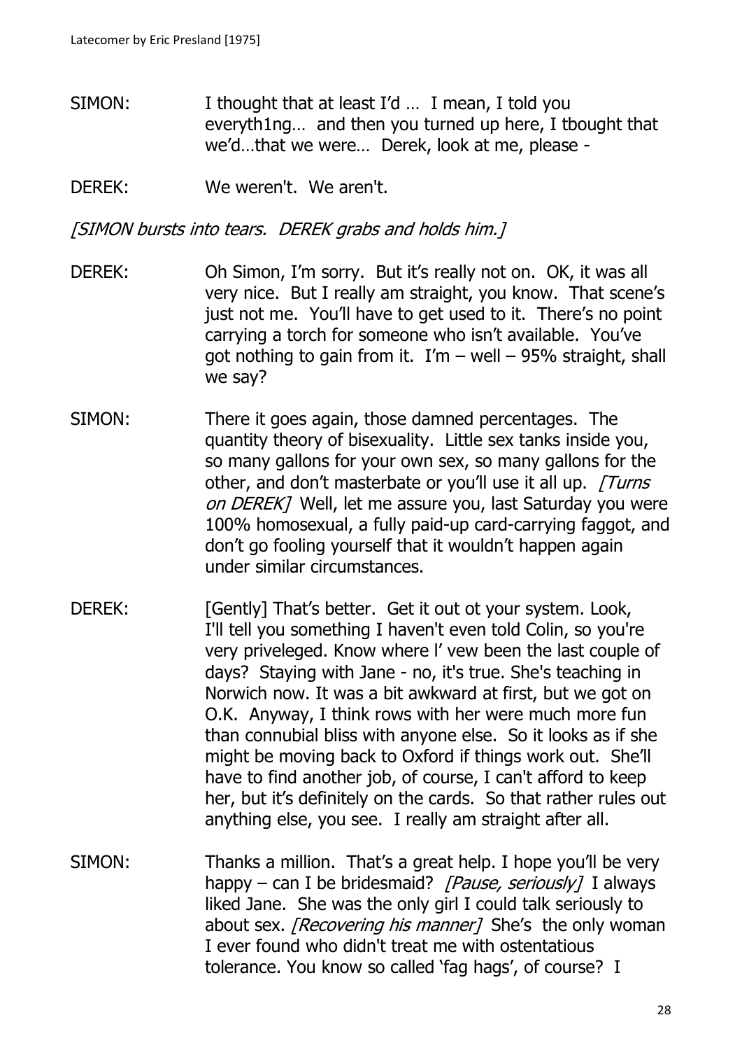SIMON: I thought that at least I'd … I mean, I told you everyth1ng… and then you turned up here, I tbought that we'd…that we were… Derek, look at me, please -

DEREK: We weren't. We aren't.

*[SIMON bursts into tears. DEREK grabs and holds him.]*

DEREK: Oh Simon, I'm sorry. But it's really not on. OK, it was all very nice. But I really am straight, you know. That scene's just not me. You'll have to get used to it. There's no point carrying a torch for someone who isn't available. You've got nothing to gain from it. I'm – well – 95% straight, shall we say?

SIMON: There it goes again, those damned percentages. The quantity theory of bisexuality. Little sex tanks inside you, so many gallons for your own sex, so many gallons for the other, and don't masterbate or you'll use it all up. *[Turns on DEREK]* Well, let me assure you, last Saturday you were 100% homosexual, a fully paid-up card-carrying faggot, and don't go fooling yourself that it wouldn't happen again under similar circumstances.

DEREK: [Gently] That's better. Get it out ot your system. Look, I'll tell you something I haven't even told Colin, so you're very priveleged. Know where I' vew been the last couple of days? Staying with Jane - no, it's true. She's teaching in Norwich now. It was a bit awkward at first, but we got on O.K. Anyway, I think rows with her were much more fun than connubial bliss with anyone else. So it looks as if she might be moving back to Oxford if things work out. She'll have to find another job, of course, I can't afford to keep her, but it's definitely on the cards. So that rather rules out anything else, you see. I really am straight after all.

SIMON: Thanks a million. That's a great help. I hope you'll be very happy – can I be bridesmaid? *[Pause, seriously]* I always liked Jane. She was the only girl I could talk seriously to about sex. *[Recovering his manner]* She's the only woman I ever found who didn't treat me with ostentatious tolerance. You know so called 'fag hags', of course? I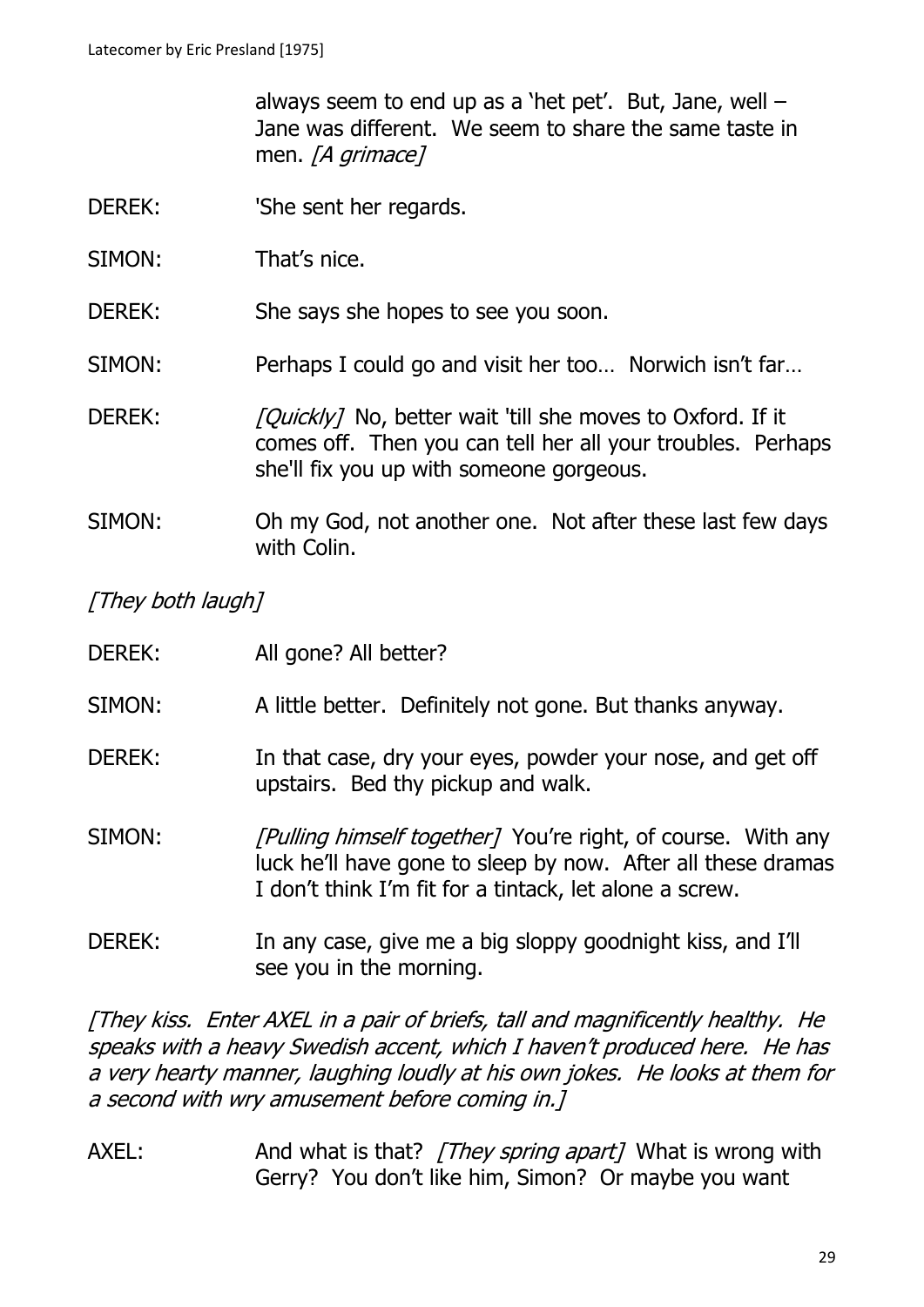always seem to end up as a 'het pet'. But, Jane, well – Jane was different. We seem to share the same taste in men. *[A grimace]*

DEREK: 'She sent her regards.

SIMON: That's nice.

DEREK: She says she hopes to see you soon.

SIMON: Perhaps I could go and visit her too… Norwich isn't far…

DEREK: *[Quickly]* No, better wait 'till she moves to Oxford. If it comes off. Then you can tell her all your troubles. Perhaps she'll fix you up with someone gorgeous.

SIMON: Oh my God, not another one. Not after these last few days with Colin.

*[They both laugh]*

DEREK: All gone? All better?

SIMON: A little better. Definitely not gone. But thanks anyway.

DEREK: In that case, dry your eyes, powder your nose, and get off upstairs. Bed thy pickup and walk.

SIMON: *[Pulling himself together]* You're right, of course. With any luck he'll have gone to sleep by now. After all these dramas I don't think I'm fit for a tintack, let alone a screw.

DEREK: In any case, give me a big sloppy goodnight kiss, and I'll see you in the morning.

*[They kiss. Enter AXEL in a pair of briefs, tall and magnificently healthy. He speaks with a heavy Swedish accent, which I haven't produced here. He has a very hearty manner, laughing loudly at his own jokes. He looks at them for a second with wry amusement before coming in.]*

AXEL: And what is that? *[They spring apart]* What is wrong with Gerry? You don't like him, Simon? Or maybe you want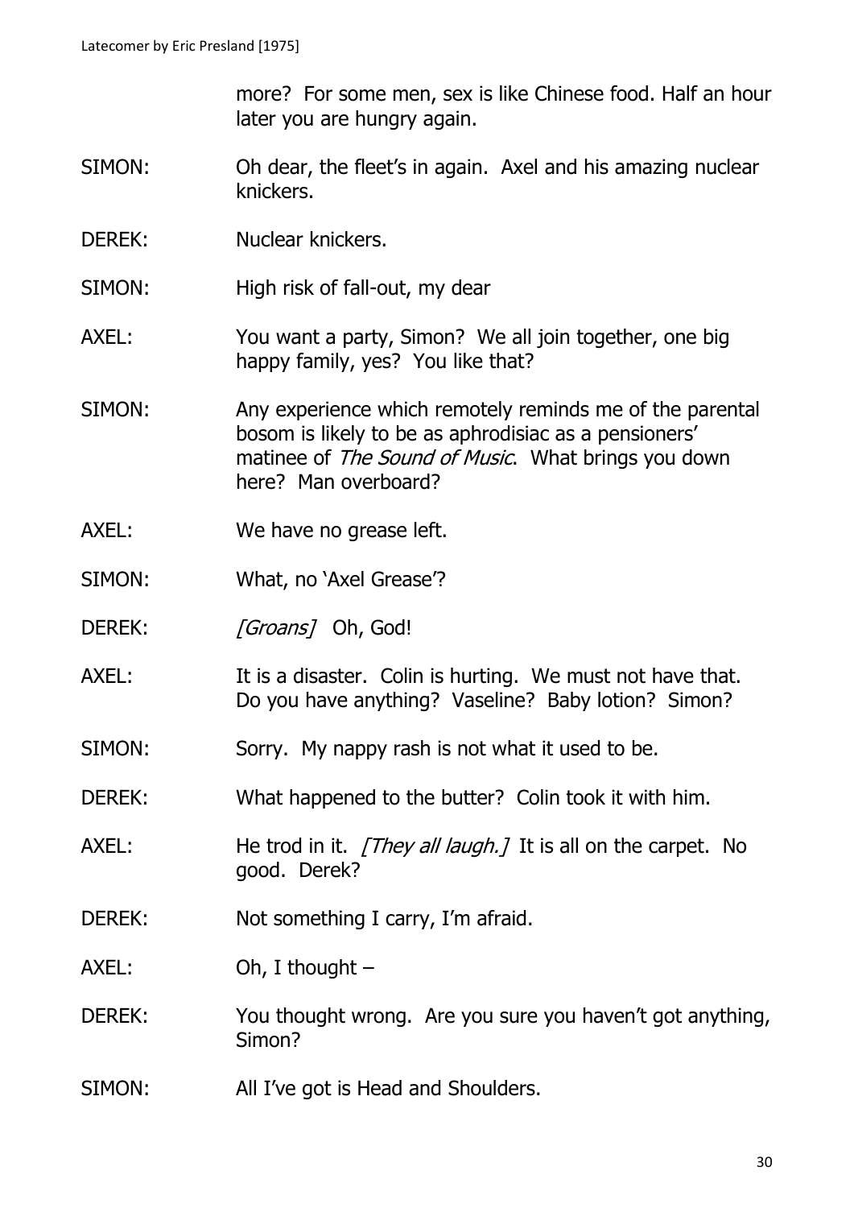more? For some men, sex is like Chinese food. Half an hour later you are hungry again.

SIMON: Oh dear, the fleet's in again. Axel and his amazing nuclear knickers.

DEREK: Nuclear knickers.

SIMON: High risk of fall-out, my dear

AXEL: You want a party, Simon? We all join together, one big happy family, yes? You like that?

SIMON: Any experience which remotely reminds me of the parental bosom is likely to be as aphrodisiac as a pensioners' matinee of *The Sound of Music*. What brings you down here? Man overboard?

AXEL: We have no grease left.

SIMON: What, no 'Axel Grease'?

DEREK: *[Groans]* Oh, God!

AXEL: It is a disaster. Colin is hurting. We must not have that. Do you have anything? Vaseline? Baby lotion? Simon?

SIMON: Sorry. My nappy rash is not what it used to be.

DEREK: What happened to the butter? Colin took it with him.

AXEL: He trod in it. *[They all laugh.]* It is all on the carpet. No good. Derek?

DEREK: Not something I carry, I'm afraid.

AXEL: Oh, I thought –

DEREK: You thought wrong. Are you sure you haven't got anything, Simon?

SIMON: All I've got is Head and Shoulders.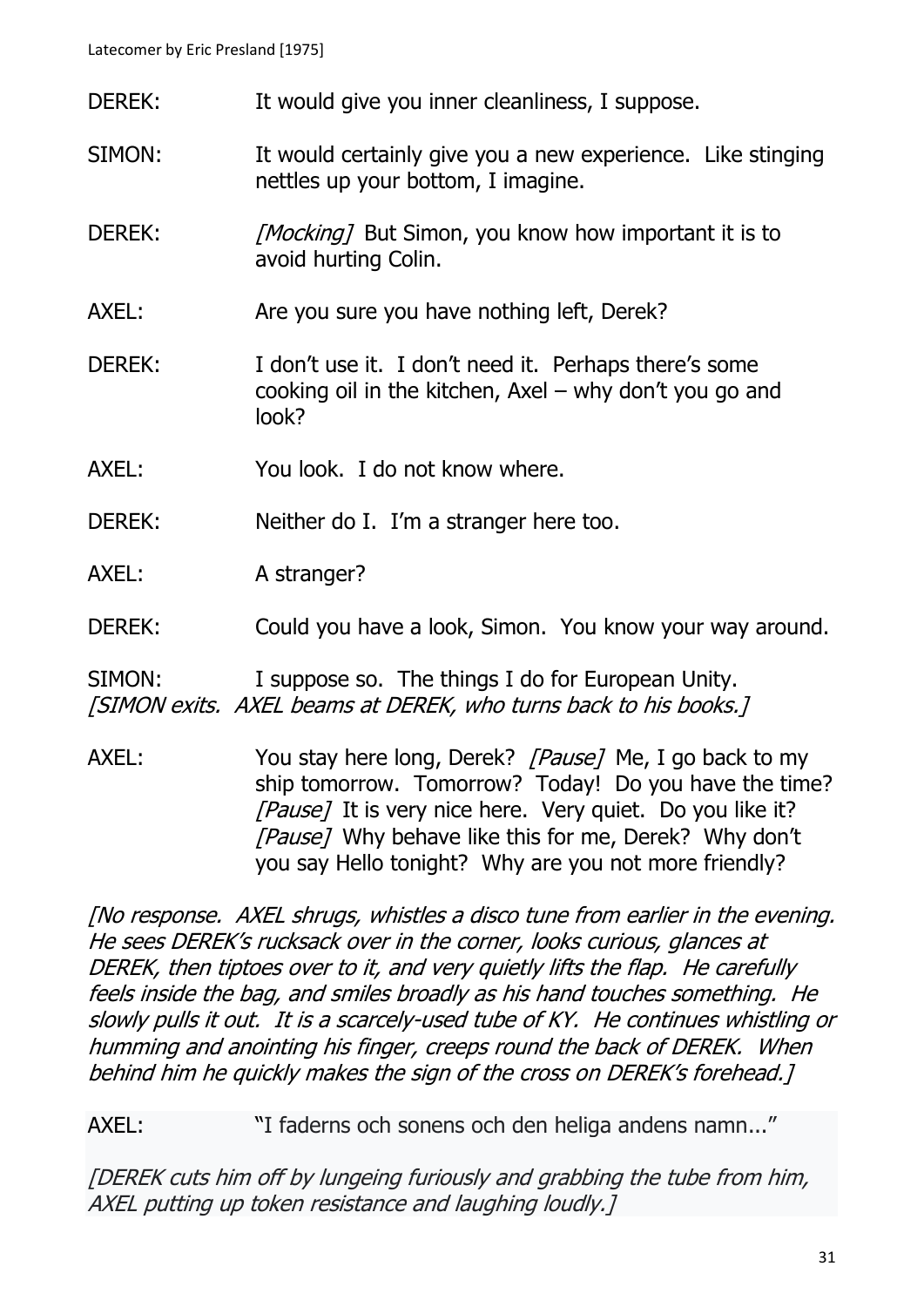DEREK: It would give you inner cleanliness, I suppose.

SIMON: It would certainly give you a new experience. Like stinging nettles up your bottom, I imagine.

DEREK: *[Mocking]* But Simon, you know how important it is to avoid hurting Colin.

AXEL: Are you sure you have nothing left, Derek?

DEREK: I don't use it. I don't need it. Perhaps there's some cooking oil in the kitchen, Axel – why don't you go and look?

AXEL: You look. I do not know where.

DEREK: Neither do I. I'm a stranger here too.

AXEL: A stranger?

DEREK: Could you have a look, Simon. You know your way around.

SIMON: I suppose so. The things I do for European Unity.
*[SIMON exits. AXEL beams at DEREK, who turns back to his books.]*

AXEL: You stay here long, Derek? *[Pause]* Me, I go back to my ship tomorrow. Tomorrow? Today! Do you have the time? *[Pause]* It is very nice here. Very quiet. Do you like it? *[Pause]* Why behave like this for me, Derek? Why don't you say Hello tonight? Why are you not more friendly?

*[No response. AXEL shrugs, whistles a disco tune from earlier in the evening. He sees DEREK's rucksack over in the corner, looks curious, glances at DEREK, then tiptoes over to it, and very quietly lifts the flap. He carefully feels inside the bag, and smiles broadly as his hand touches something. He slowly pulls it out. It is a scarcely-used tube of KY. He continues whistling or humming and anointing his finger, creeps round the back of DEREK. When behind him he quickly makes the sign of the cross on DEREK's forehead.]*

AXEL: "I faderns och sonens och den heliga andens namn..."

*[DEREK cuts him off by lungeing furiously and grabbing the tube from him, AXEL putting up token resistance and laughing loudly.]*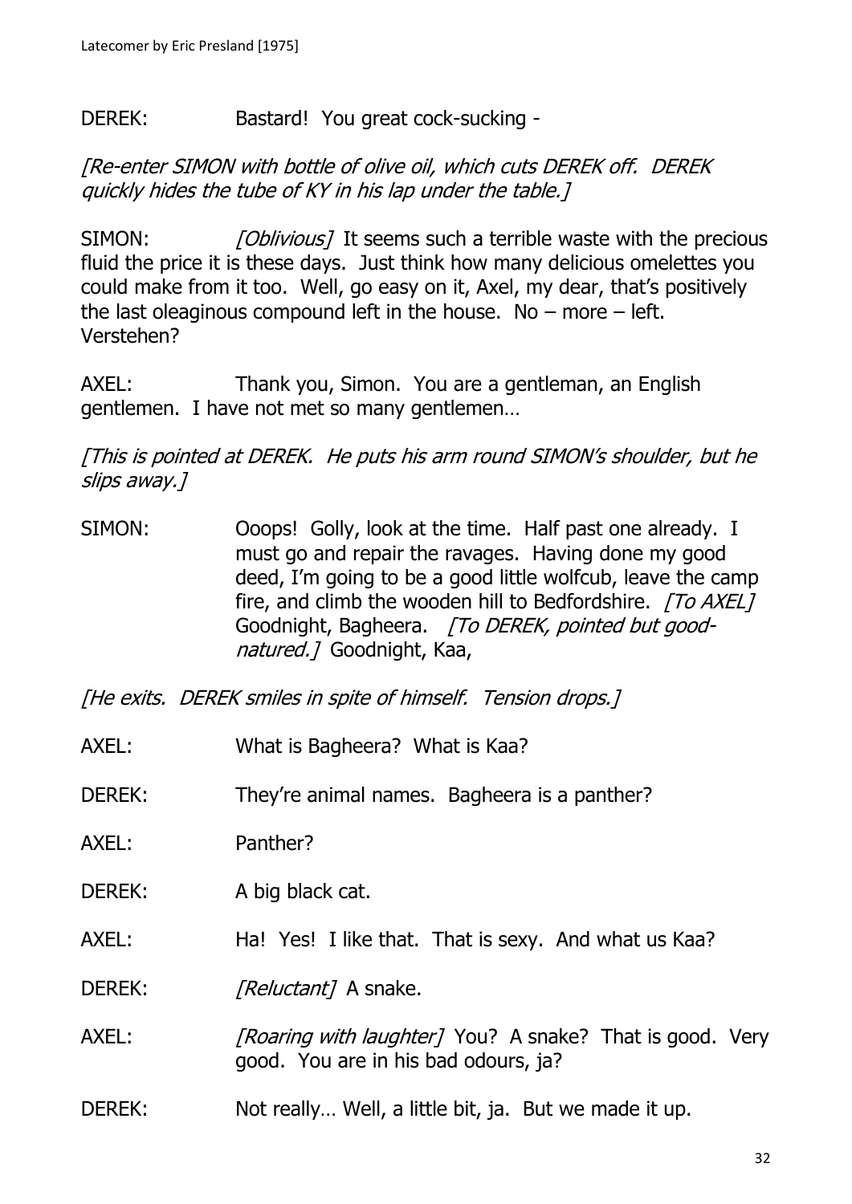DEREK: Bastard! You great cock-sucking -

*[Re-enter SIMON with bottle of olive oil, which cuts DEREK off. DEREK quickly hides the tube of KY in his lap under the table.]*

SIMON: *[Oblivious]* It seems such a terrible waste with the precious fluid the price it is these days. Just think how many delicious omelettes you could make from it too. Well, go easy on it, Axel, my dear, that's positively the last oleaginous compound left in the house. No – more – left. Verstehen?

AXEL: Thank you, Simon. You are a gentleman, an English gentlemen. I have not met so many gentlemen…

*[This is pointed at DEREK. He puts his arm round SIMON's shoulder, but he slips away.]*

SIMON: Ooops! Golly, look at the time. Half past one already. I must go and repair the ravages. Having done my good deed, I'm going to be a good little wolfcub, leave the camp fire, and climb the wooden hill to Bedfordshire. *[To AXEL]* Goodnight, Bagheera. *[To DEREK, pointed but good-natured.]* Goodnight, Kaa,

*[He exits. DEREK smiles in spite of himself. Tension drops.]*

AXEL: What is Bagheera? What is Kaa?

DEREK: They're animal names. Bagheera is a panther?

AXEL: Panther?

DEREK: A big black cat.

AXEL: Ha! Yes! I like that. That is sexy. And what us Kaa?

DEREK: *[Reluctant]* A snake.

AXEL: *[Roaring with laughter]* You? A snake? That is good. Very good. You are in his bad odours, ja?

DEREK: Not really… Well, a little bit, ja. But we made it up.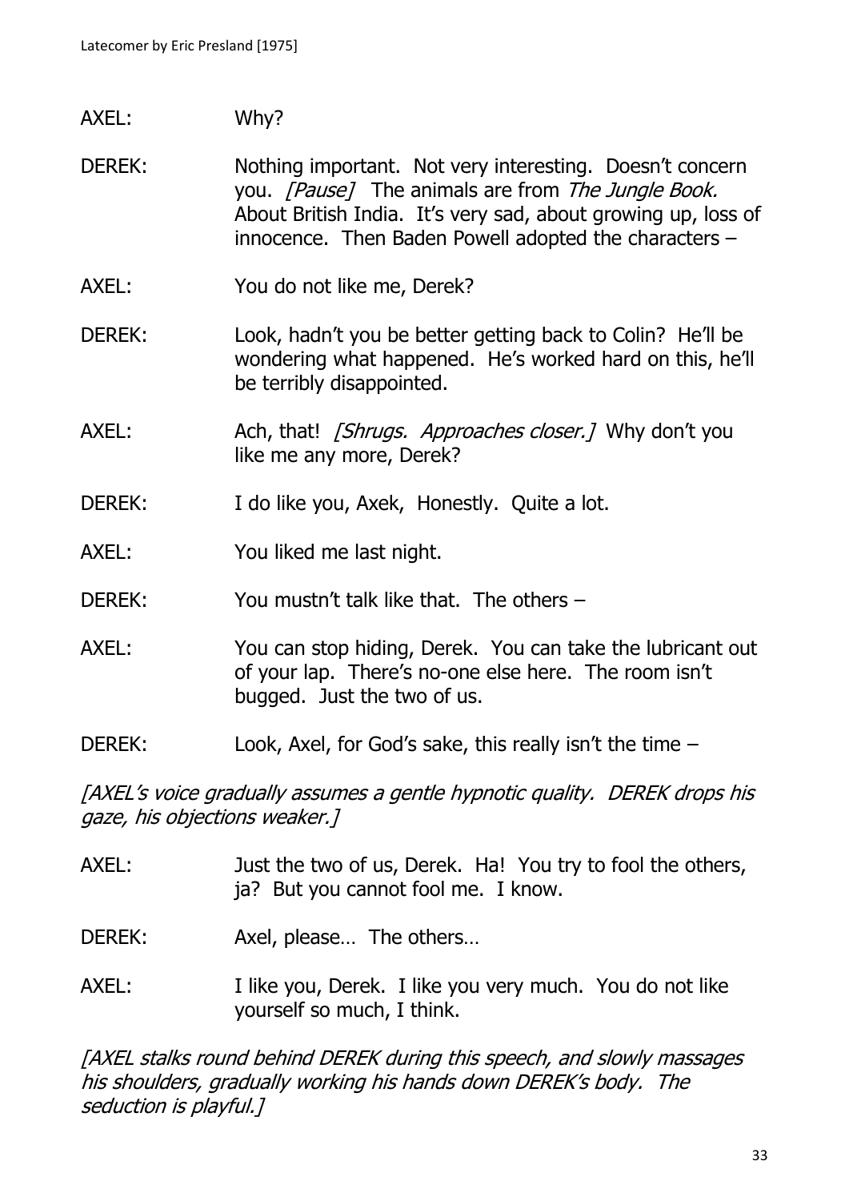AXEL: Why?

DEREK: Nothing important. Not very interesting. Doesn't concern you. *[Pause]* The animals are from *The Jungle Book.* About British India. It's very sad, about growing up, loss of innocence. Then Baden Powell adopted the characters –

AXEL: You do not like me, Derek?

DEREK: Look, hadn't you be better getting back to Colin? He'll be wondering what happened. He's worked hard on this, he'll be terribly disappointed.

AXEL: Ach, that! *[Shrugs. Approaches closer.]* Why don't you like me any more, Derek?

DEREK: I do like you, Axek, Honestly. Quite a lot.

AXEL: You liked me last night.

DEREK: You mustn't talk like that. The others –

AXEL: You can stop hiding, Derek. You can take the lubricant out of your lap. There's no-one else here. The room isn't bugged. Just the two of us.

DEREK: Look, Axel, for God's sake, this really isn't the time –

*[AXEL's voice gradually assumes a gentle hypnotic quality. DEREK drops his gaze, his objections weaker.]*

AXEL: Just the two of us, Derek. Ha! You try to fool the others, ja? But you cannot fool me. I know.

DEREK: Axel, please… The others…

AXEL: I like you, Derek. I like you very much. You do not like yourself so much, I think.

*[AXEL stalks round behind DEREK during this speech, and slowly massages his shoulders, gradually working his hands down DEREK's body. The seduction is playful.]*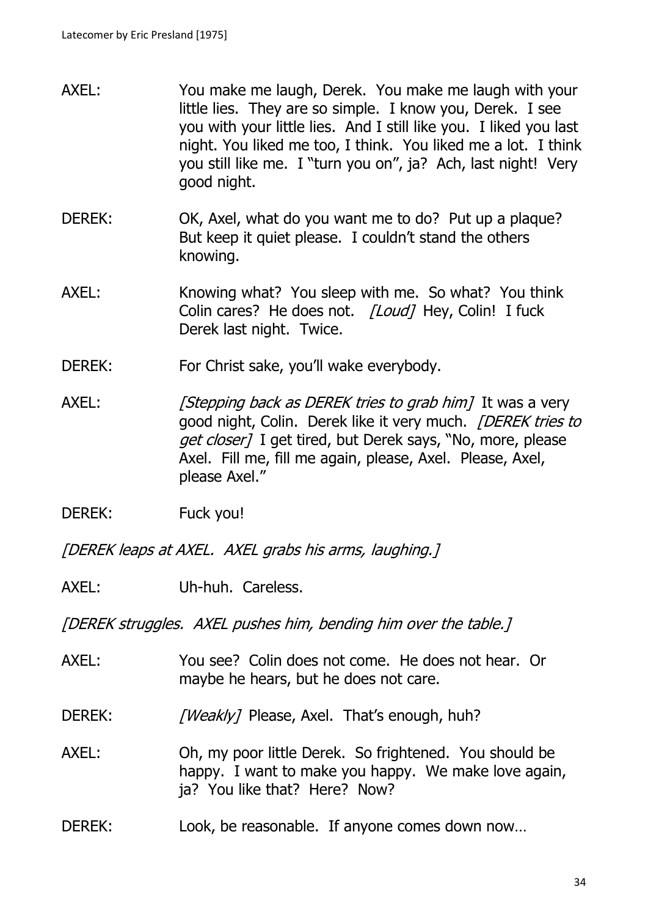AXEL: You make me laugh, Derek. You make me laugh with your little lies. They are so simple. I know you, Derek. I see you with your little lies. And I still like you. I liked you last night. You liked me too, I think. You liked me a lot. I think you still like me. I "turn you on", ja? Ach, last night! Very good night.

DEREK: OK, Axel, what do you want me to do? Put up a plaque? But keep it quiet please. I couldn't stand the others knowing.

AXEL: Knowing what? You sleep with me. So what? You think Colin cares? He does not. *[Loud]* Hey, Colin! I fuck Derek last night. Twice.

DEREK: For Christ sake, you'll wake everybody.

AXEL: *[Stepping back as DEREK tries to grab him]* It was a very good night, Colin. Derek like it very much. *[DEREK tries to get closer]* I get tired, but Derek says, "No, more, please Axel. Fill me, fill me again, please, Axel. Please, Axel, please Axel."

DEREK: Fuck you!

*[DEREK leaps at AXEL. AXEL grabs his arms, laughing.]*

AXEL: Uh-huh. Careless.

*[DEREK struggles. AXEL pushes him, bending him over the table.]*

AXEL: You see? Colin does not come. He does not hear. Or maybe he hears, but he does not care.

DEREK: *[Weakly]* Please, Axel. That's enough, huh?

AXEL: Oh, my poor little Derek. So frightened. You should be happy. I want to make you happy. We make love again, ja? You like that? Here? Now?

DEREK: Look, be reasonable. If anyone comes down now…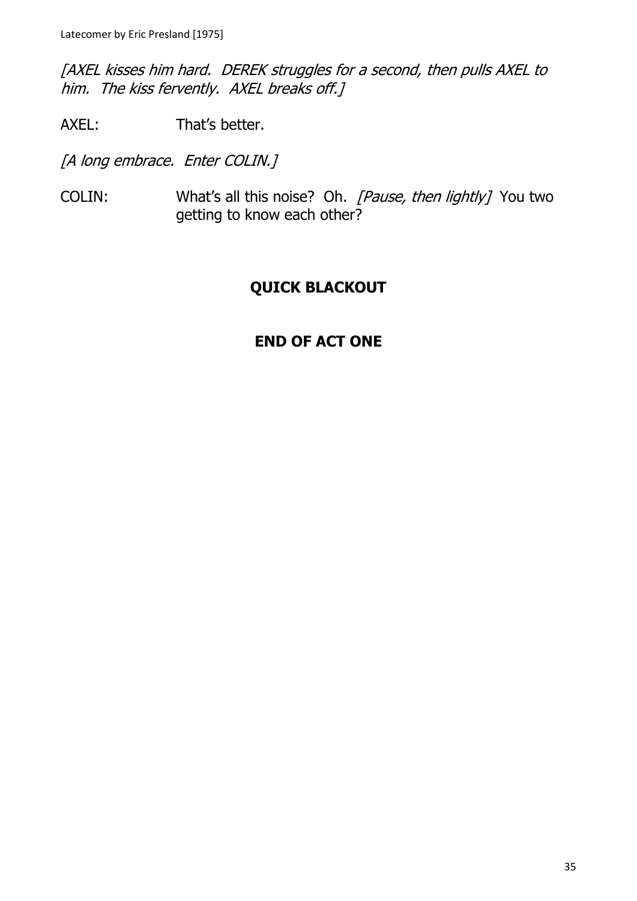*[AXEL kisses him hard. DEREK struggles for a second, then pulls AXEL to him. The kiss fervently. AXEL breaks off.]*

AXEL: That's better.

*[A long embrace. Enter COLIN.]*

COLIN: What's all this noise? Oh. *[Pause, then lightly]* You two getting to know each other?

**QUICK BLACKOUT**

**END OF ACT ONE**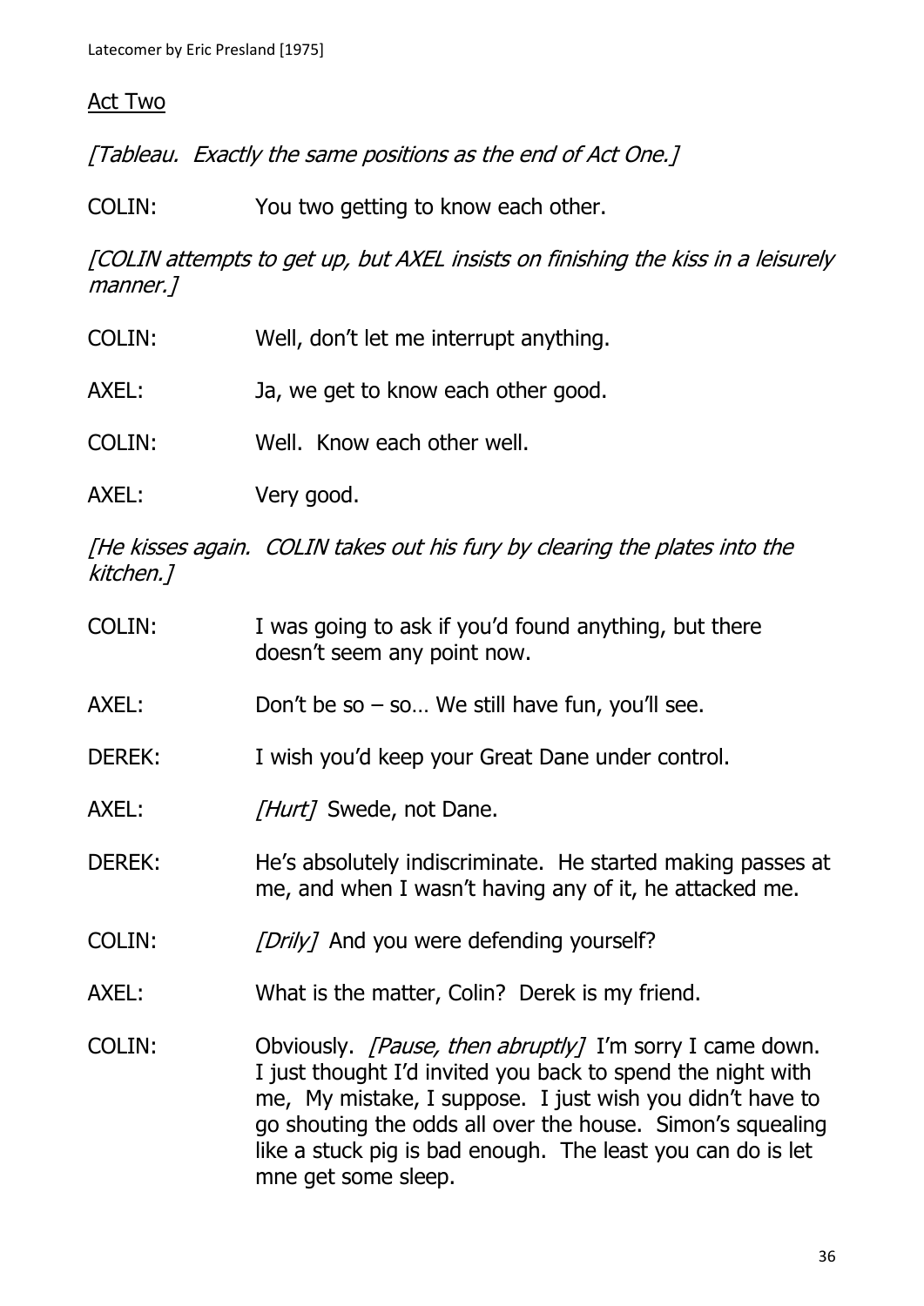Act Two

*[Tableau. Exactly the same positions as the end of Act One.]*

COLIN: You two getting to know each other.

*[COLIN attempts to get up, but AXEL insists on finishing the kiss in a leisurely manner.]*

COLIN: Well, don't let me interrupt anything.

AXEL: Ja, we get to know each other good.

COLIN: Well. Know each other well.

AXEL: Very good.

*[He kisses again. COLIN takes out his fury by clearing the plates into the kitchen.]*

COLIN: I was going to ask if you'd found anything, but there doesn't seem any point now.

AXEL: Don't be so – so… We still have fun, you'll see.

DEREK: I wish you'd keep your Great Dane under control.

AXEL: *[Hurt]* Swede, not Dane.

DEREK: He's absolutely indiscriminate. He started making passes at me, and when I wasn't having any of it, he attacked me.

COLIN: *[Drily]* And you were defending yourself?

AXEL: What is the matter, Colin? Derek is my friend.

COLIN: Obviously. *[Pause, then abruptly]* I'm sorry I came down. I just thought I'd invited you back to spend the night with me, My mistake, I suppose. I just wish you didn't have to go shouting the odds all over the house. Simon's squealing like a stuck pig is bad enough. The least you can do is let mne get some sleep.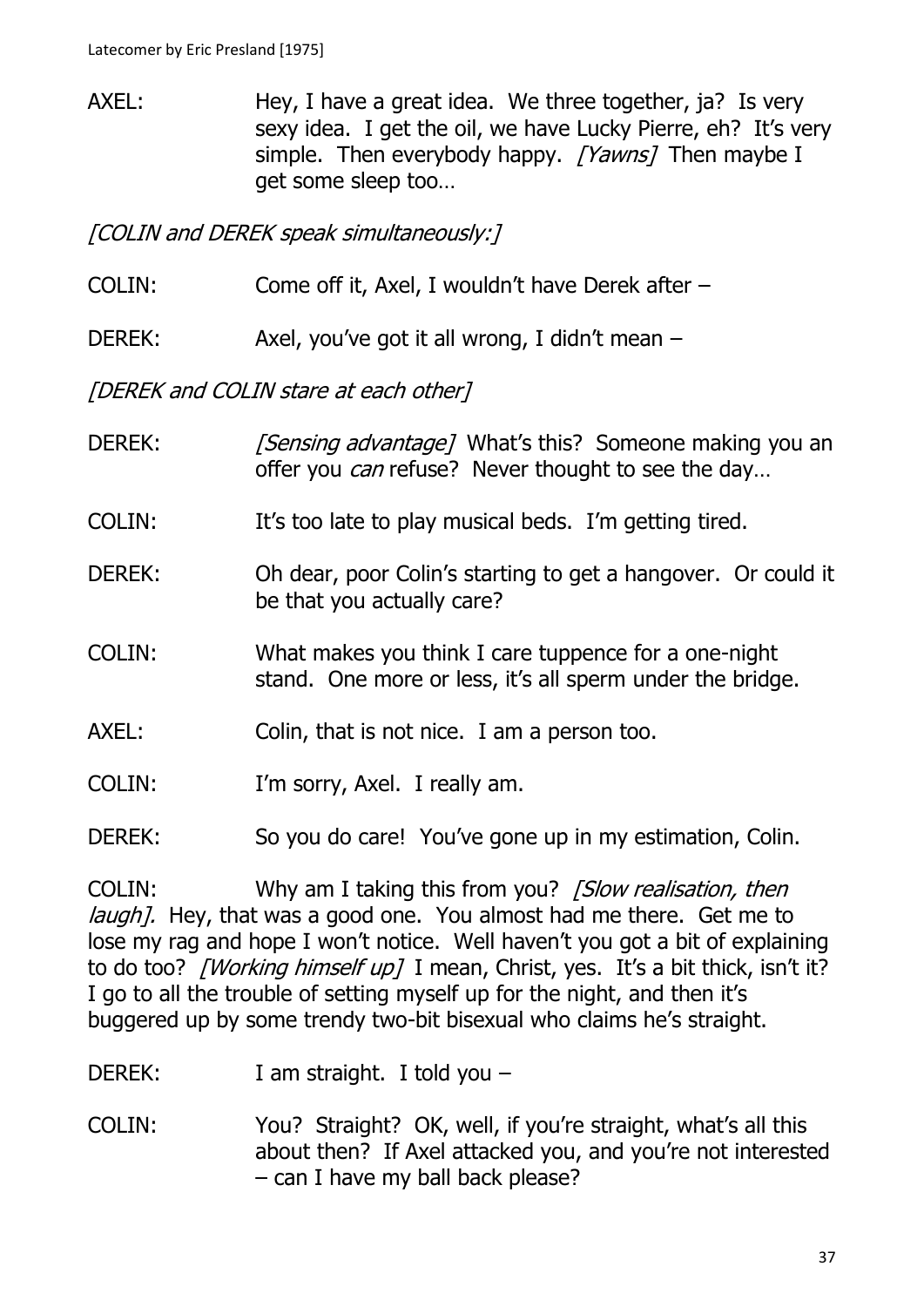AXEL: Hey, I have a great idea. We three together, ja? Is very sexy idea. I get the oil, we have Lucky Pierre, eh? It's very simple. Then everybody happy. *[Yawns]* Then maybe I get some sleep too…

*[COLIN and DEREK speak simultaneously:]*

COLIN: Come off it, Axel, I wouldn't have Derek after –

DEREK: Axel, you've got it all wrong, I didn't mean –

*[DEREK and COLIN stare at each other]*

DEREK: *[Sensing advantage]* What's this? Someone making you an offer you *can* refuse? Never thought to see the day…

COLIN: It's too late to play musical beds. I'm getting tired.

DEREK: Oh dear, poor Colin's starting to get a hangover. Or could it be that you actually care?

COLIN: What makes you think I care tuppence for a one-night stand. One more or less, it's all sperm under the bridge.

AXEL: Colin, that is not nice. I am a person too.

COLIN: I'm sorry, Axel. I really am.

DEREK: So you do care! You've gone up in my estimation, Colin.

COLIN: Why am I taking this from you? *[Slow realisation, then laugh].* Hey, that was a good one. You almost had me there. Get me to lose my rag and hope I won't notice. Well haven't you got a bit of explaining to do too? *[Working himself up]* I mean, Christ, yes. It's a bit thick, isn't it? I go to all the trouble of setting myself up for the night, and then it's buggered up by some trendy two-bit bisexual who claims he's straight.

DEREK: I am straight. I told you –

COLIN: You? Straight? OK, well, if you're straight, what's all this about then? If Axel attacked you, and you're not interested – can I have my ball back please?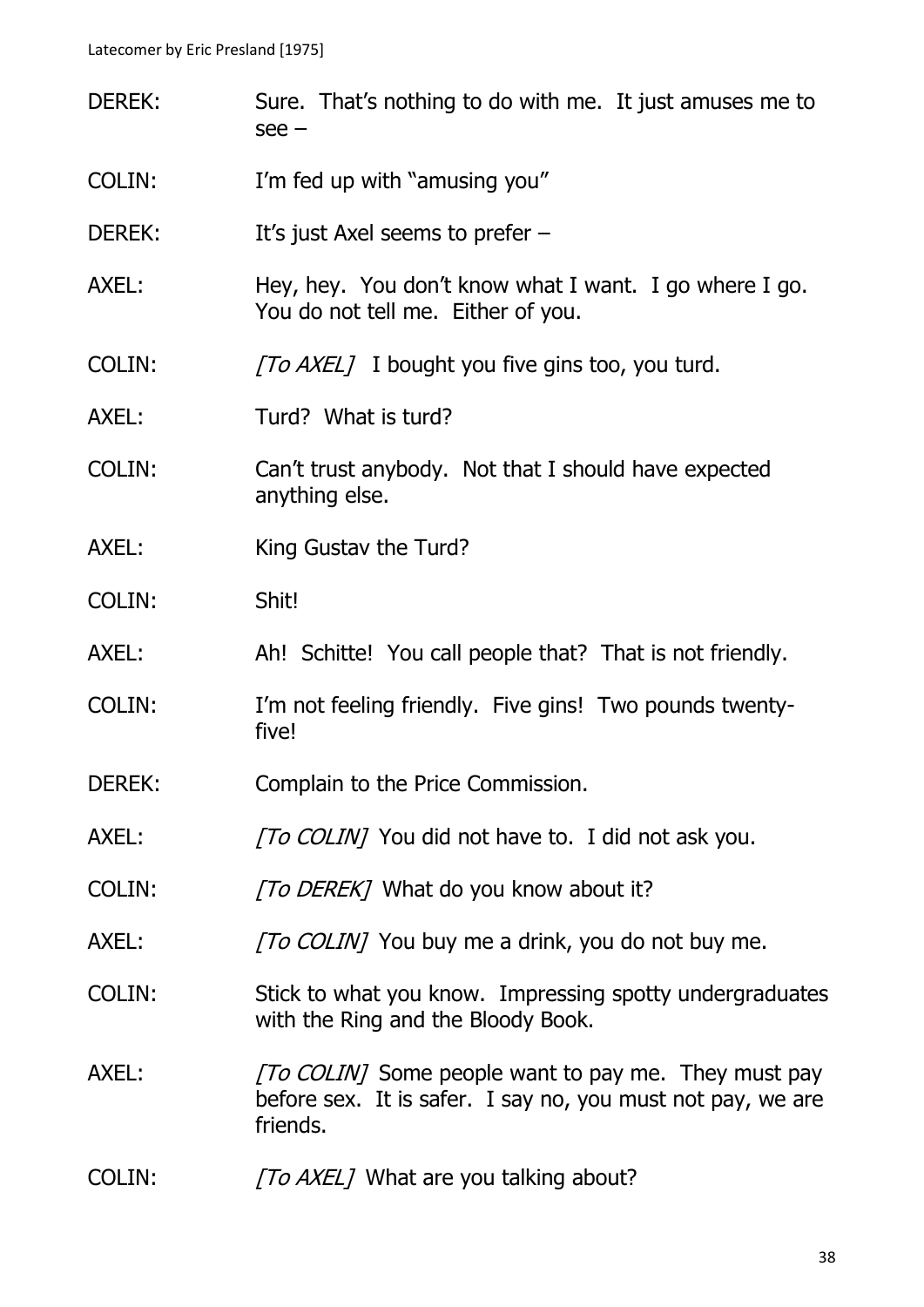DEREK: Sure. That's nothing to do with me. It just amuses me to see –

COLIN: I'm fed up with "amusing you"

DEREK: It's just Axel seems to prefer –

AXEL: Hey, hey. You don't know what I want. I go where I go. You do not tell me. Either of you.

COLIN: *[To AXEL]* I bought you five gins too, you turd.

AXEL: Turd? What is turd?

COLIN: Can't trust anybody. Not that I should have expected anything else.

AXEL: King Gustav the Turd?

COLIN: Shit!

AXEL: Ah! Schitte! You call people that? That is not friendly.

COLIN: I'm not feeling friendly. Five gins! Two pounds twenty-five!

DEREK: Complain to the Price Commission.

AXEL: *[To COLIN]* You did not have to. I did not ask you.

COLIN: *[To DEREK]* What do you know about it?

AXEL: *[To COLIN]* You buy me a drink, you do not buy me.

COLIN: Stick to what you know. Impressing spotty undergraduates with the Ring and the Bloody Book.

AXEL: *[To COLIN]* Some people want to pay me. They must pay before sex. It is safer. I say no, you must not pay, we are friends.

COLIN: *[To AXEL]* What are you talking about?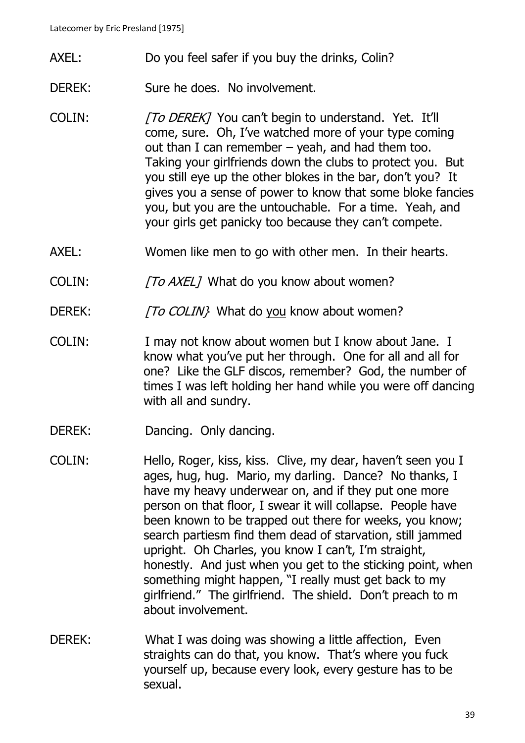AXEL: Do you feel safer if you buy the drinks, Colin?

DEREK: Sure he does. No involvement.

COLIN: *[To DEREK]* You can't begin to understand. Yet. It'll come, sure. Oh, I've watched more of your type coming out than I can remember – yeah, and had them too. Taking your girlfriends down the clubs to protect you. But you still eye up the other blokes in the bar, don't you? It gives you a sense of power to know that some bloke fancies you, but you are the untouchable. For a time. Yeah, and your girls get panicky too because they can't compete.

AXEL: Women like men to go with other men. In their hearts.

COLIN: *[To AXEL]* What do you know about women?

DEREK: *[To COLIN}* What do <u>you</u> know about women?

COLIN: I may not know about women but I know about Jane. I know what you've put her through. One for all and all for one? Like the GLF discos, remember? God, the number of times I was left holding her hand while you were off dancing with all and sundry.

DEREK: Dancing. Only dancing.

COLIN: Hello, Roger, kiss, kiss. Clive, my dear, haven't seen you I ages, hug, hug. Mario, my darling. Dance? No thanks, I have my heavy underwear on, and if they put one more person on that floor, I swear it will collapse. People have been known to be trapped out there for weeks, you know; search partiesm find them dead of starvation, still jammed upright. Oh Charles, you know I can't, I'm straight, honestly. And just when you get to the sticking point, when something might happen, "I really must get back to my girlfriend." The girlfriend. The shield. Don't preach to m about involvement.

DEREK: What I was doing was showing a little affection, Even straights can do that, you know. That's where you fuck yourself up, because every look, every gesture has to be sexual.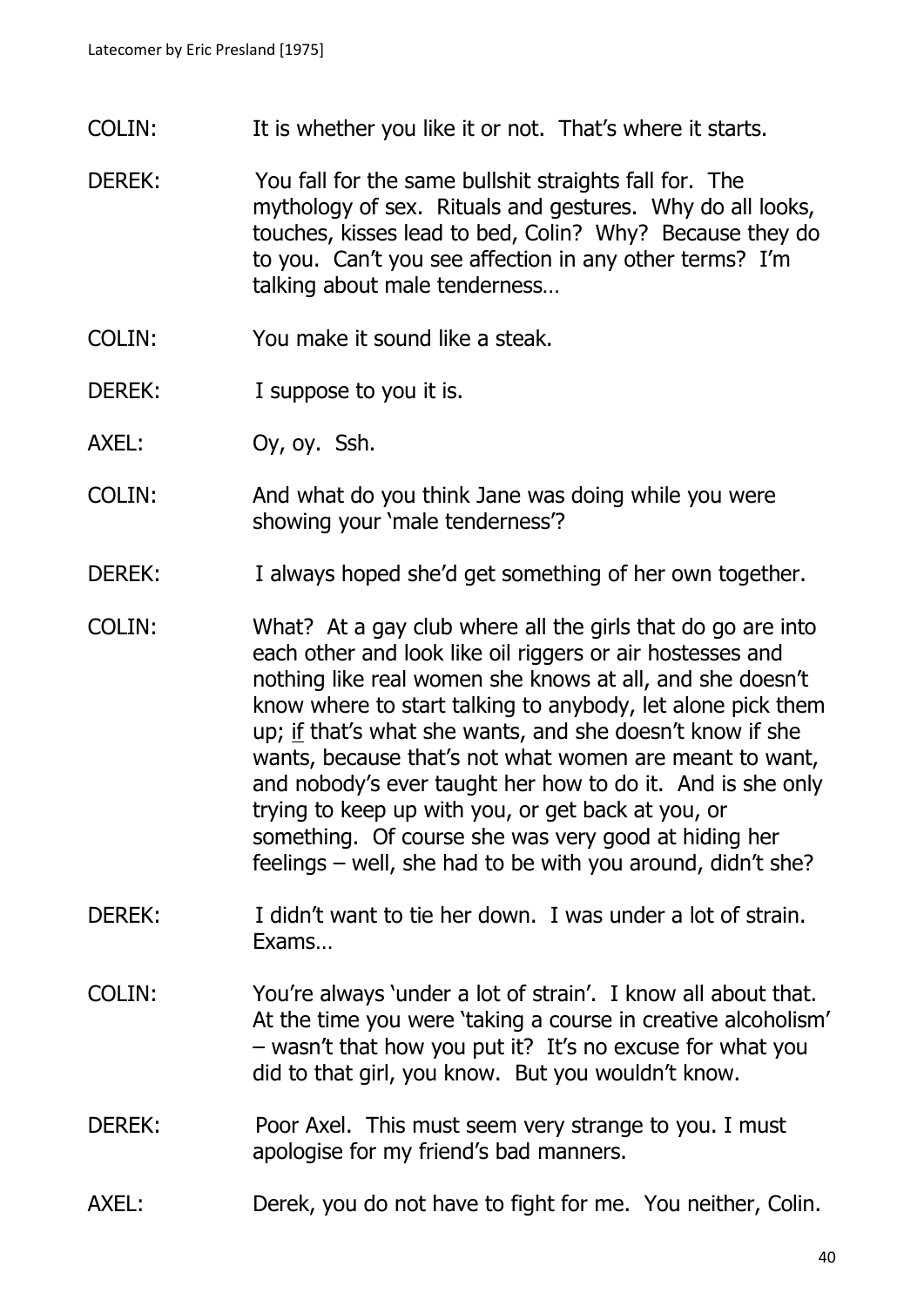COLIN: It is whether you like it or not. That's where it starts.

DEREK: You fall for the same bullshit straights fall for. The mythology of sex. Rituals and gestures. Why do all looks, touches, kisses lead to bed, Colin? Why? Because they do to you. Can't you see affection in any other terms? I'm talking about male tenderness…

COLIN: You make it sound like a steak.

DEREK: I suppose to you it is.

AXEL: Oy, oy. Ssh.

COLIN: And what do you think Jane was doing while you were showing your 'male tenderness'?

DEREK: I always hoped she'd get something of her own together.

COLIN: What? At a gay club where all the girls that do go are into each other and look like oil riggers or air hostesses and nothing like real women she knows at all, and she doesn't know where to start talking to anybody, let alone pick them up; <u>if</u> that's what she wants, and she doesn't know if she wants, because that's not what women are meant to want, and nobody's ever taught her how to do it. And is she only trying to keep up with you, or get back at you, or something. Of course she was very good at hiding her feelings – well, she had to be with you around, didn't she?

DEREK: I didn't want to tie her down. I was under a lot of strain. Exams…

COLIN: You're always 'under a lot of strain'. I know all about that. At the time you were 'taking a course in creative alcoholism' – wasn't that how you put it? It's no excuse for what you did to that girl, you know. But you wouldn't know.

DEREK: Poor Axel. This must seem very strange to you. I must apologise for my friend's bad manners.

AXEL: Derek, you do not have to fight for me. You neither, Colin.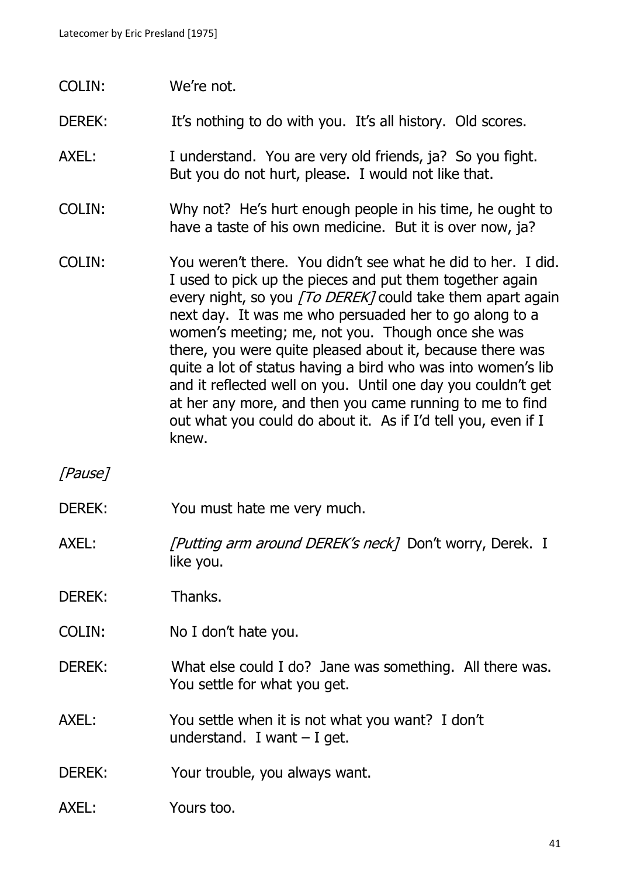COLIN: We're not.

DEREK: It's nothing to do with you. It's all history. Old scores.

AXEL: I understand. You are very old friends, ja? So you fight. But you do not hurt, please. I would not like that.

COLIN: Why not? He's hurt enough people in his time, he ought to have a taste of his own medicine. But it is over now, ja?

COLIN: You weren't there. You didn't see what he did to her. I did. I used to pick up the pieces and put them together again every night, so you *[To DEREK]* could take them apart again next day. It was me who persuaded her to go along to a women's meeting; me, not you. Though once she was there, you were quite pleased about it, because there was quite a lot of status having a bird who was into women's lib and it reflected well on you. Until one day you couldn't get at her any more, and then you came running to me to find out what you could do about it. As if I'd tell you, even if I knew.

*[Pause]*

DEREK: You must hate me very much.

AXEL: *[Putting arm around DEREK's neck]* Don't worry, Derek. I like you.

DEREK: Thanks.

COLIN: No I don't hate you.

DEREK: What else could I do? Jane was something. All there was. You settle for what you get.

AXEL: You settle when it is not what you want? I don't understand. I want – I get.

DEREK: Your trouble, you always want.

AXEL: Yours too.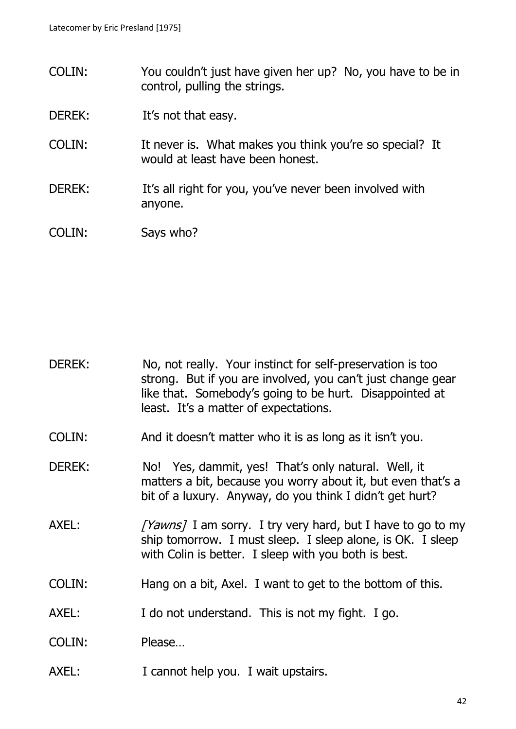COLIN: You couldn't just have given her up? No, you have to be in control, pulling the strings.

DEREK: It's not that easy.

COLIN: It never is. What makes you think you're so special? It would at least have been honest.

DEREK: It's all right for you, you've never been involved with anyone.

COLIN: Says who?

DEREK: No, not really. Your instinct for self-preservation is too strong. But if you are involved, you can't just change gear like that. Somebody's going to be hurt. Disappointed at least. It's a matter of expectations.

COLIN: And it doesn't matter who it is as long as it isn't you.

DEREK: No! Yes, dammit, yes! That's only natural. Well, it matters a bit, because you worry about it, but even that's a bit of a luxury. Anyway, do you think I didn't get hurt?

AXEL: *[Yawns]* I am sorry. I try very hard, but I have to go to my ship tomorrow. I must sleep. I sleep alone, is OK. I sleep with Colin is better. I sleep with you both is best.

COLIN: Hang on a bit, Axel. I want to get to the bottom of this.

AXEL: I do not understand. This is not my fight. I go.

COLIN: Please…

AXEL: I cannot help you. I wait upstairs.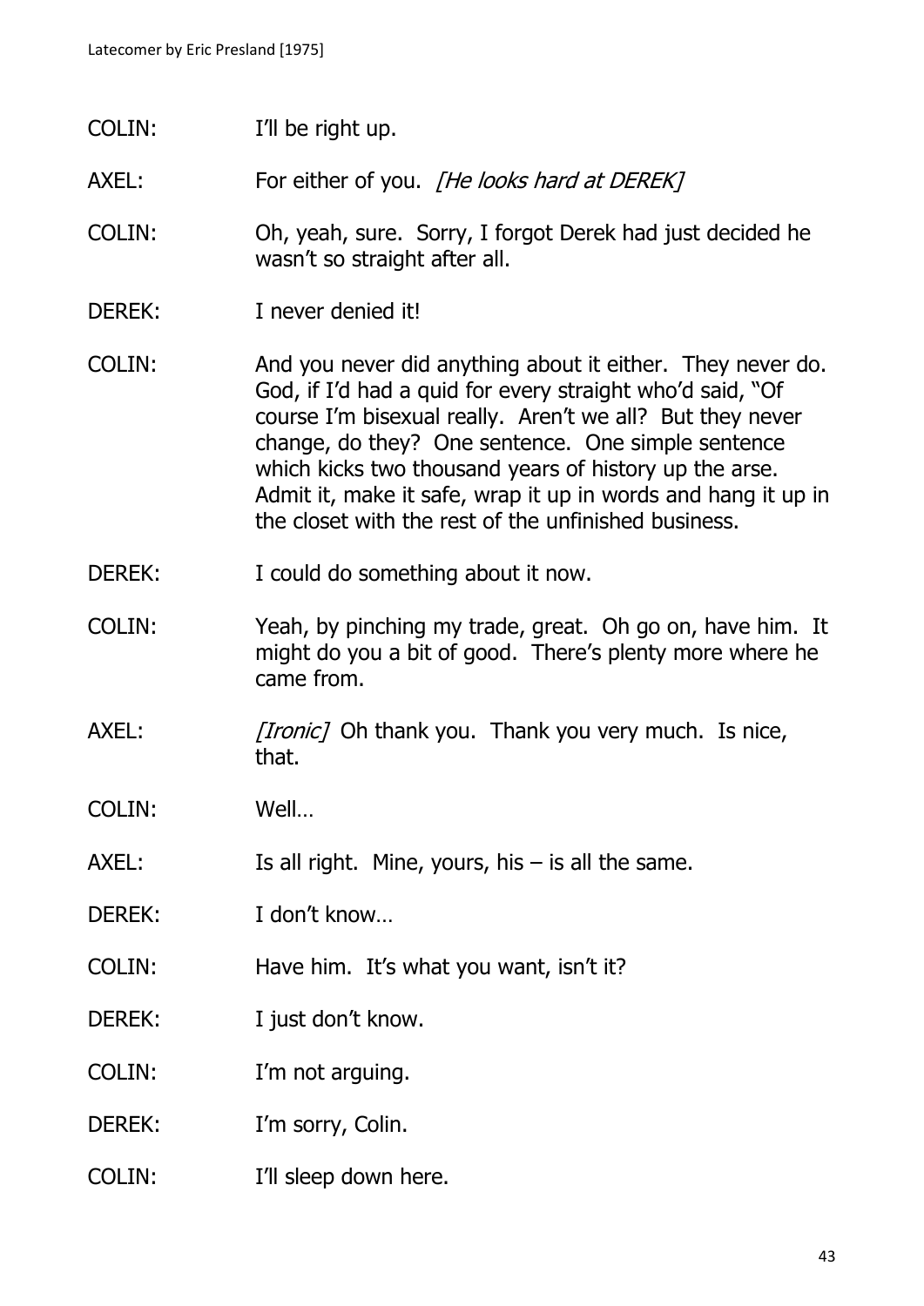COLIN: I'll be right up.

AXEL: For either of you. *[He looks hard at DEREK]*

COLIN: Oh, yeah, sure. Sorry, I forgot Derek had just decided he wasn't so straight after all.

DEREK: I never denied it!

COLIN: And you never did anything about it either. They never do. God, if I'd had a quid for every straight who'd said, "Of course I'm bisexual really. Aren't we all? But they never change, do they? One sentence. One simple sentence which kicks two thousand years of history up the arse. Admit it, make it safe, wrap it up in words and hang it up in the closet with the rest of the unfinished business.

DEREK: I could do something about it now.

COLIN: Yeah, by pinching my trade, great. Oh go on, have him. It might do you a bit of good. There's plenty more where he came from.

AXEL: *[Ironic]* Oh thank you. Thank you very much. Is nice, that.

COLIN: Well…

AXEL: Is all right. Mine, yours, his – is all the same.

DEREK: I don't know…

COLIN: Have him. It's what you want, isn't it?

DEREK: I just don't know.

COLIN: I'm not arguing.

DEREK: I'm sorry, Colin.

COLIN: I'll sleep down here.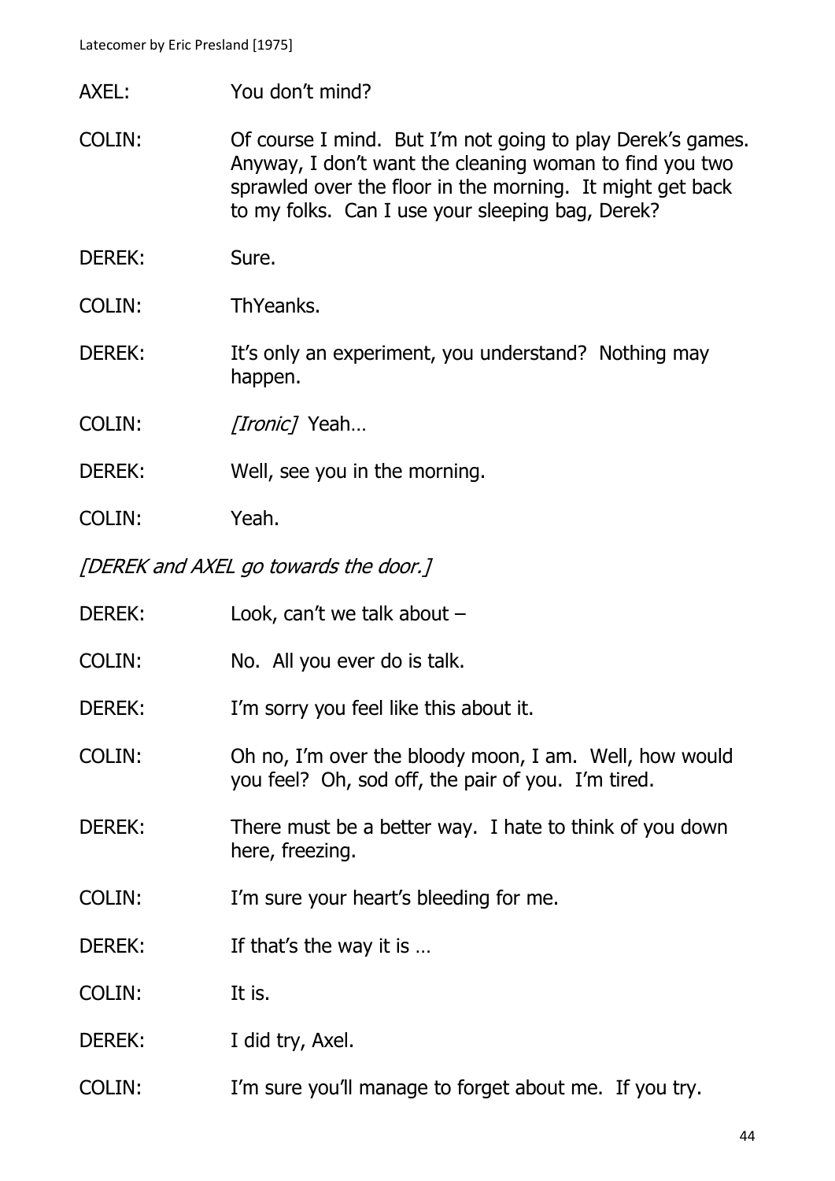AXEL: You don't mind?

COLIN: Of course I mind. But I'm not going to play Derek's games. Anyway, I don't want the cleaning woman to find you two sprawled over the floor in the morning. It might get back to my folks. Can I use your sleeping bag, Derek?

DEREK: Sure.

COLIN: ThYeanks.

DEREK: It's only an experiment, you understand? Nothing may happen.

COLIN: *[Ironic]* Yeah…

DEREK: Well, see you in the morning.

COLIN: Yeah.

*[DEREK and AXEL go towards the door.]*

DEREK: Look, can't we talk about –

COLIN: No. All you ever do is talk.

DEREK: I'm sorry you feel like this about it.

COLIN: Oh no, I'm over the bloody moon, I am. Well, how would you feel? Oh, sod off, the pair of you. I'm tired.

DEREK: There must be a better way. I hate to think of you down here, freezing.

COLIN: I'm sure your heart's bleeding for me.

DEREK: If that's the way it is …

COLIN: It is.

DEREK: I did try, Axel.

COLIN: I'm sure you'll manage to forget about me. If you try.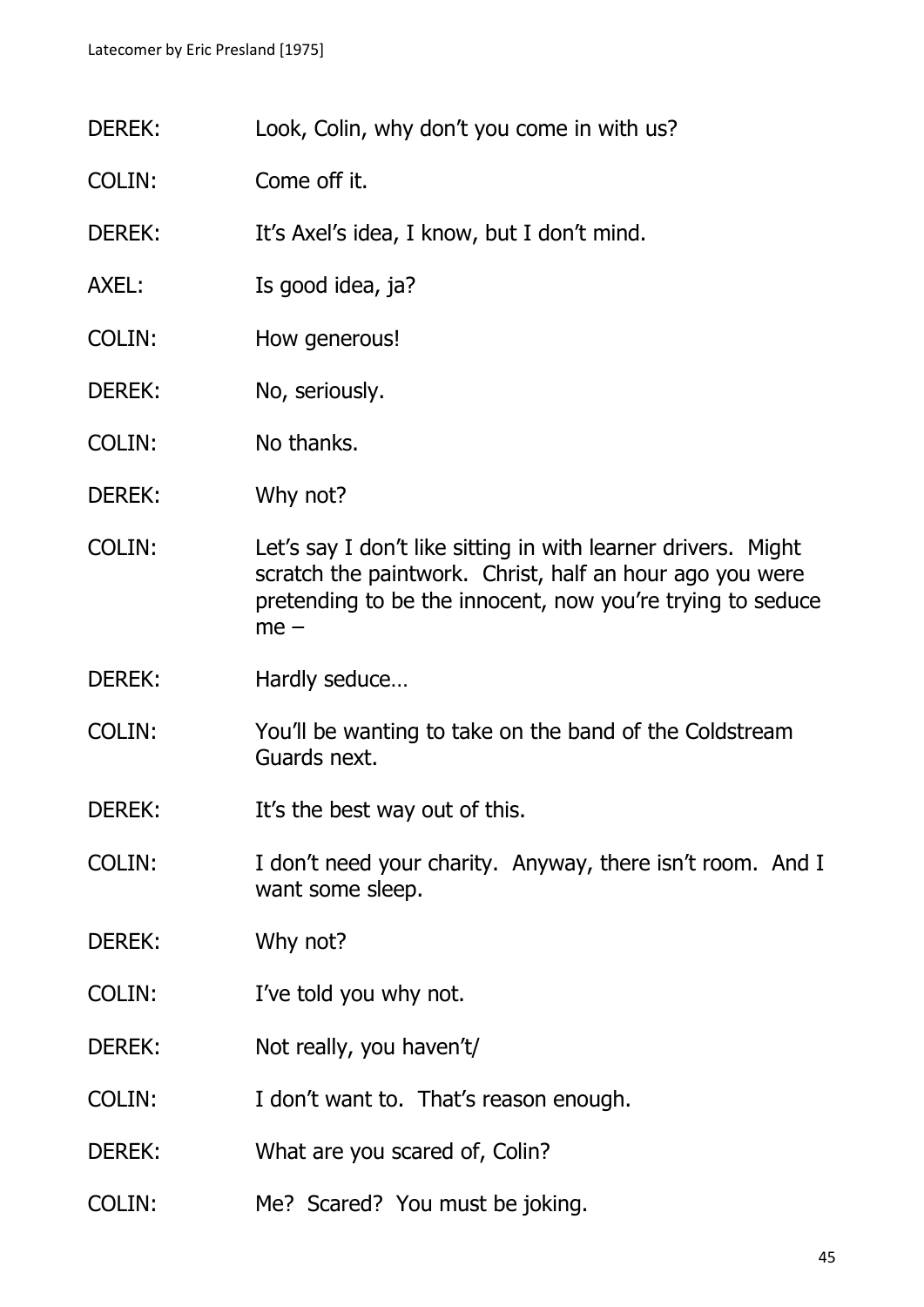DEREK: Look, Colin, why don't you come in with us?

COLIN: Come off it.

DEREK: It's Axel's idea, I know, but I don't mind.

AXEL: Is good idea, ja?

COLIN: How generous!

DEREK: No, seriously.

COLIN: No thanks.

DEREK: Why not?

COLIN: Let's say I don't like sitting in with learner drivers. Might scratch the paintwork. Christ, half an hour ago you were pretending to be the innocent, now you're trying to seduce me –

DEREK: Hardly seduce…

COLIN: You'll be wanting to take on the band of the Coldstream Guards next.

DEREK: It's the best way out of this.

COLIN: I don't need your charity. Anyway, there isn't room. And I want some sleep.

DEREK: Why not?

COLIN: I've told you why not.

DEREK: Not really, you haven't/

COLIN: I don't want to. That's reason enough.

DEREK: What are you scared of, Colin?

COLIN: Me? Scared? You must be joking.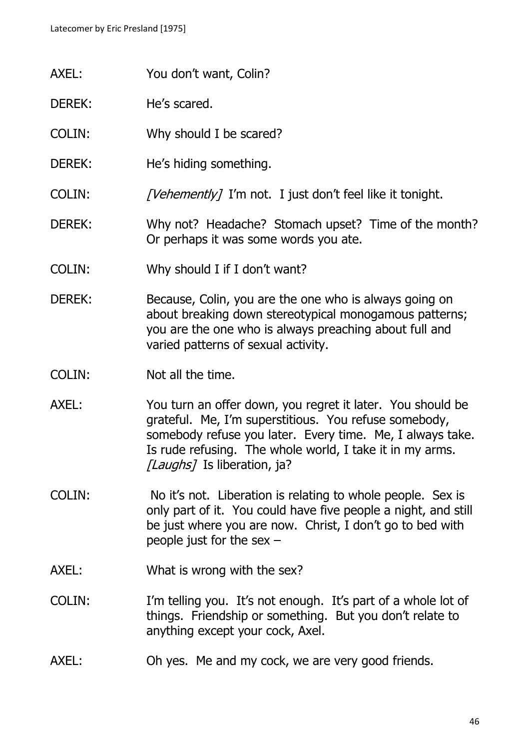AXEL: You don't want, Colin?

DEREK: He's scared.

COLIN: Why should I be scared?

DEREK: He's hiding something.

COLIN: *[Vehemently]* I'm not. I just don't feel like it tonight.

DEREK: Why not? Headache? Stomach upset? Time of the month? Or perhaps it was some words you ate.

COLIN: Why should I if I don't want?

DEREK: Because, Colin, you are the one who is always going on about breaking down stereotypical monogamous patterns; you are the one who is always preaching about full and varied patterns of sexual activity.

COLIN: Not all the time.

AXEL: You turn an offer down, you regret it later. You should be grateful. Me, I'm superstitious. You refuse somebody, somebody refuse you later. Every time. Me, I always take. Is rude refusing. The whole world, I take it in my arms. *[Laughs]* Is liberation, ja?

COLIN: No it's not. Liberation is relating to whole people. Sex is only part of it. You could have five people a night, and still be just where you are now. Christ, I don't go to bed with people just for the sex –

AXEL: What is wrong with the sex?

COLIN: I'm telling you. It's not enough. It's part of a whole lot of things. Friendship or something. But you don't relate to anything except your cock, Axel.

AXEL: Oh yes. Me and my cock, we are very good friends.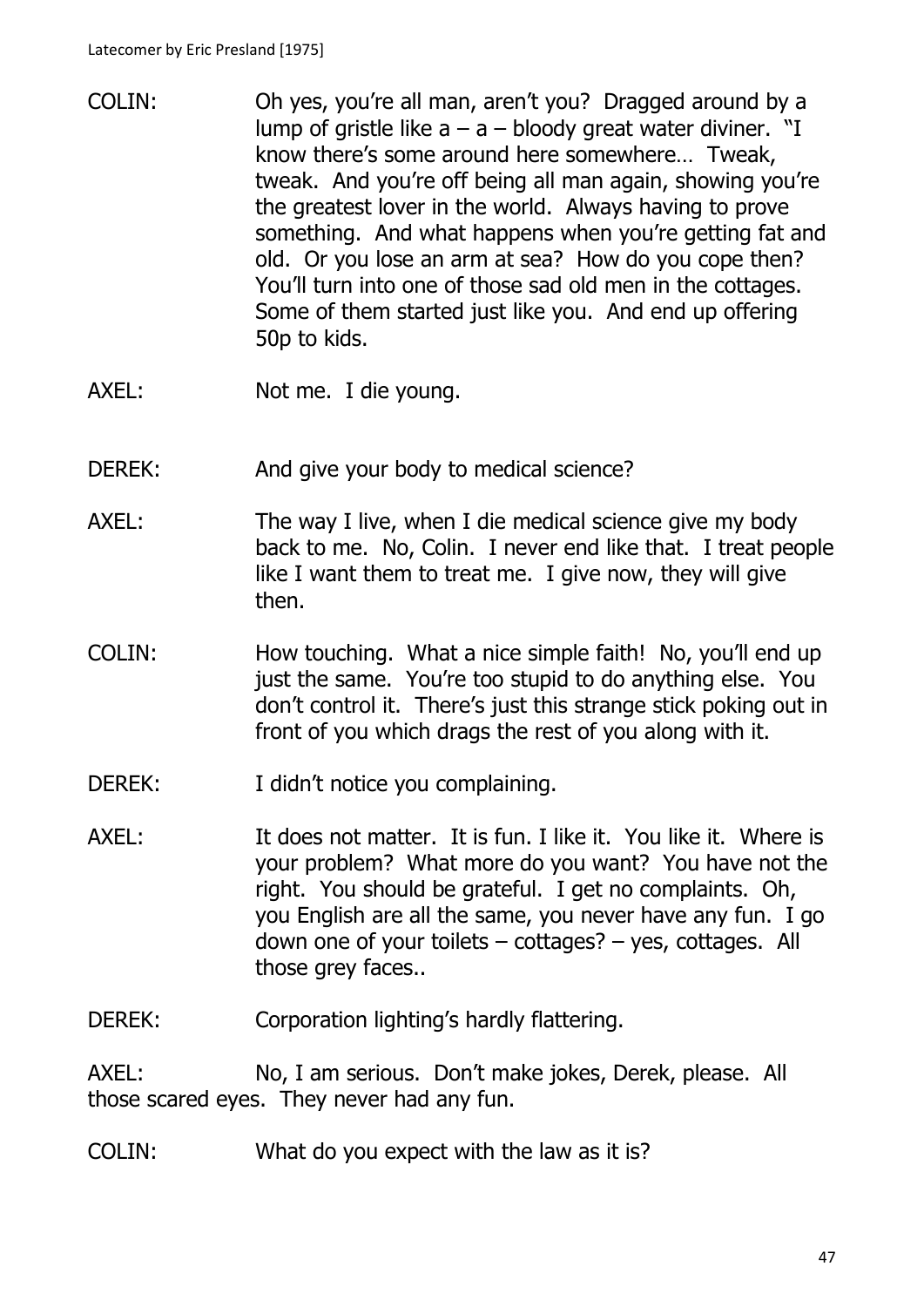COLIN: Oh yes, you're all man, aren't you? Dragged around by a lump of gristle like a – a – bloody great water diviner. "I know there's some around here somewhere… Tweak, tweak. And you're off being all man again, showing you're the greatest lover in the world. Always having to prove something. And what happens when you're getting fat and old. Or you lose an arm at sea? How do you cope then? You'll turn into one of those sad old men in the cottages. Some of them started just like you. And end up offering 50p to kids.

AXEL: Not me. I die young.

DEREK: And give your body to medical science?

AXEL: The way I live, when I die medical science give my body back to me. No, Colin. I never end like that. I treat people like I want them to treat me. I give now, they will give then.

COLIN: How touching. What a nice simple faith! No, you'll end up just the same. You're too stupid to do anything else. You don't control it. There's just this strange stick poking out in front of you which drags the rest of you along with it.

DEREK: I didn't notice you complaining.

AXEL: It does not matter. It is fun. I like it. You like it. Where is your problem? What more do you want? You have not the right. You should be grateful. I get no complaints. Oh, you English are all the same, you never have any fun. I go down one of your toilets – cottages? – yes, cottages. All those grey faces..

DEREK: Corporation lighting's hardly flattering.

AXEL: No, I am serious. Don't make jokes, Derek, please. All those scared eyes. They never had any fun.

COLIN: What do you expect with the law as it is?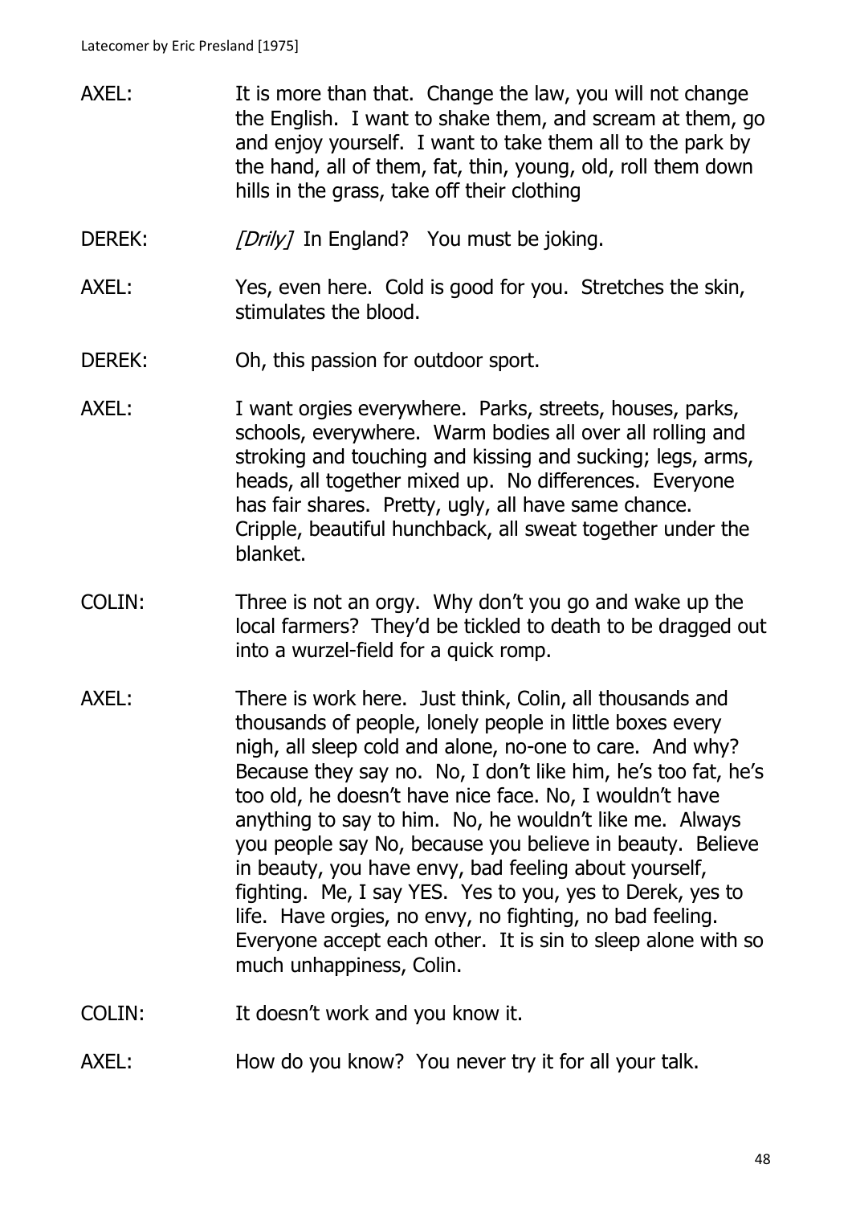AXEL: It is more than that. Change the law, you will not change the English. I want to shake them, and scream at them, go and enjoy yourself. I want to take them all to the park by the hand, all of them, fat, thin, young, old, roll them down hills in the grass, take off their clothing

DEREK: *[Drily]* In England? You must be joking.

AXEL: Yes, even here. Cold is good for you. Stretches the skin, stimulates the blood.

DEREK: Oh, this passion for outdoor sport.

AXEL: I want orgies everywhere. Parks, streets, houses, parks, schools, everywhere. Warm bodies all over all rolling and stroking and touching and kissing and sucking; legs, arms, heads, all together mixed up. No differences. Everyone has fair shares. Pretty, ugly, all have same chance. Cripple, beautiful hunchback, all sweat together under the blanket.

COLIN: Three is not an orgy. Why don't you go and wake up the local farmers? They'd be tickled to death to be dragged out into a wurzel-field for a quick romp.

AXEL: There is work here. Just think, Colin, all thousands and thousands of people, lonely people in little boxes every nigh, all sleep cold and alone, no-one to care. And why? Because they say no. No, I don't like him, he's too fat, he's too old, he doesn't have nice face. No, I wouldn't have anything to say to him. No, he wouldn't like me. Always you people say No, because you believe in beauty. Believe in beauty, you have envy, bad feeling about yourself, fighting. Me, I say YES. Yes to you, yes to Derek, yes to life. Have orgies, no envy, no fighting, no bad feeling. Everyone accept each other. It is sin to sleep alone with so much unhappiness, Colin.

COLIN: It doesn't work and you know it.

AXEL: How do you know? You never try it for all your talk.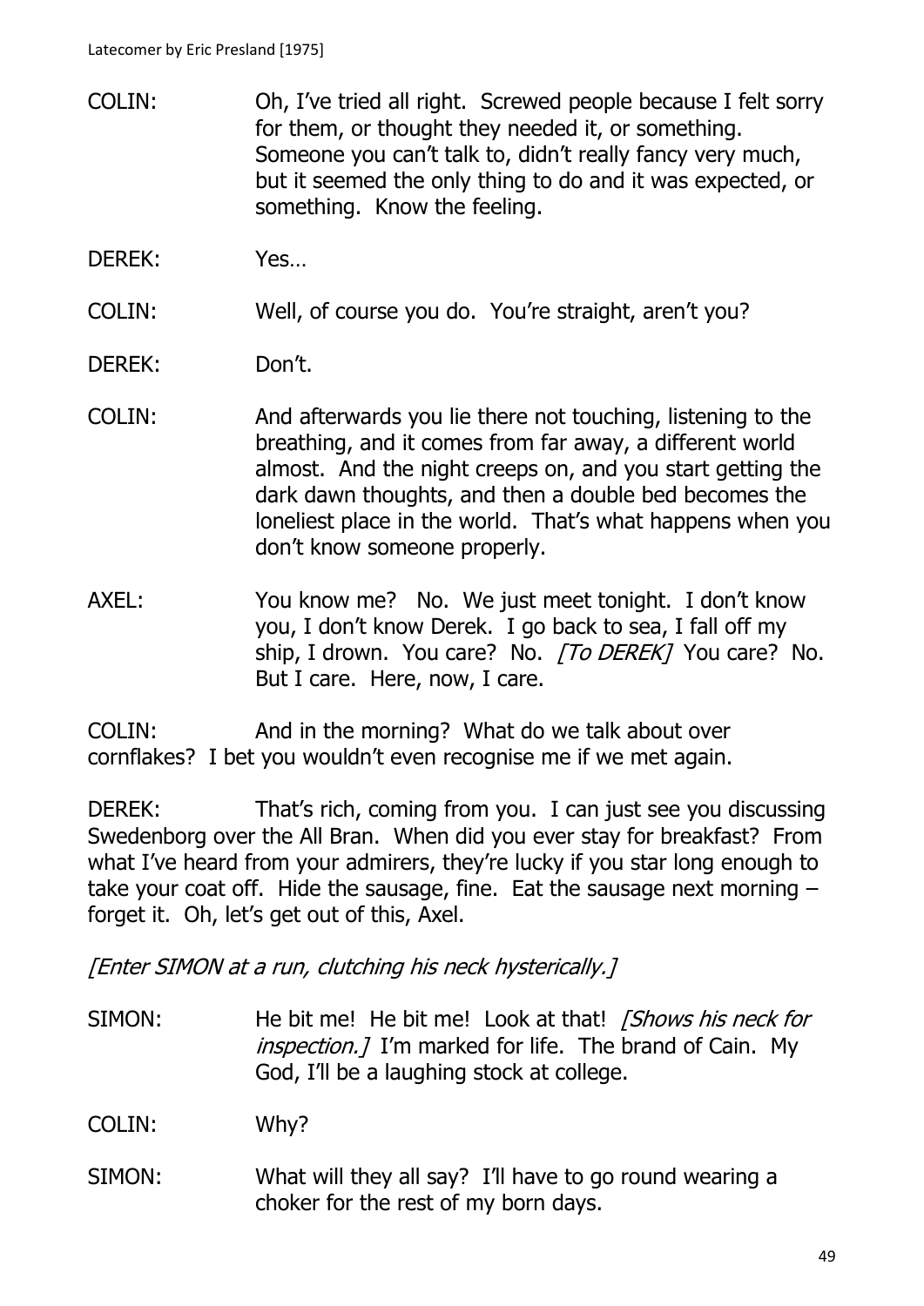COLIN: Oh, I've tried all right. Screwed people because I felt sorry for them, or thought they needed it, or something. Someone you can't talk to, didn't really fancy very much, but it seemed the only thing to do and it was expected, or something. Know the feeling.

DEREK: Yes…

COLIN: Well, of course you do. You're straight, aren't you?

DEREK: Don't.

COLIN: And afterwards you lie there not touching, listening to the breathing, and it comes from far away, a different world almost. And the night creeps on, and you start getting the dark dawn thoughts, and then a double bed becomes the loneliest place in the world. That's what happens when you don't know someone properly.

AXEL: You know me? No. We just meet tonight. I don't know you, I don't know Derek. I go back to sea, I fall off my ship, I drown. You care? No. *[To DEREK]* You care? No. But I care. Here, now, I care.

COLIN: And in the morning? What do we talk about over cornflakes? I bet you wouldn't even recognise me if we met again.

DEREK: That's rich, coming from you. I can just see you discussing Swedenborg over the All Bran. When did you ever stay for breakfast? From what I've heard from your admirers, they're lucky if you star long enough to take your coat off. Hide the sausage, fine. Eat the sausage next morning – forget it. Oh, let's get out of this, Axel.

*[Enter SIMON at a run, clutching his neck hysterically.]*

SIMON: He bit me! He bit me! Look at that! *[Shows his neck for inspection.]* I'm marked for life. The brand of Cain. My God, I'll be a laughing stock at college.

COLIN: Why?

SIMON: What will they all say? I'll have to go round wearing a choker for the rest of my born days.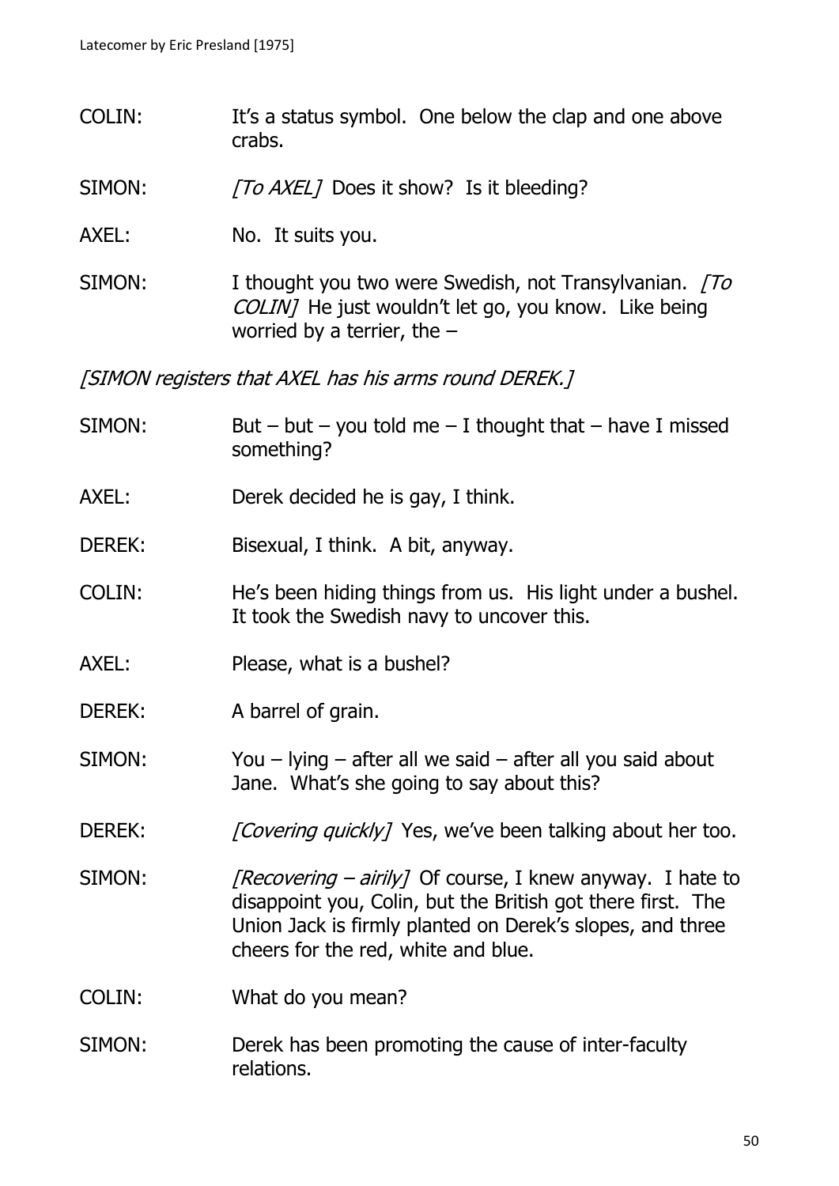COLIN: It's a status symbol. One below the clap and one above crabs.

SIMON: *[To AXEL]* Does it show? Is it bleeding?

AXEL: No. It suits you.

SIMON: I thought you two were Swedish, not Transylvanian. *[To COLIN]* He just wouldn't let go, you know. Like being worried by a terrier, the –

*[SIMON registers that AXEL has his arms round DEREK.]*

SIMON: But – but – you told me – I thought that – have I missed something?

AXEL: Derek decided he is gay, I think.

DEREK: Bisexual, I think. A bit, anyway.

COLIN: He's been hiding things from us. His light under a bushel. It took the Swedish navy to uncover this.

AXEL: Please, what is a bushel?

DEREK: A barrel of grain.

SIMON: You – lying – after all we said – after all you said about Jane. What's she going to say about this?

DEREK: *[Covering quickly]* Yes, we've been talking about her too.

SIMON: *[Recovering – airily]* Of course, I knew anyway. I hate to disappoint you, Colin, but the British got there first. The Union Jack is firmly planted on Derek's slopes, and three cheers for the red, white and blue.

COLIN: What do you mean?

SIMON: Derek has been promoting the cause of inter-faculty relations.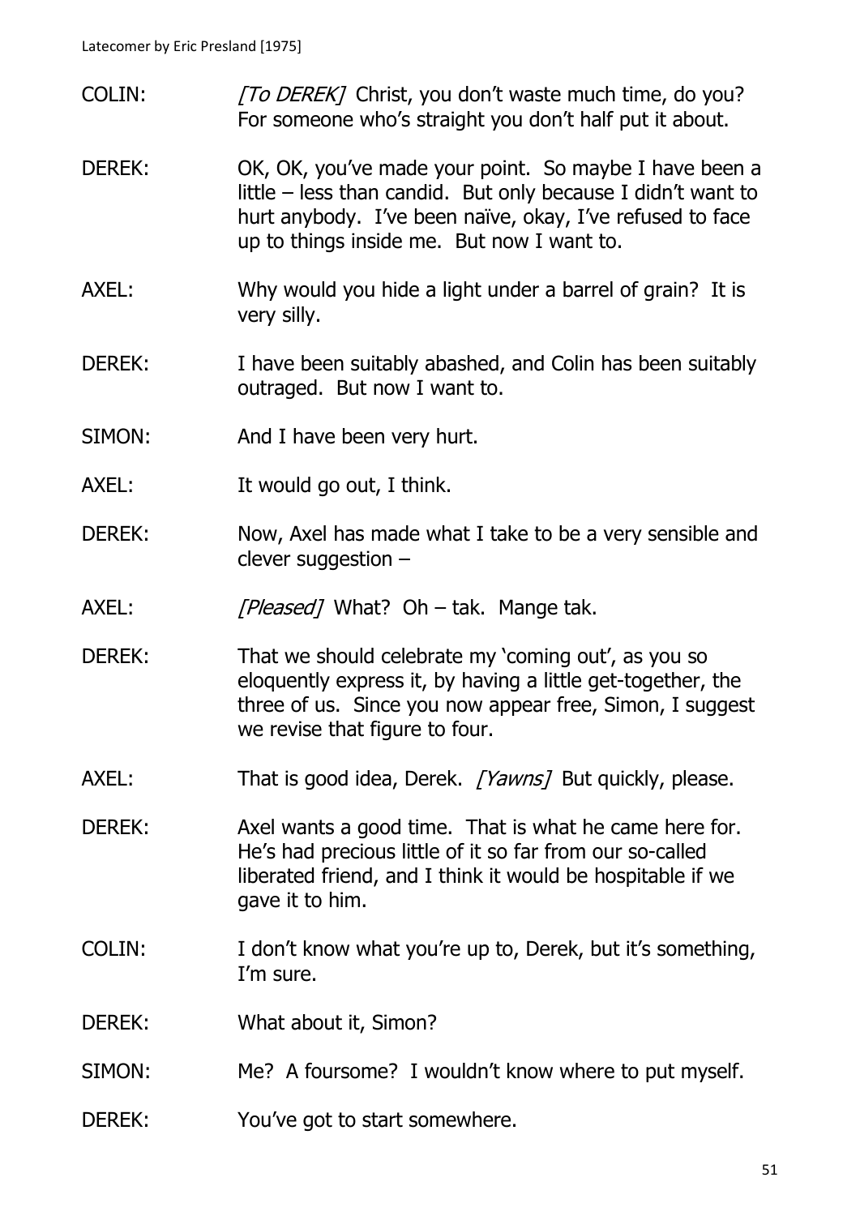COLIN: *[To DEREK]* Christ, you don't waste much time, do you? For someone who's straight you don't half put it about.

DEREK: OK, OK, you've made your point. So maybe I have been a little – less than candid. But only because I didn't want to hurt anybody. I've been naïve, okay, I've refused to face up to things inside me. But now I want to.

AXEL: Why would you hide a light under a barrel of grain? It is very silly.

DEREK: I have been suitably abashed, and Colin has been suitably outraged. But now I want to.

SIMON: And I have been very hurt.

AXEL: It would go out, I think.

DEREK: Now, Axel has made what I take to be a very sensible and clever suggestion –

AXEL: *[Pleased]* What? Oh – tak. Mange tak.

DEREK: That we should celebrate my 'coming out', as you so eloquently express it, by having a little get-together, the three of us. Since you now appear free, Simon, I suggest we revise that figure to four.

AXEL: That is good idea, Derek. *[Yawns]* But quickly, please.

DEREK: Axel wants a good time. That is what he came here for. He's had precious little of it so far from our so-called liberated friend, and I think it would be hospitable if we gave it to him.

COLIN: I don't know what you're up to, Derek, but it's something, I'm sure.

DEREK: What about it, Simon?

SIMON: Me? A foursome? I wouldn't know where to put myself.

DEREK: You've got to start somewhere.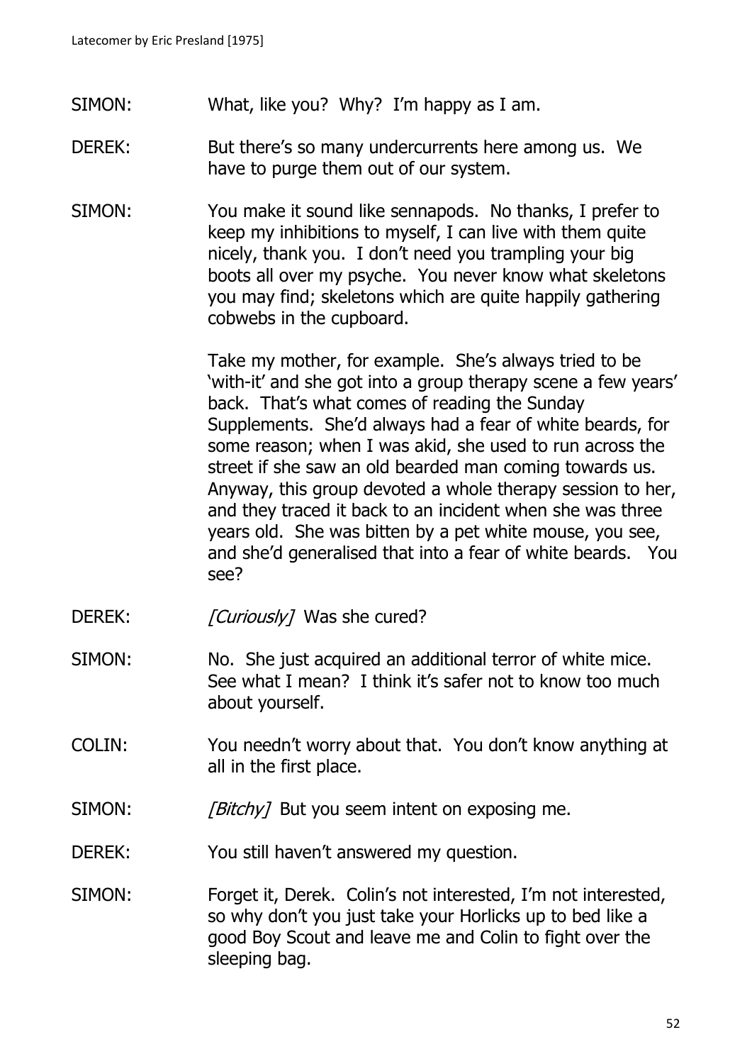SIMON: What, like you? Why? I'm happy as I am.

DEREK: But there's so many undercurrents here among us. We have to purge them out of our system.

SIMON: You make it sound like sennapods. No thanks, I prefer to keep my inhibitions to myself, I can live with them quite nicely, thank you. I don't need you trampling your big boots all over my psyche. You never know what skeletons you may find; skeletons which are quite happily gathering cobwebs in the cupboard.

Take my mother, for example. She's always tried to be 'with-it' and she got into a group therapy scene a few years' back. That's what comes of reading the Sunday Supplements. She'd always had a fear of white beards, for some reason; when I was akid, she used to run across the street if she saw an old bearded man coming towards us. Anyway, this group devoted a whole therapy session to her, and they traced it back to an incident when she was three years old. She was bitten by a pet white mouse, you see, and she'd generalised that into a fear of white beards. You see?

DEREK: *[Curiously]* Was she cured?

SIMON: No. She just acquired an additional terror of white mice. See what I mean? I think it's safer not to know too much about yourself.

COLIN: You needn't worry about that. You don't know anything at all in the first place.

SIMON: *[Bitchy]* But you seem intent on exposing me.

DEREK: You still haven't answered my question.

SIMON: Forget it, Derek. Colin's not interested, I'm not interested, so why don't you just take your Horlicks up to bed like a good Boy Scout and leave me and Colin to fight over the sleeping bag.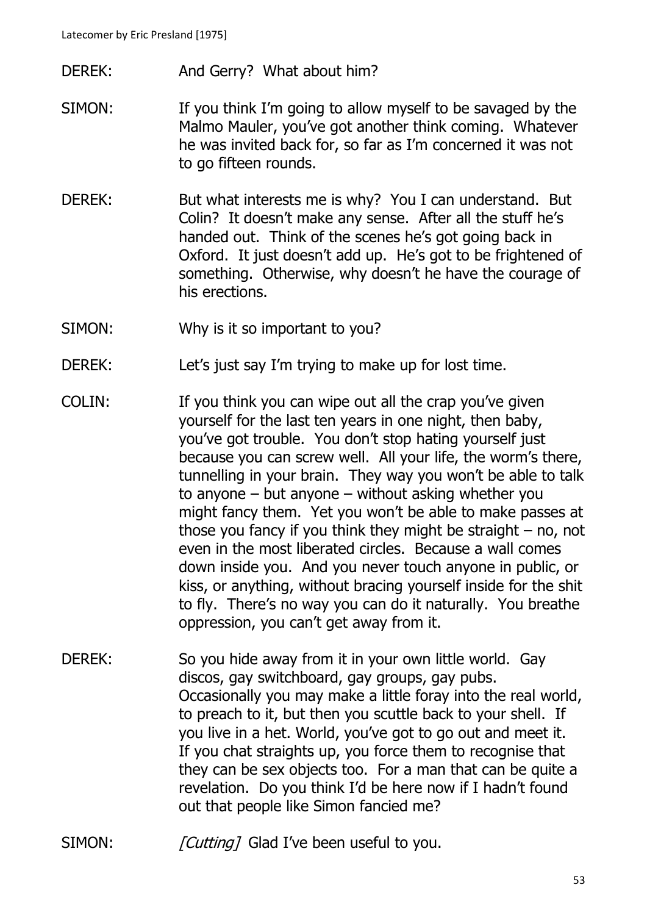DEREK: And Gerry? What about him?

SIMON: If you think I'm going to allow myself to be savaged by the Malmo Mauler, you've got another think coming. Whatever he was invited back for, so far as I'm concerned it was not to go fifteen rounds.

DEREK: But what interests me is why? You I can understand. But Colin? It doesn't make any sense. After all the stuff he's handed out. Think of the scenes he's got going back in Oxford. It just doesn't add up. He's got to be frightened of something. Otherwise, why doesn't he have the courage of his erections.

SIMON: Why is it so important to you?

DEREK: Let's just say I'm trying to make up for lost time.

COLIN: If you think you can wipe out all the crap you've given yourself for the last ten years in one night, then baby, you've got trouble. You don't stop hating yourself just because you can screw well. All your life, the worm's there, tunnelling in your brain. They way you won't be able to talk to anyone – but anyone – without asking whether you might fancy them. Yet you won't be able to make passes at those you fancy if you think they might be straight – no, not even in the most liberated circles. Because a wall comes down inside you. And you never touch anyone in public, or kiss, or anything, without bracing yourself inside for the shit to fly. There's no way you can do it naturally. You breathe oppression, you can't get away from it.

DEREK: So you hide away from it in your own little world. Gay discos, gay switchboard, gay groups, gay pubs. Occasionally you may make a little foray into the real world, to preach to it, but then you scuttle back to your shell. If you live in a het. World, you've got to go out and meet it. If you chat straights up, you force them to recognise that they can be sex objects too. For a man that can be quite a revelation. Do you think I'd be here now if I hadn't found out that people like Simon fancied me?

SIMON: *[Cutting]* Glad I've been useful to you.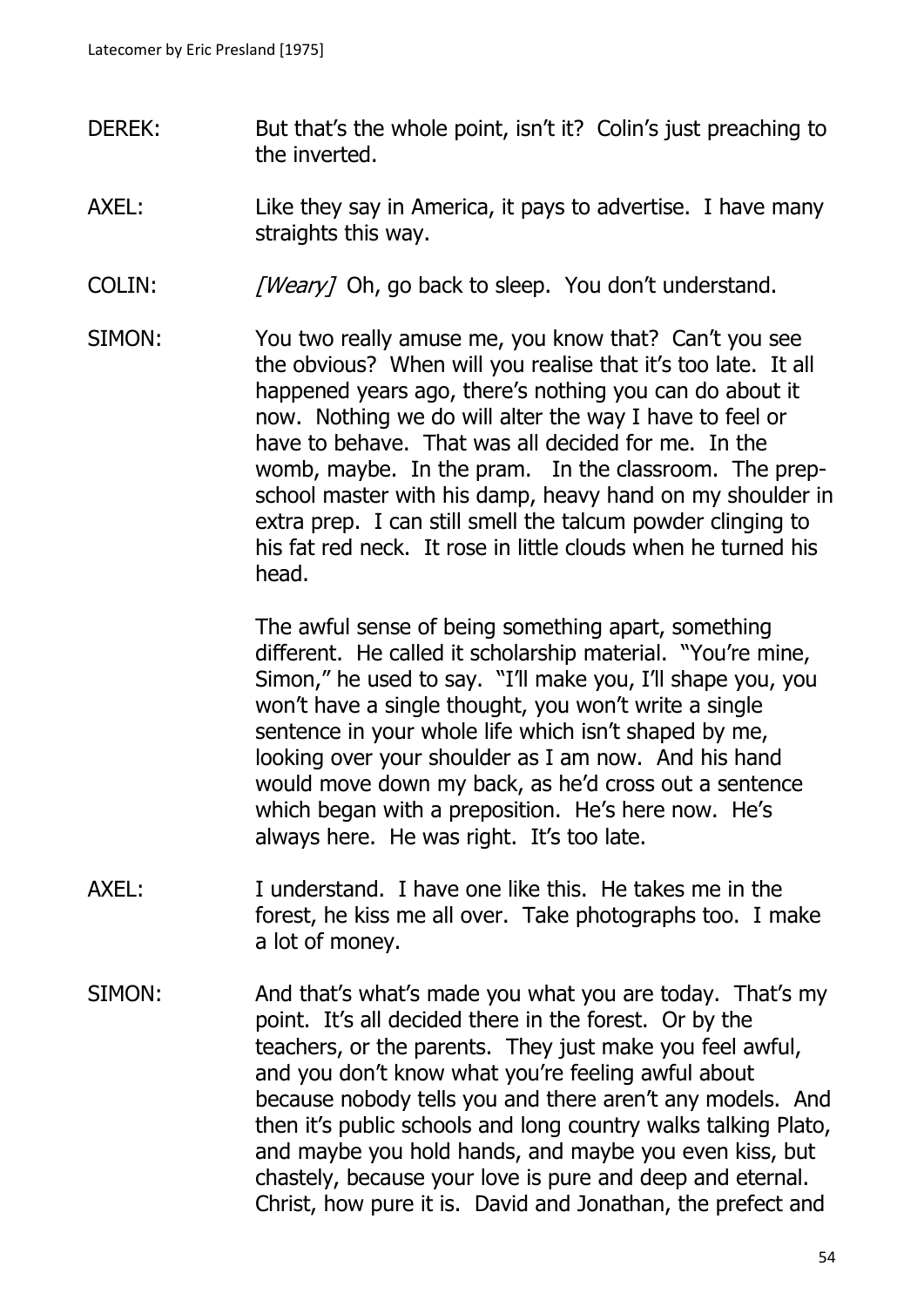DEREK: But that's the whole point, isn't it? Colin's just preaching to the inverted.

AXEL: Like they say in America, it pays to advertise. I have many straights this way.

COLIN: *[Weary]* Oh, go back to sleep. You don't understand.

SIMON: You two really amuse me, you know that? Can't you see the obvious? When will you realise that it's too late. It all happened years ago, there's nothing you can do about it now. Nothing we do will alter the way I have to feel or have to behave. That was all decided for me. In the womb, maybe. In the pram. In the classroom. The prep-school master with his damp, heavy hand on my shoulder in extra prep. I can still smell the talcum powder clinging to his fat red neck. It rose in little clouds when he turned his head.

The awful sense of being something apart, something different. He called it scholarship material. "You're mine, Simon," he used to say. "I'll make you, I'll shape you, you won't have a single thought, you won't write a single sentence in your whole life which isn't shaped by me, looking over your shoulder as I am now. And his hand would move down my back, as he'd cross out a sentence which began with a preposition. He's here now. He's always here. He was right. It's too late.

AXEL: I understand. I have one like this. He takes me in the forest, he kiss me all over. Take photographs too. I make a lot of money.

SIMON: And that's what's made you what you are today. That's my point. It's all decided there in the forest. Or by the teachers, or the parents. They just make you feel awful, and you don't know what you're feeling awful about because nobody tells you and there aren't any models. And then it's public schools and long country walks talking Plato, and maybe you hold hands, and maybe you even kiss, but chastely, because your love is pure and deep and eternal. Christ, how pure it is. David and Jonathan, the prefect and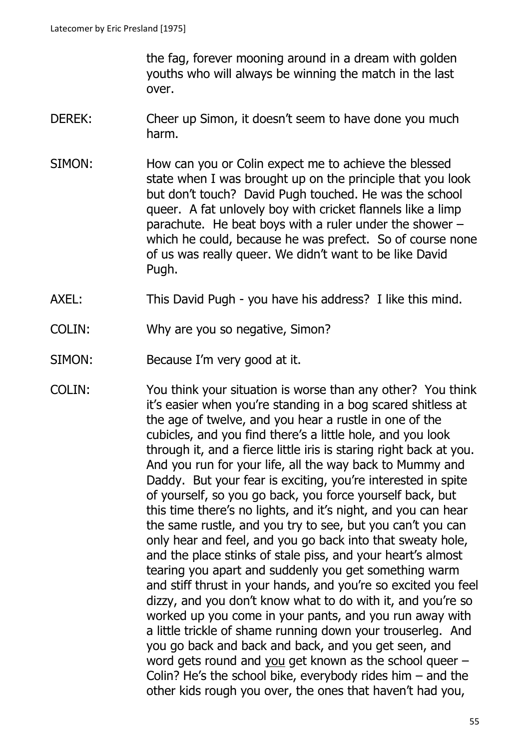the fag, forever mooning around in a dream with golden youths who will always be winning the match in the last over.

DEREK: Cheer up Simon, it doesn't seem to have done you much harm.

SIMON: How can you or Colin expect me to achieve the blessed state when I was brought up on the principle that you look but don't touch? David Pugh touched. He was the school queer. A fat unlovely boy with cricket flannels like a limp parachute. He beat boys with a ruler under the shower – which he could, because he was prefect. So of course none of us was really queer. We didn't want to be like David Pugh.

AXEL: This David Pugh - you have his address? I like this mind.

COLIN: Why are you so negative, Simon?

SIMON: Because I'm very good at it.

COLIN: You think your situation is worse than any other? You think it's easier when you're standing in a bog scared shitless at the age of twelve, and you hear a rustle in one of the cubicles, and you find there's a little hole, and you look through it, and a fierce little iris is staring right back at you. And you run for your life, all the way back to Mummy and Daddy. But your fear is exciting, you're interested in spite of yourself, so you go back, you force yourself back, but this time there's no lights, and it's night, and you can hear the same rustle, and you try to see, but you can't you can only hear and feel, and you go back into that sweaty hole, and the place stinks of stale piss, and your heart's almost tearing you apart and suddenly you get something warm and stiff thrust in your hands, and you're so excited you feel dizzy, and you don't know what to do with it, and you're so worked up you come in your pants, and you run away with a little trickle of shame running down your trouserleg. And you go back and back and back, and you get seen, and word gets round and <u>you</u> get known as the school queer – Colin? He's the school bike, everybody rides him – and the other kids rough you over, the ones that haven't had you,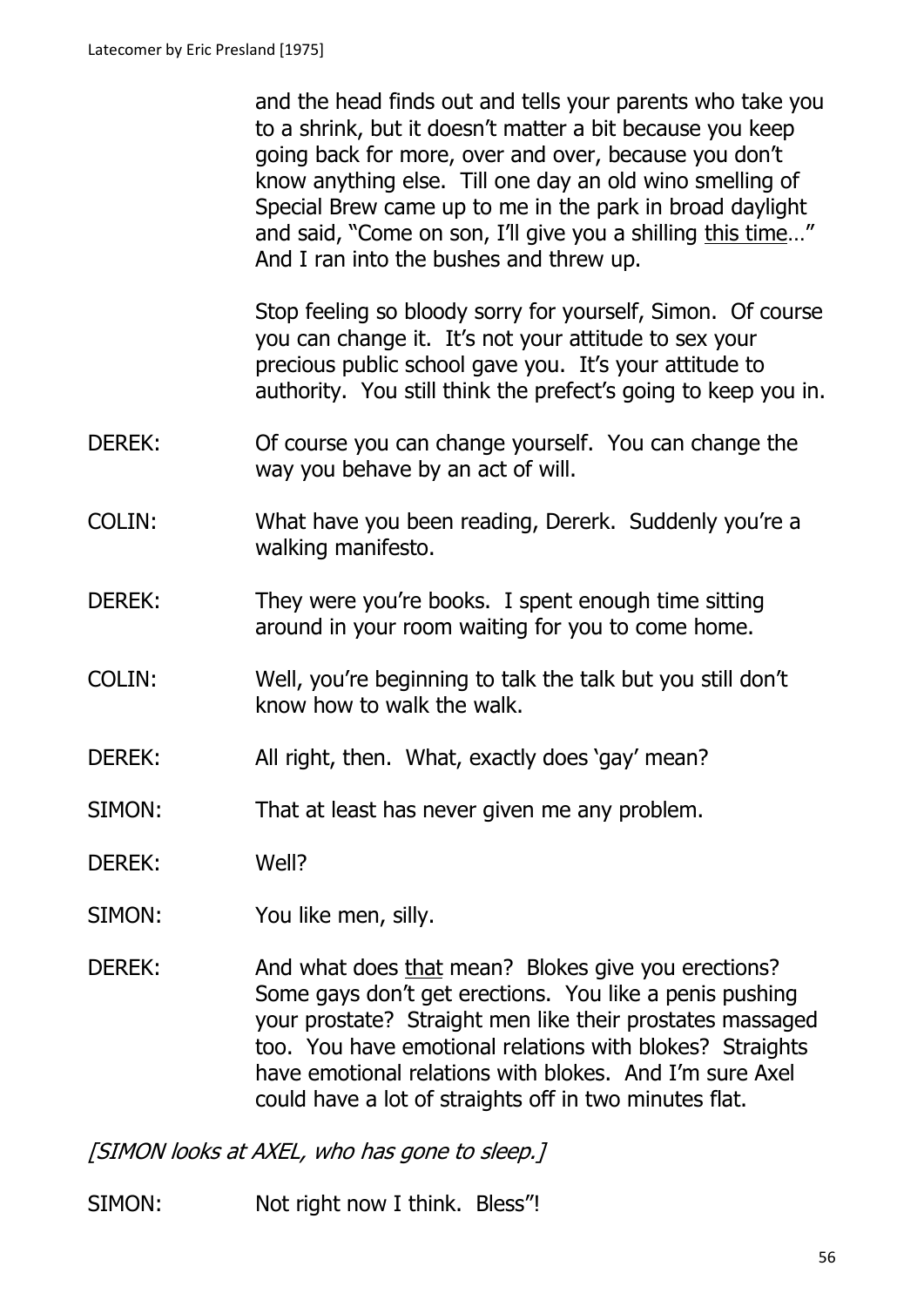and the head finds out and tells your parents who take you to a shrink, but it doesn't matter a bit because you keep going back for more, over and over, because you don't know anything else. Till one day an old wino smelling of Special Brew came up to me in the park in broad daylight and said, "Come on son, I'll give you a shilling <u>this time</u>…" And I ran into the bushes and threw up.

Stop feeling so bloody sorry for yourself, Simon. Of course you can change it. It's not your attitude to sex your precious public school gave you. It's your attitude to authority. You still think the prefect's going to keep you in.

DEREK: Of course you can change yourself. You can change the way you behave by an act of will.

COLIN: What have you been reading, Dererk. Suddenly you're a walking manifesto.

DEREK: They were you're books. I spent enough time sitting around in your room waiting for you to come home.

COLIN: Well, you're beginning to talk the talk but you still don't know how to walk the walk.

DEREK: All right, then. What, exactly does 'gay' mean?

SIMON: That at least has never given me any problem.

DEREK: Well?

SIMON: You like men, silly.

DEREK: And what does <u>that</u> mean? Blokes give you erections? Some gays don't get erections. You like a penis pushing your prostate? Straight men like their prostates massaged too. You have emotional relations with blokes? Straights have emotional relations with blokes. And I'm sure Axel could have a lot of straights off in two minutes flat.

*[SIMON looks at AXEL, who has gone to sleep.]*

SIMON: Not right now I think. Bless"!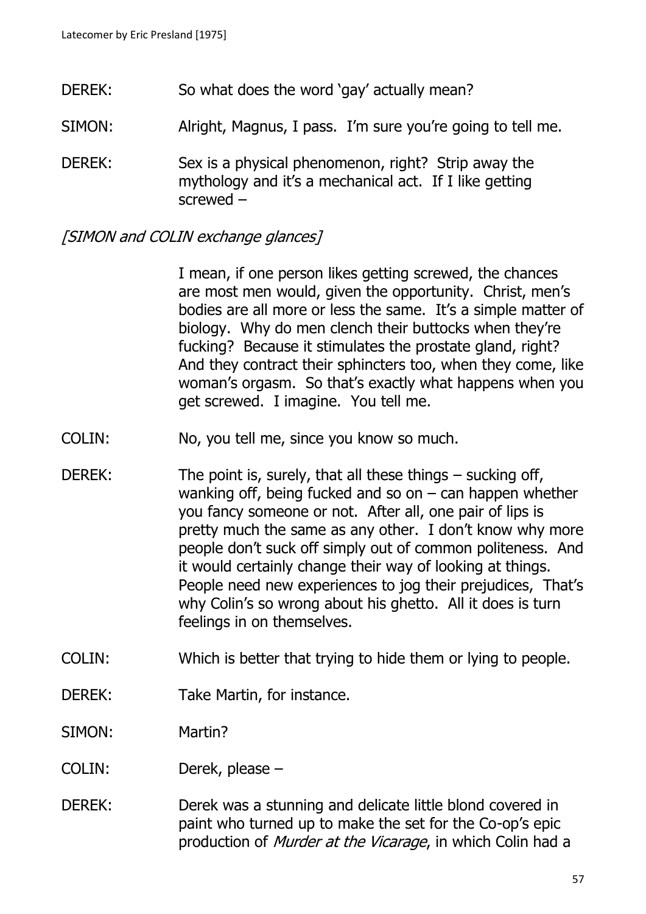DEREK: So what does the word 'gay' actually mean?

SIMON: Alright, Magnus, I pass. I'm sure you're going to tell me.

DEREK: Sex is a physical phenomenon, right? Strip away the mythology and it's a mechanical act. If I like getting screwed –

*[SIMON and COLIN exchange glances]*

I mean, if one person likes getting screwed, the chances are most men would, given the opportunity. Christ, men's bodies are all more or less the same. It's a simple matter of biology. Why do men clench their buttocks when they're fucking? Because it stimulates the prostate gland, right? And they contract their sphincters too, when they come, like woman's orgasm. So that's exactly what happens when you get screwed. I imagine. You tell me.

COLIN: No, you tell me, since you know so much.

DEREK: The point is, surely, that all these things – sucking off, wanking off, being fucked and so on – can happen whether you fancy someone or not. After all, one pair of lips is pretty much the same as any other. I don't know why more people don't suck off simply out of common politeness. And it would certainly change their way of looking at things. People need new experiences to jog their prejudices, That's why Colin's so wrong about his ghetto. All it does is turn feelings in on themselves.

COLIN: Which is better that trying to hide them or lying to people.

DEREK: Take Martin, for instance.

SIMON: Martin?

COLIN: Derek, please –

DEREK: Derek was a stunning and delicate little blond covered in paint who turned up to make the set for the Co-op's epic production of *Murder at the Vicarage*, in which Colin had a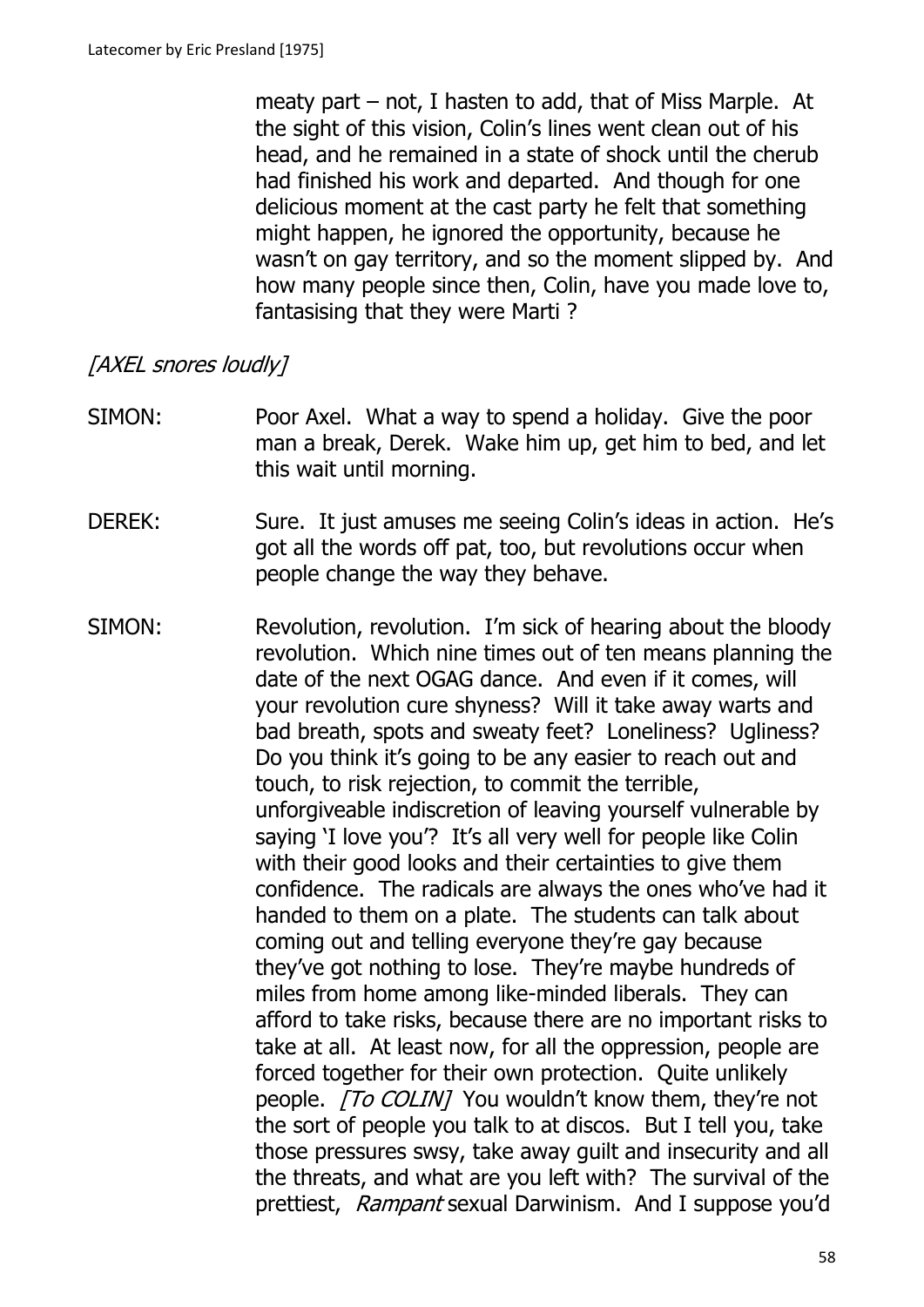meaty part – not, I hasten to add, that of Miss Marple. At the sight of this vision, Colin's lines went clean out of his head, and he remained in a state of shock until the cherub had finished his work and departed. And though for one delicious moment at the cast party he felt that something might happen, he ignored the opportunity, because he wasn't on gay territory, and so the moment slipped by. And how many people since then, Colin, have you made love to, fantasising that they were Marti ?

*[AXEL snores loudly]*

SIMON: Poor Axel. What a way to spend a holiday. Give the poor man a break, Derek. Wake him up, get him to bed, and let this wait until morning.

DEREK: Sure. It just amuses me seeing Colin's ideas in action. He's got all the words off pat, too, but revolutions occur when people change the way they behave.

SIMON: Revolution, revolution. I'm sick of hearing about the bloody revolution. Which nine times out of ten means planning the date of the next OGAG dance. And even if it comes, will your revolution cure shyness? Will it take away warts and bad breath, spots and sweaty feet? Loneliness? Ugliness? Do you think it's going to be any easier to reach out and touch, to risk rejection, to commit the terrible, unforgiveable indiscretion of leaving yourself vulnerable by saying 'I love you'? It's all very well for people like Colin with their good looks and their certainties to give them confidence. The radicals are always the ones who've had it handed to them on a plate. The students can talk about coming out and telling everyone they're gay because they've got nothing to lose. They're maybe hundreds of miles from home among like-minded liberals. They can afford to take risks, because there are no important risks to take at all. At least now, for all the oppression, people are forced together for their own protection. Quite unlikely people. *[To COLIN]* You wouldn't know them, they're not the sort of people you talk to at discos. But I tell you, take those pressures swsy, take away guilt and insecurity and all the threats, and what are you left with? The survival of the prettiest, *Rampant* sexual Darwinism. And I suppose you'd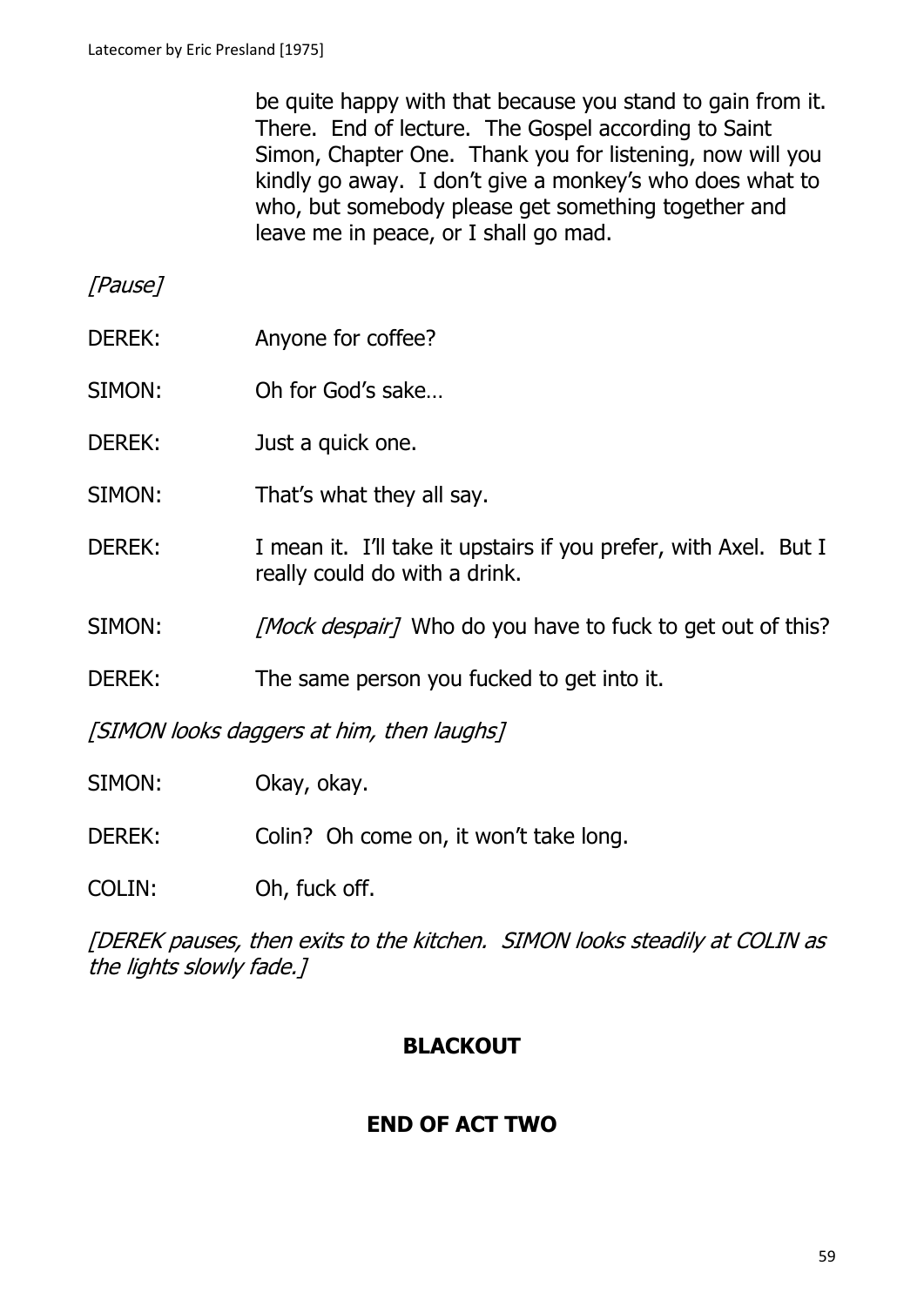be quite happy with that because you stand to gain from it. There. End of lecture. The Gospel according to Saint Simon, Chapter One. Thank you for listening, now will you kindly go away. I don't give a monkey's who does what to who, but somebody please get something together and leave me in peace, or I shall go mad.

*[Pause]*

DEREK: Anyone for coffee?

SIMON: Oh for God's sake…

DEREK: Just a quick one.

SIMON: That's what they all say.

DEREK: I mean it. I'll take it upstairs if you prefer, with Axel. But I really could do with a drink.

SIMON: *[Mock despair]* Who do you have to fuck to get out of this?

DEREK: The same person you fucked to get into it.

*[SIMON looks daggers at him, then laughs]*

SIMON: Okay, okay.

DEREK: Colin? Oh come on, it won't take long.

COLIN: Oh, fuck off.

*[DEREK pauses, then exits to the kitchen. SIMON looks steadily at COLIN as the lights slowly fade.]*

**BLACKOUT**

**END OF ACT TWO**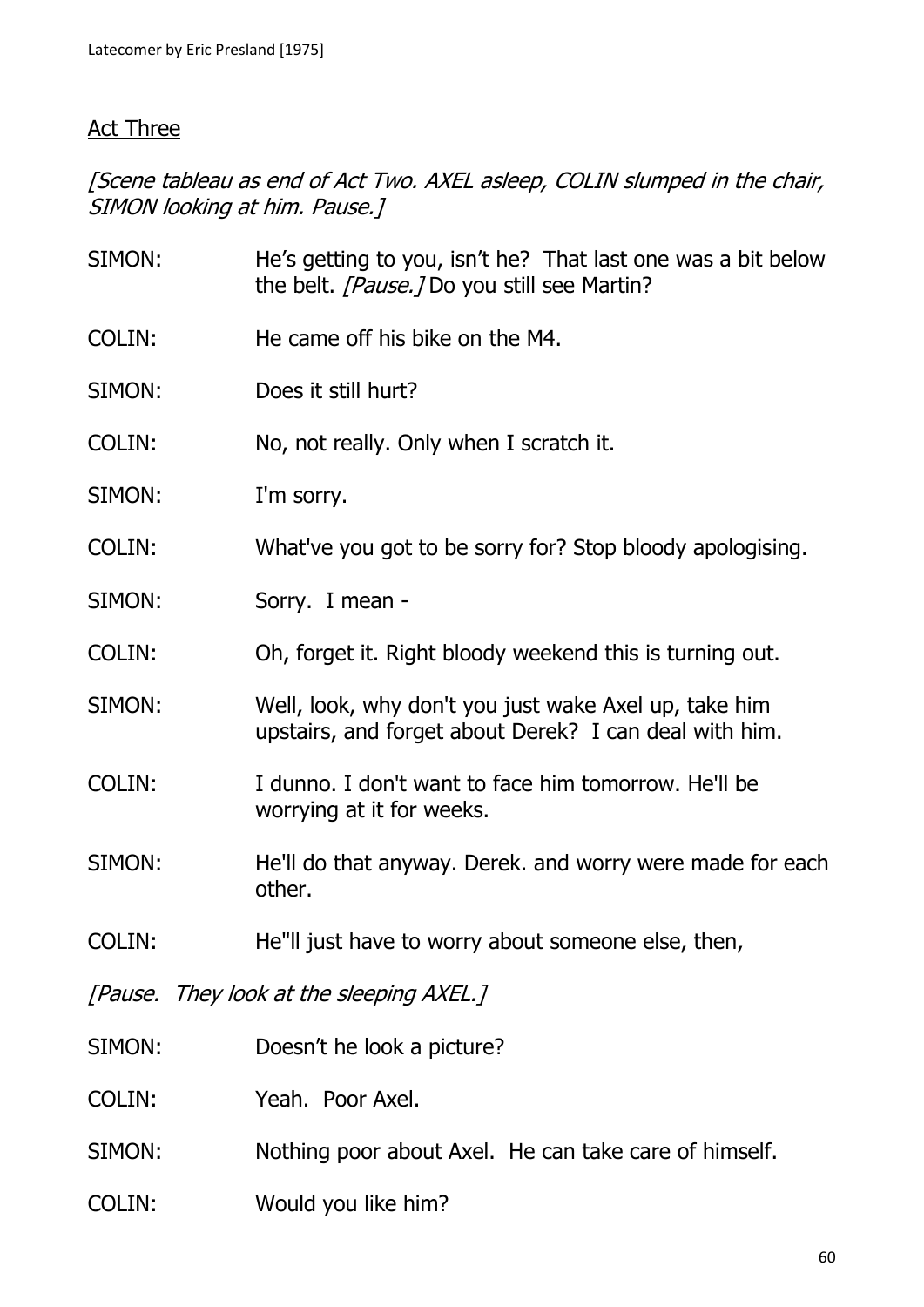## Act Three

*[Scene tableau as end of Act Two. AXEL asleep, COLIN slumped in the chair, SIMON looking at him. Pause.]*

SIMON: He's getting to you, isn't he? That last one was a bit below the belt. *[Pause.]* Do you still see Martin?

COLIN: He came off his bike on the M4.

SIMON: Does it still hurt?

COLIN: No, not really. Only when I scratch it.

SIMON: I'm sorry.

COLIN: What've you got to be sorry for? Stop bloody apologising.

SIMON: Sorry. I mean -

COLIN: Oh, forget it. Right bloody weekend this is turning out.

SIMON: Well, look, why don't you just wake Axel up, take him upstairs, and forget about Derek? I can deal with him.

COLIN: I dunno. I don't want to face him tomorrow. He'll be worrying at it for weeks.

SIMON: He'll do that anyway. Derek. and worry were made for each other.

COLIN: He"ll just have to worry about someone else, then,

*[Pause. They look at the sleeping AXEL.]*

SIMON: Doesn't he look a picture?

COLIN: Yeah. Poor Axel.

SIMON: Nothing poor about Axel. He can take care of himself.

COLIN: Would you like him?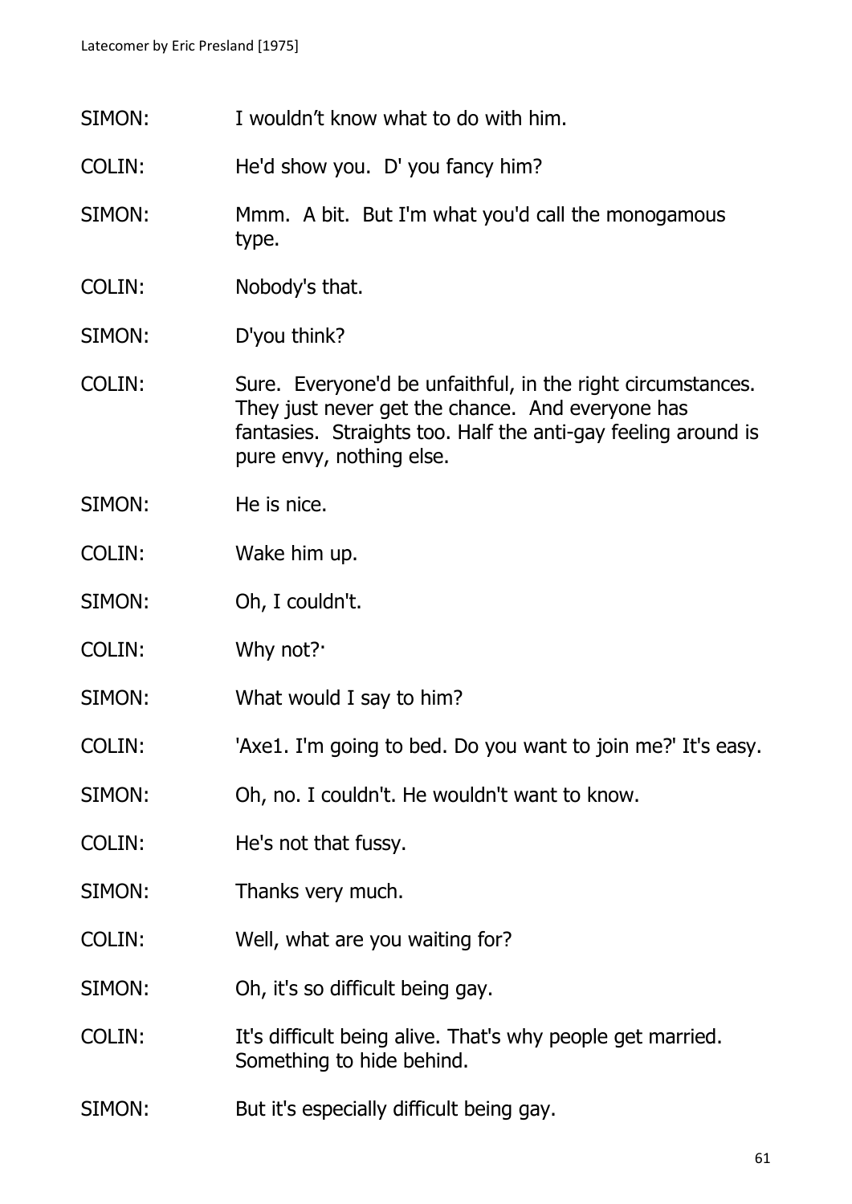SIMON: I wouldn't know what to do with him.

COLIN: He'd show you. D' you fancy him?

SIMON: Mmm. A bit. But I'm what you'd call the monogamous type.

COLIN: Nobody's that.

SIMON: D'you think?

COLIN: Sure. Everyone'd be unfaithful, in the right circumstances. They just never get the chance. And everyone has fantasies. Straights too. Half the anti-gay feeling around is pure envy, nothing else.

SIMON: He is nice.

COLIN: Wake him up.

SIMON: Oh, I couldn't.

COLIN: Why not?·

SIMON: What would I say to him?

COLIN: 'Axe1. I'm going to bed. Do you want to join me?' It's easy.

SIMON: Oh, no. I couldn't. He wouldn't want to know.

COLIN: He's not that fussy.

SIMON: Thanks very much.

COLIN: Well, what are you waiting for?

SIMON: Oh, it's so difficult being gay.

COLIN: It's difficult being alive. That's why people get married. Something to hide behind.

SIMON: But it's especially difficult being gay.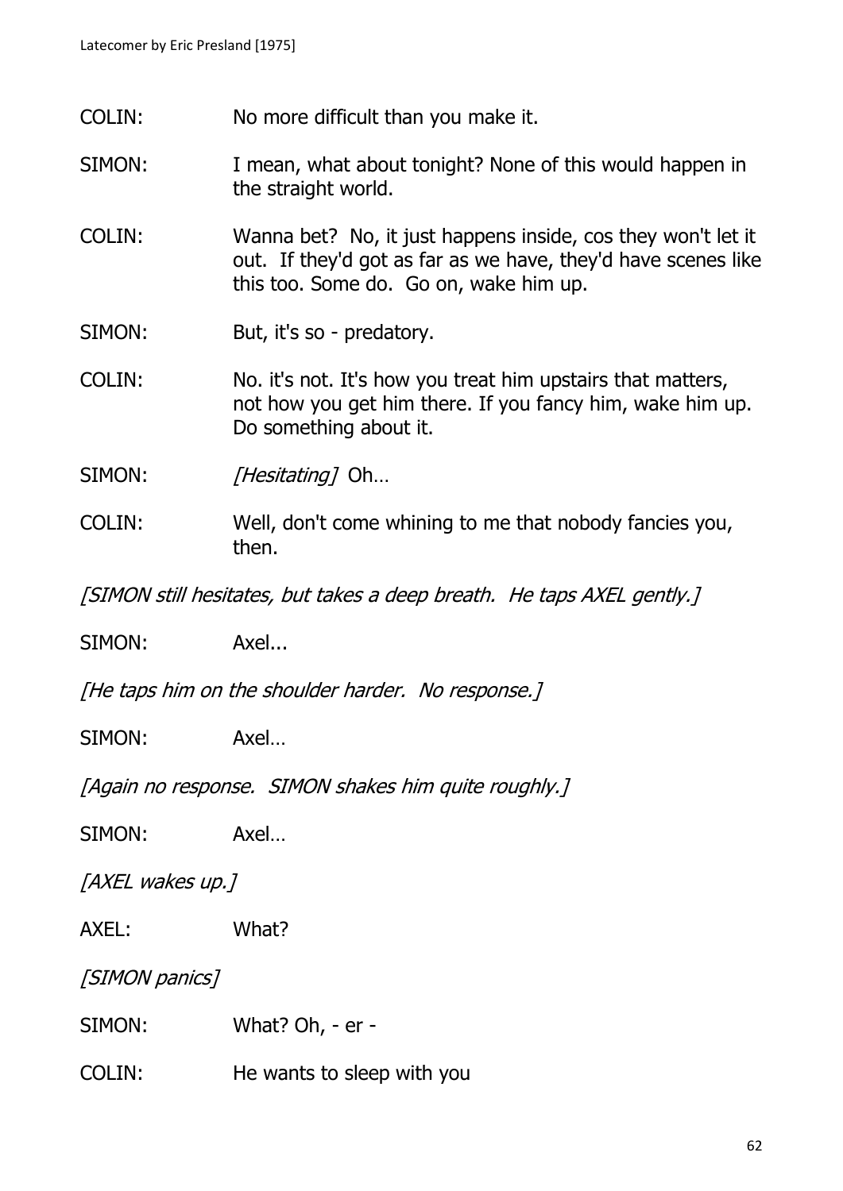COLIN: No more difficult than you make it.

SIMON: I mean, what about tonight? None of this would happen in the straight world.

COLIN: Wanna bet? No, it just happens inside, cos they won't let it out. If they'd got as far as we have, they'd have scenes like this too. Some do. Go on, wake him up.

SIMON: But, it's so - predatory.

COLIN: No. it's not. It's how you treat him upstairs that matters, not how you get him there. If you fancy him, wake him up. Do something about it.

SIMON: *[Hesitating]* Oh…

COLIN: Well, don't come whining to me that nobody fancies you, then.

*[SIMON still hesitates, but takes a deep breath. He taps AXEL gently.]*

SIMON: Axel...

*[He taps him on the shoulder harder. No response.]*

SIMON: Axel…

*[Again no response. SIMON shakes him quite roughly.]*

SIMON: Axel…

*[AXEL wakes up.]*

AXEL: What?

*[SIMON panics]*

SIMON: What? Oh, - er -

COLIN: He wants to sleep with you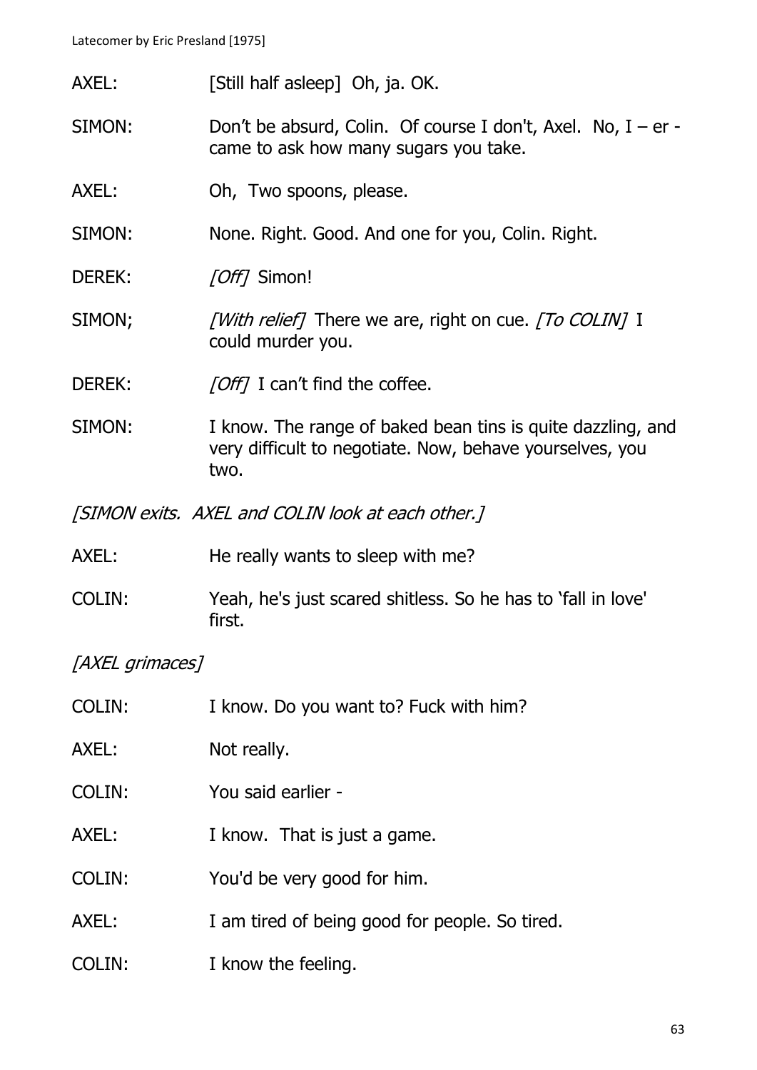AXEL: [Still half asleep] Oh, ja. OK.

SIMON: Don't be absurd, Colin. Of course I don't, Axel. No, I – er - came to ask how many sugars you take.

AXEL: Oh, Two spoons, please.

SIMON: None. Right. Good. And one for you, Colin. Right.

DEREK: *[Off]* Simon!

SIMON; *[With relief]* There we are, right on cue. *[To COLIN]* I could murder you.

DEREK: *[Off]* I can't find the coffee.

SIMON: I know. The range of baked bean tins is quite dazzling, and very difficult to negotiate. Now, behave yourselves, you two.

*[SIMON exits. AXEL and COLIN look at each other.]*

AXEL: He really wants to sleep with me?

COLIN: Yeah, he's just scared shitless. So he has to 'fall in love' first.

*[AXEL grimaces]*

COLIN: I know. Do you want to? Fuck with him?

AXEL: Not really.

COLIN: You said earlier -

AXEL: I know. That is just a game.

COLIN: You'd be very good for him.

AXEL: I am tired of being good for people. So tired.

COLIN: I know the feeling.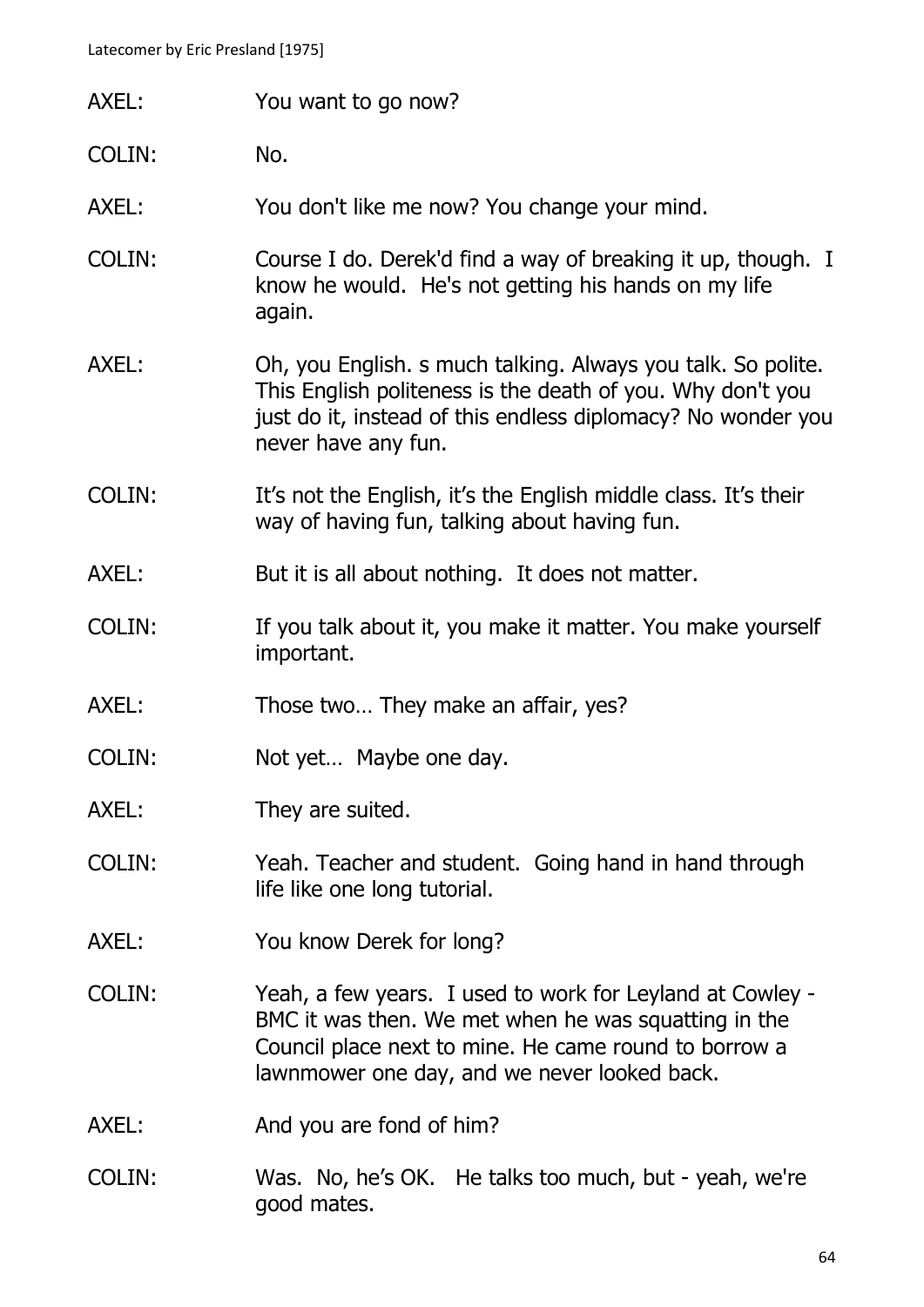AXEL: You want to go now?

COLIN: No.

AXEL: You don't like me now? You change your mind.

COLIN: Course I do. Derek'd find a way of breaking it up, though. I know he would. He's not getting his hands on my life again.

AXEL: Oh, you English. s much talking. Always you talk. So polite. This English politeness is the death of you. Why don't you just do it, instead of this endless diplomacy? No wonder you never have any fun.

COLIN: It's not the English, it's the English middle class. It's their way of having fun, talking about having fun.

AXEL: But it is all about nothing. It does not matter.

COLIN: If you talk about it, you make it matter. You make yourself important.

AXEL: Those two… They make an affair, yes?

COLIN: Not yet… Maybe one day.

AXEL: They are suited.

COLIN: Yeah. Teacher and student. Going hand in hand through life like one long tutorial.

AXEL: You know Derek for long?

COLIN: Yeah, a few years. I used to work for Leyland at Cowley - BMC it was then. We met when he was squatting in the Council place next to mine. He came round to borrow a lawnmower one day, and we never looked back.

AXEL: And you are fond of him?

COLIN: Was. No, he's OK. He talks too much, but - yeah, we're good mates.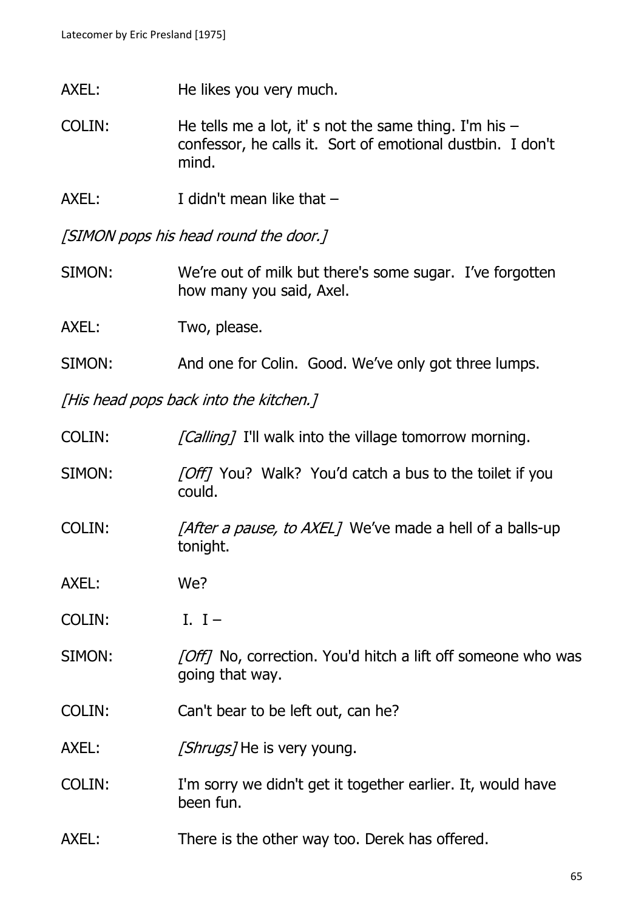AXEL: He likes you very much.

COLIN: He tells me a lot, it' s not the same thing. I'm his – confessor, he calls it. Sort of emotional dustbin. I don't mind.

AXEL: I didn't mean like that –

*[SIMON pops his head round the door.]*

SIMON: We're out of milk but there's some sugar. I've forgotten how many you said, Axel.

AXEL: Two, please.

SIMON: And one for Colin. Good. We've only got three lumps.

*[His head pops back into the kitchen.]*

COLIN: *[Calling]* I'll walk into the village tomorrow morning.

SIMON: *[Off]* You? Walk? You'd catch a bus to the toilet if you could.

COLIN: *[After a pause, to AXEL]* We've made a hell of a balls-up tonight.

AXEL: We?

COLIN: I. I –

SIMON: *[Off]* No, correction. You'd hitch a lift off someone who was going that way.

COLIN: Can't bear to be left out, can he?

AXEL: *[Shrugs]* He is very young.

COLIN: I'm sorry we didn't get it together earlier. It, would have been fun.

AXEL: There is the other way too. Derek has offered.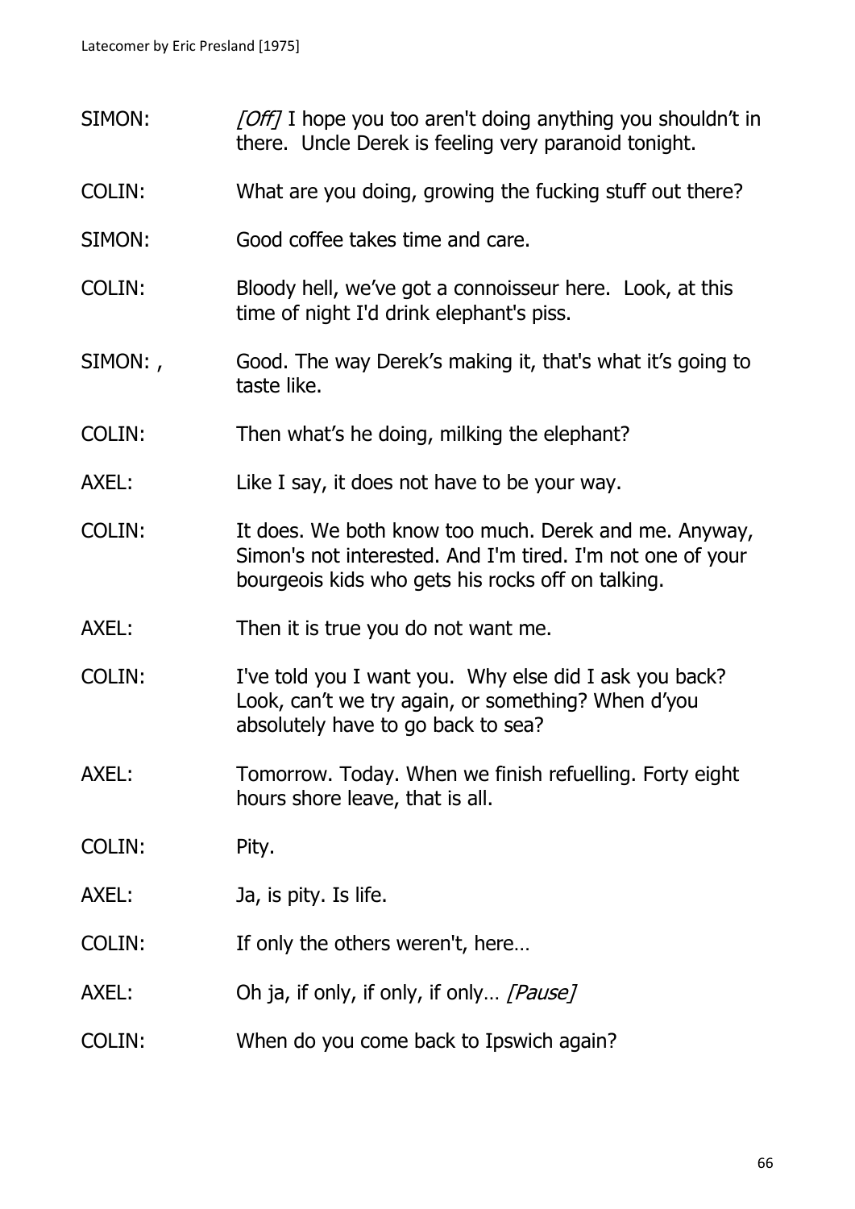SIMON: *[Off]* I hope you too aren't doing anything you shouldn't in there. Uncle Derek is feeling very paranoid tonight.

COLIN: What are you doing, growing the fucking stuff out there?

SIMON: Good coffee takes time and care.

COLIN: Bloody hell, we've got a connoisseur here. Look, at this time of night I'd drink elephant's piss.

SIMON: , Good. The way Derek's making it, that's what it's going to taste like.

COLIN: Then what's he doing, milking the elephant?

AXEL: Like I say, it does not have to be your way.

COLIN: It does. We both know too much. Derek and me. Anyway, Simon's not interested. And I'm tired. I'm not one of your bourgeois kids who gets his rocks off on talking.

AXEL: Then it is true you do not want me.

COLIN: I've told you I want you. Why else did I ask you back? Look, can't we try again, or something? When d'you absolutely have to go back to sea?

AXEL: Tomorrow. Today. When we finish refuelling. Forty eight hours shore leave, that is all.

COLIN: Pity.

AXEL: Ja, is pity. Is life.

COLIN: If only the others weren't, here…

AXEL: Oh ja, if only, if only, if only… *[Pause]*

COLIN: When do you come back to Ipswich again?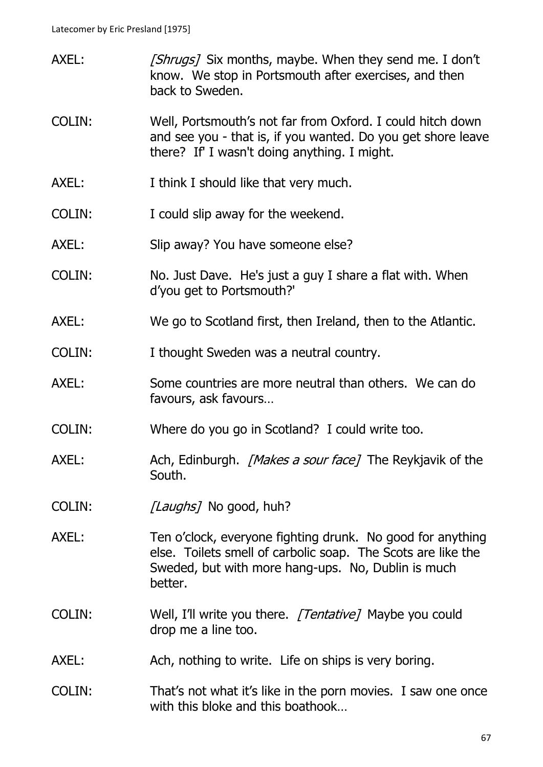AXEL: *[Shrugs]* Six months, maybe. When they send me. I don't know. We stop in Portsmouth after exercises, and then back to Sweden.

COLIN: Well, Portsmouth's not far from Oxford. I could hitch down and see you - that is, if you wanted. Do you get shore leave there? If' I wasn't doing anything. I might.

AXEL: I think I should like that very much.

COLIN: I could slip away for the weekend.

AXEL: Slip away? You have someone else?

COLIN: No. Just Dave. He's just a guy I share a flat with. When d'you get to Portsmouth?'

AXEL: We go to Scotland first, then Ireland, then to the Atlantic.

COLIN: I thought Sweden was a neutral country.

AXEL: Some countries are more neutral than others. We can do favours, ask favours…

COLIN: Where do you go in Scotland? I could write too.

AXEL: Ach, Edinburgh. *[Makes a sour face]* The Reykjavik of the South.

COLIN: *[Laughs]* No good, huh?

AXEL: Ten o'clock, everyone fighting drunk. No good for anything else. Toilets smell of carbolic soap. The Scots are like the Sweded, but with more hang-ups. No, Dublin is much better.

COLIN: Well, I'll write you there. *[Tentative]* Maybe you could drop me a line too.

AXEL: Ach, nothing to write. Life on ships is very boring.

COLIN: That's not what it's like in the porn movies. I saw one once with this bloke and this boathook…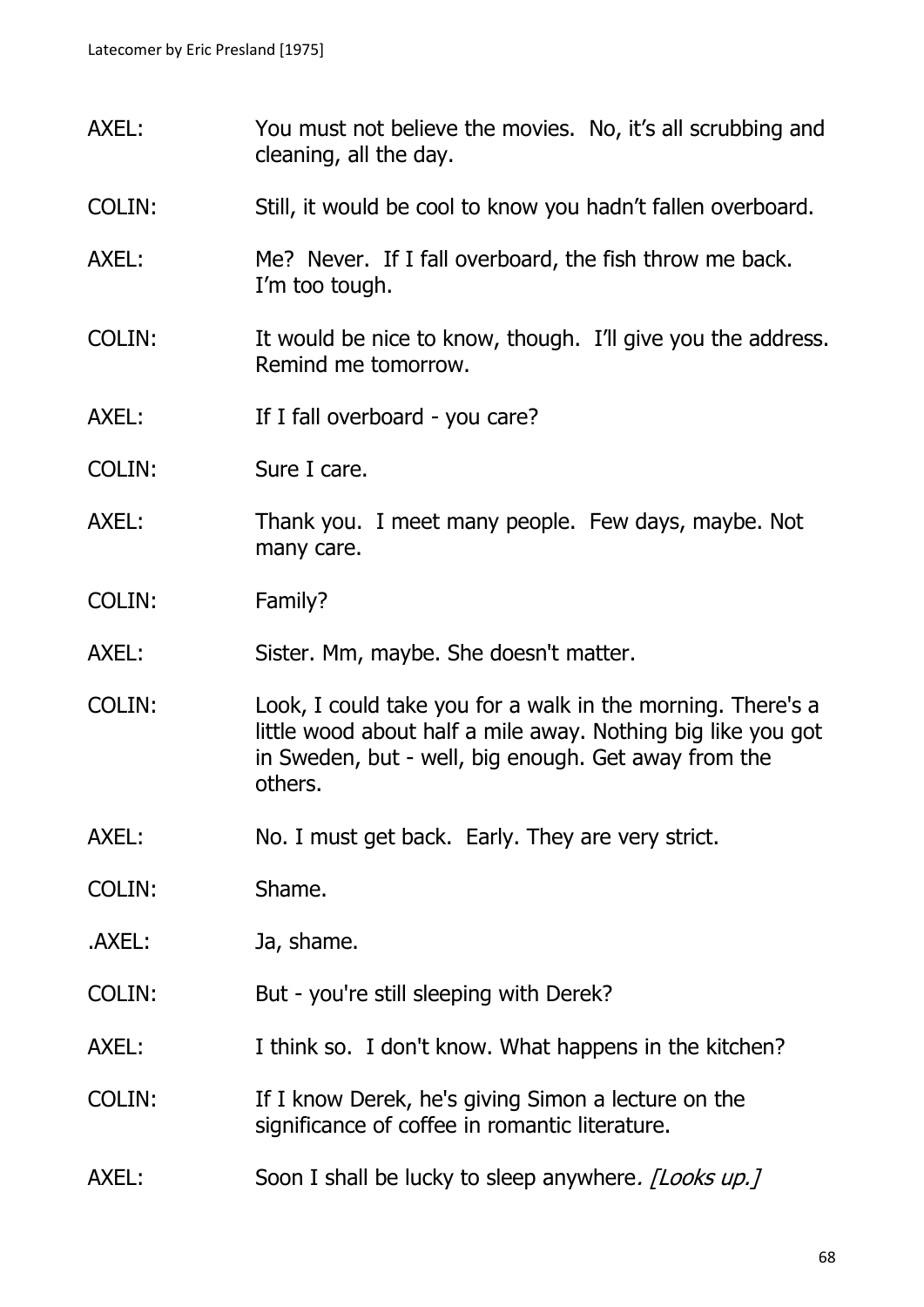AXEL: You must not believe the movies. No, it's all scrubbing and cleaning, all the day.

COLIN: Still, it would be cool to know you hadn't fallen overboard.

AXEL: Me? Never. If I fall overboard, the fish throw me back. I'm too tough.

COLIN: It would be nice to know, though. I'll give you the address. Remind me tomorrow.

AXEL: If I fall overboard - you care?

COLIN: Sure I care.

AXEL: Thank you. I meet many people. Few days, maybe. Not many care.

COLIN: Family?

AXEL: Sister. Mm, maybe. She doesn't matter.

COLIN: Look, I could take you for a walk in the morning. There's a little wood about half a mile away. Nothing big like you got in Sweden, but - well, big enough. Get away from the others.

AXEL: No. I must get back. Early. They are very strict.

COLIN: Shame.

.AXEL: Ja, shame.

COLIN: But - you're still sleeping with Derek?

AXEL: I think so. I don't know. What happens in the kitchen?

COLIN: If I know Derek, he's giving Simon a lecture on the significance of coffee in romantic literature.

AXEL: Soon I shall be lucky to sleep anywhere*. [Looks up.]*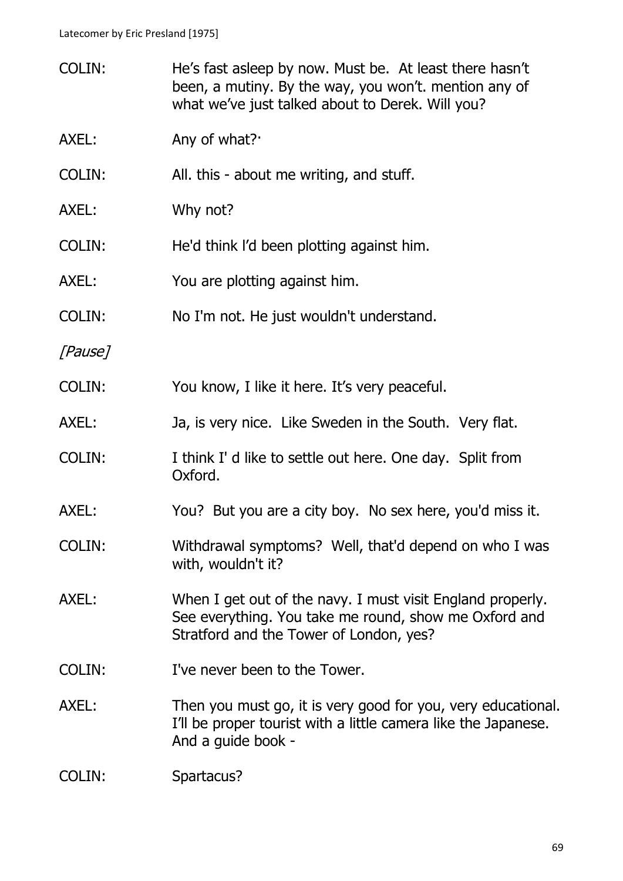COLIN: He's fast asleep by now. Must be. At least there hasn't been, a mutiny. By the way, you won't. mention any of what we've just talked about to Derek. Will you?

AXEL: Any of what?·

COLIN: All. this - about me writing, and stuff.

AXEL: Why not?

COLIN: He'd think I'd been plotting against him.

AXEL: You are plotting against him.

COLIN: No I'm not. He just wouldn't understand.

*[Pause]*

COLIN: You know, I like it here. It's very peaceful.

AXEL: Ja, is very nice. Like Sweden in the South. Very flat.

COLIN: I think I' d like to settle out here. One day. Split from Oxford.

AXEL: You? But you are a city boy. No sex here, you'd miss it.

COLIN: Withdrawal symptoms? Well, that'd depend on who I was with, wouldn't it?

AXEL: When I get out of the navy. I must visit England properly. See everything. You take me round, show me Oxford and Stratford and the Tower of London, yes?

COLIN: I've never been to the Tower.

AXEL: Then you must go, it is very good for you, very educational. I'll be proper tourist with a little camera like the Japanese. And a guide book -

COLIN: Spartacus?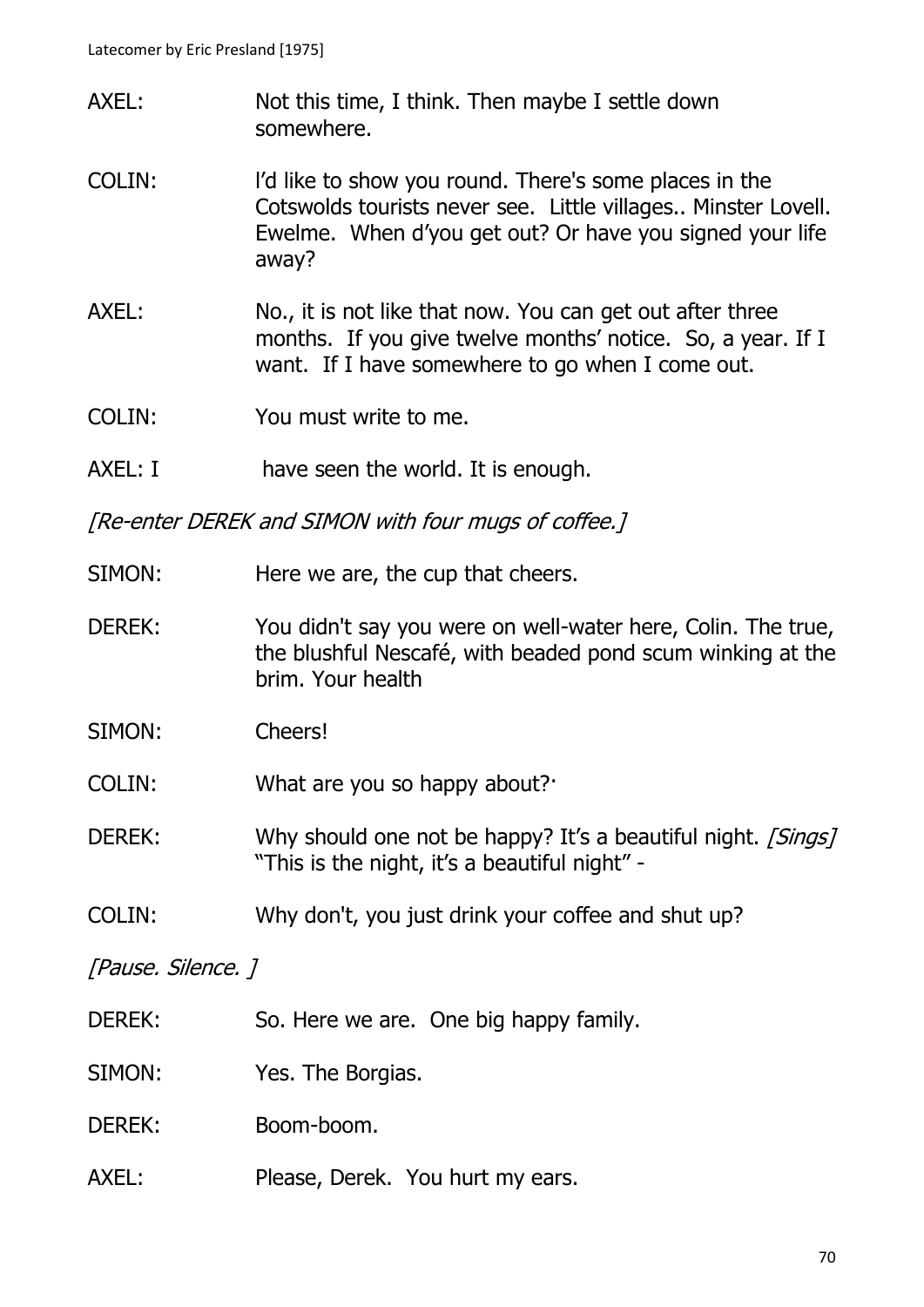AXEL: Not this time, I think. Then maybe I settle down somewhere.

COLIN: I'd like to show you round. There's some places in the Cotswolds tourists never see. Little villages.. Minster Lovell. Ewelme. When d'you get out? Or have you signed your life away?

AXEL: No., it is not like that now. You can get out after three months. If you give twelve months' notice. So, a year. If I want. If I have somewhere to go when I come out.

COLIN: You must write to me.

AXEL: I have seen the world. It is enough.

*[Re-enter DEREK and SIMON with four mugs of coffee.]*

SIMON: Here we are, the cup that cheers.

DEREK: You didn't say you were on well-water here, Colin. The true, the blushful Nescafé, with beaded pond scum winking at the brim. Your health

SIMON: Cheers!

COLIN: What are you so happy about?·

DEREK: Why should one not be happy? It's a beautiful night. *[Sings]* "This is the night, it's a beautiful night" -

COLIN: Why don't, you just drink your coffee and shut up?

*[Pause. Silence. ]*

DEREK: So. Here we are. One big happy family.

SIMON: Yes. The Borgias.

DEREK: Boom-boom.

AXEL: Please, Derek. You hurt my ears.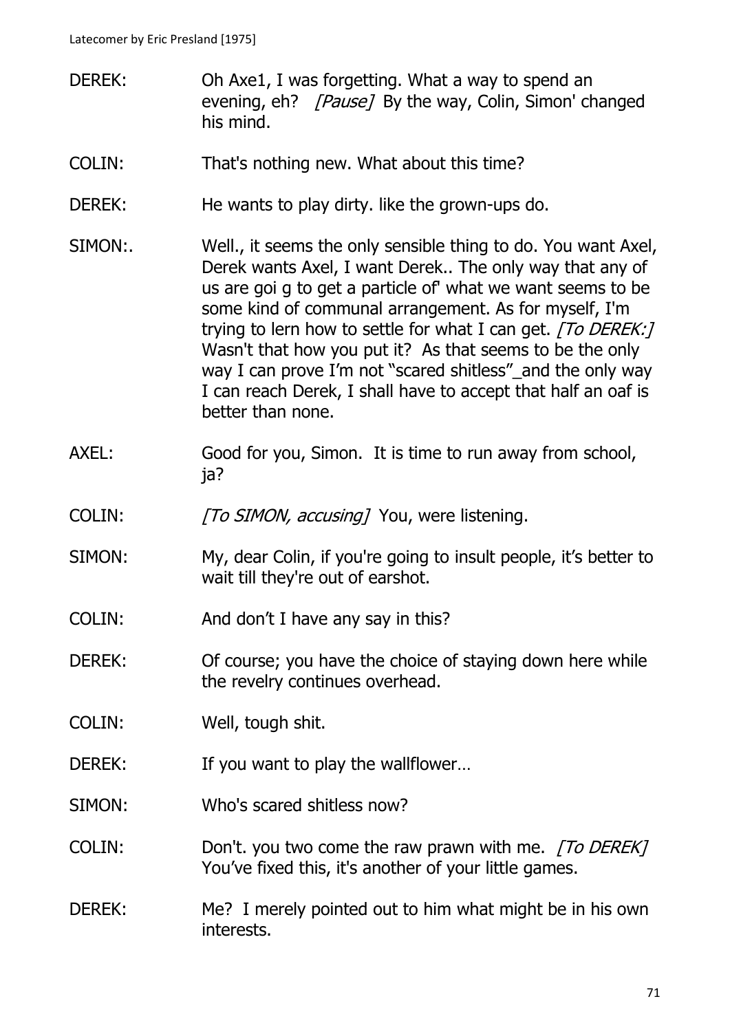DEREK: Oh Axe1, I was forgetting. What a way to spend an evening, eh? *[Pause]* By the way, Colin, Simon' changed his mind.

COLIN: That's nothing new. What about this time?

DEREK: He wants to play dirty. like the grown-ups do.

SIMON:. Well., it seems the only sensible thing to do. You want Axel, Derek wants Axel, I want Derek.. The only way that any of us are goi g to get a particle of' what we want seems to be some kind of communal arrangement. As for myself, I'm trying to lern how to settle for what I can get. *[To DEREK:]* Wasn't that how you put it? As that seems to be the only way I can prove I'm not "scared shitless"_and the only way I can reach Derek, I shall have to accept that half an oaf is better than none.

AXEL: Good for you, Simon. It is time to run away from school, ja?

COLIN: *[To SIMON, accusing]* You, were listening.

SIMON: My, dear Colin, if you're going to insult people, it's better to wait till they're out of earshot.

COLIN: And don't I have any say in this?

DEREK: Of course; you have the choice of staying down here while the revelry continues overhead.

COLIN: Well, tough shit.

DEREK: If you want to play the wallflower…

SIMON: Who's scared shitless now?

COLIN: Don't. you two come the raw prawn with me. *[To DEREK]* You've fixed this, it's another of your little games.

DEREK: Me? I merely pointed out to him what might be in his own interests.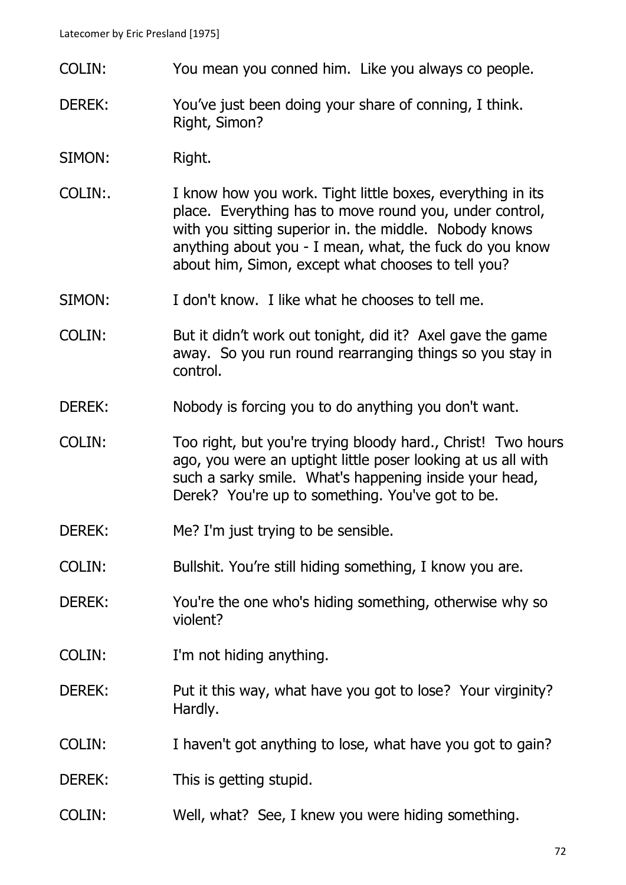COLIN: You mean you conned him. Like you always co people.

DEREK: You've just been doing your share of conning, I think. Right, Simon?

SIMON: Right.

COLIN:. I know how you work. Tight little boxes, everything in its place. Everything has to move round you, under control, with you sitting superior in. the middle. Nobody knows anything about you - I mean, what, the fuck do you know about him, Simon, except what chooses to tell you?

SIMON: I don't know. I like what he chooses to tell me.

COLIN: But it didn't work out tonight, did it? Axel gave the game away. So you run round rearranging things so you stay in control.

DEREK: Nobody is forcing you to do anything you don't want.

COLIN: Too right, but you're trying bloody hard., Christ! Two hours ago, you were an uptight little poser looking at us all with such a sarky smile. What's happening inside your head, Derek? You're up to something. You've got to be.

DEREK: Me? I'm just trying to be sensible.

COLIN: Bullshit. You're still hiding something, I know you are.

DEREK: You're the one who's hiding something, otherwise why so violent?

COLIN: I'm not hiding anything.

DEREK: Put it this way, what have you got to lose? Your virginity? Hardly.

COLIN: I haven't got anything to lose, what have you got to gain?

DEREK: This is getting stupid.

COLIN: Well, what? See, I knew you were hiding something.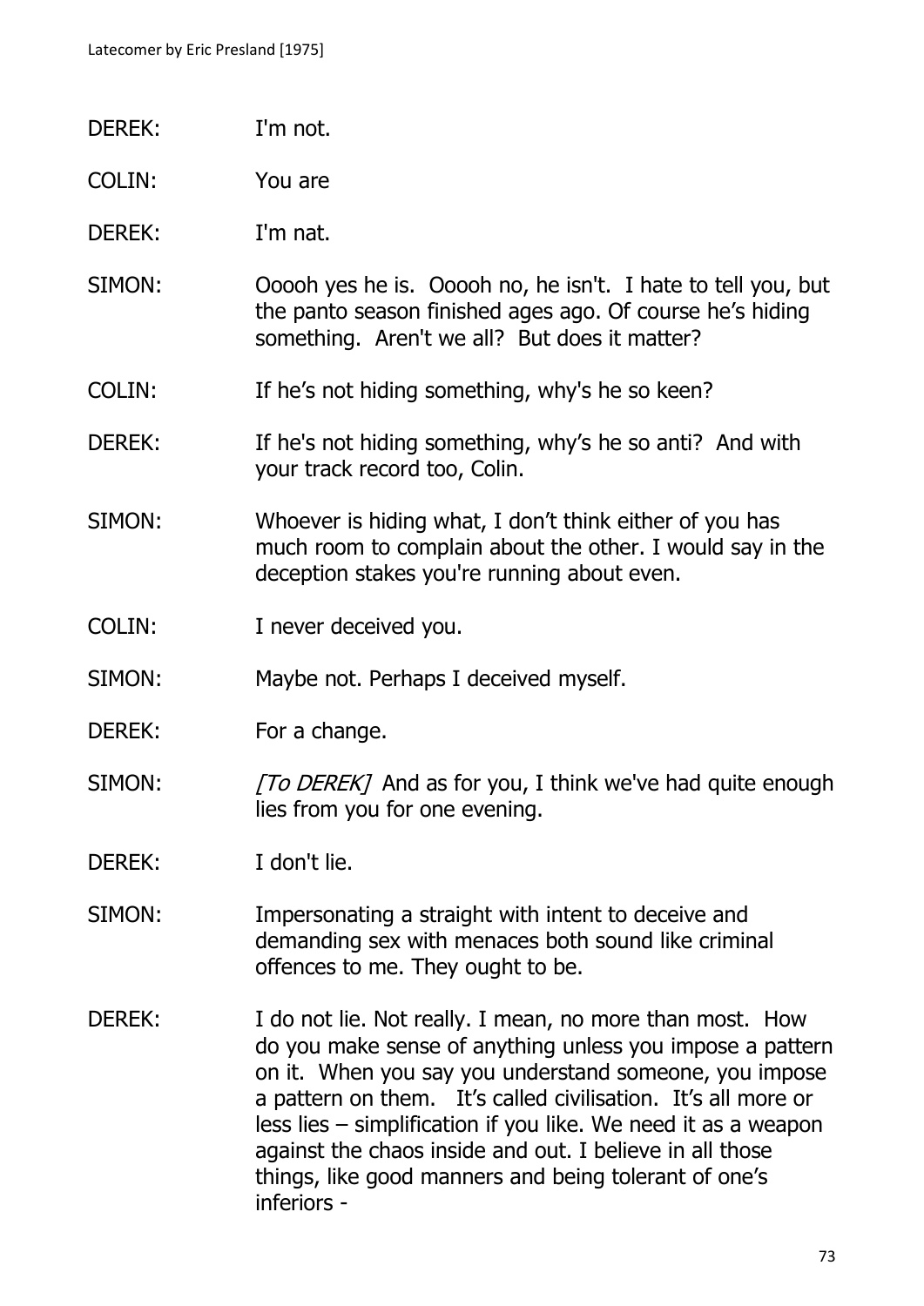DEREK: I'm not.

COLIN: You are

DEREK: I'm nat.

SIMON: Ooooh yes he is. Ooooh no, he isn't. I hate to tell you, but the panto season finished ages ago. Of course he's hiding something. Aren't we all? But does it matter?

COLIN: If he's not hiding something, why's he so keen?

DEREK: If he's not hiding something, why's he so anti? And with your track record too, Colin.

SIMON: Whoever is hiding what, I don't think either of you has much room to complain about the other. I would say in the deception stakes you're running about even.

COLIN: I never deceived you.

SIMON: Maybe not. Perhaps I deceived myself.

DEREK: For a change.

SIMON: *[To DEREK]* And as for you, I think we've had quite enough lies from you for one evening.

DEREK: I don't lie.

SIMON: Impersonating a straight with intent to deceive and demanding sex with menaces both sound like criminal offences to me. They ought to be.

DEREK: I do not lie. Not really. I mean, no more than most. How do you make sense of anything unless you impose a pattern on it. When you say you understand someone, you impose a pattern on them. It's called civilisation. It's all more or less lies – simplification if you like. We need it as a weapon against the chaos inside and out. I believe in all those things, like good manners and being tolerant of one's inferiors -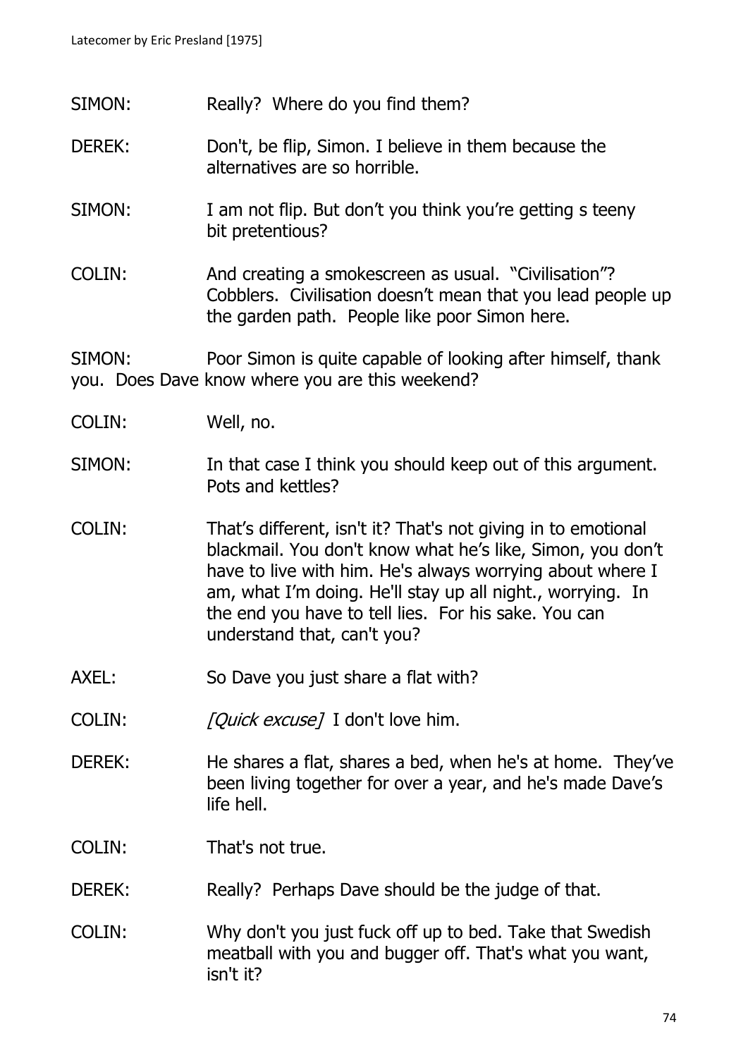SIMON: Really? Where do you find them?

DEREK: Don't, be flip, Simon. I believe in them because the alternatives are so horrible.

SIMON: I am not flip. But don't you think you're getting s teeny bit pretentious?

COLIN: And creating a smokescreen as usual. "Civilisation"? Cobblers. Civilisation doesn't mean that you lead people up the garden path. People like poor Simon here.

SIMON: Poor Simon is quite capable of looking after himself, thank you. Does Dave know where you are this weekend?

COLIN: Well, no.

SIMON: In that case I think you should keep out of this argument. Pots and kettles?

COLIN: That's different, isn't it? That's not giving in to emotional blackmail. You don't know what he's like, Simon, you don't have to live with him. He's always worrying about where I am, what I'm doing. He'll stay up all night., worrying. In the end you have to tell lies. For his sake. You can understand that, can't you?

AXEL: So Dave you just share a flat with?

COLIN: *[Quick excuse]* I don't love him.

DEREK: He shares a flat, shares a bed, when he's at home. They've been living together for over a year, and he's made Dave's life hell.

COLIN: That's not true.

DEREK: Really? Perhaps Dave should be the judge of that.

COLIN: Why don't you just fuck off up to bed. Take that Swedish meatball with you and bugger off. That's what you want, isn't it?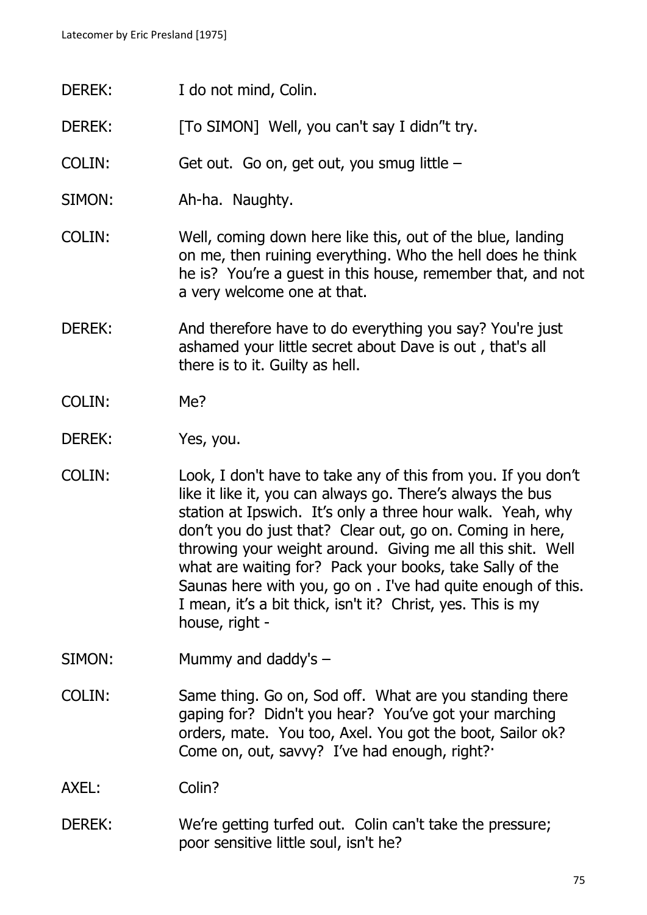DEREK: I do not mind, Colin.

DEREK: [To SIMON] Well, you can't say I didn"t try.

COLIN: Get out. Go on, get out, you smug little –

SIMON: Ah-ha. Naughty.

COLIN: Well, coming down here like this, out of the blue, landing on me, then ruining everything. Who the hell does he think he is? You're a guest in this house, remember that, and not a very welcome one at that.

DEREK: And therefore have to do everything you say? You're just ashamed your little secret about Dave is out , that's all there is to it. Guilty as hell.

COLIN: Me?

DEREK: Yes, you.

COLIN: Look, I don't have to take any of this from you. If you don't like it like it, you can always go. There's always the bus station at Ipswich. It's only a three hour walk. Yeah, why don't you do just that? Clear out, go on. Coming in here, throwing your weight around. Giving me all this shit. Well what are waiting for? Pack your books, take Sally of the Saunas here with you, go on . I've had quite enough of this. I mean, it's a bit thick, isn't it? Christ, yes. This is my house, right -

SIMON: Mummy and daddy's –

COLIN: Same thing. Go on, Sod off. What are you standing there gaping for? Didn't you hear? You've got your marching orders, mate. You too, Axel. You got the boot, Sailor ok? Come on, out, savvy? I've had enough, right?·

AXEL: Colin?

DEREK: We're getting turfed out. Colin can't take the pressure; poor sensitive little soul, isn't he?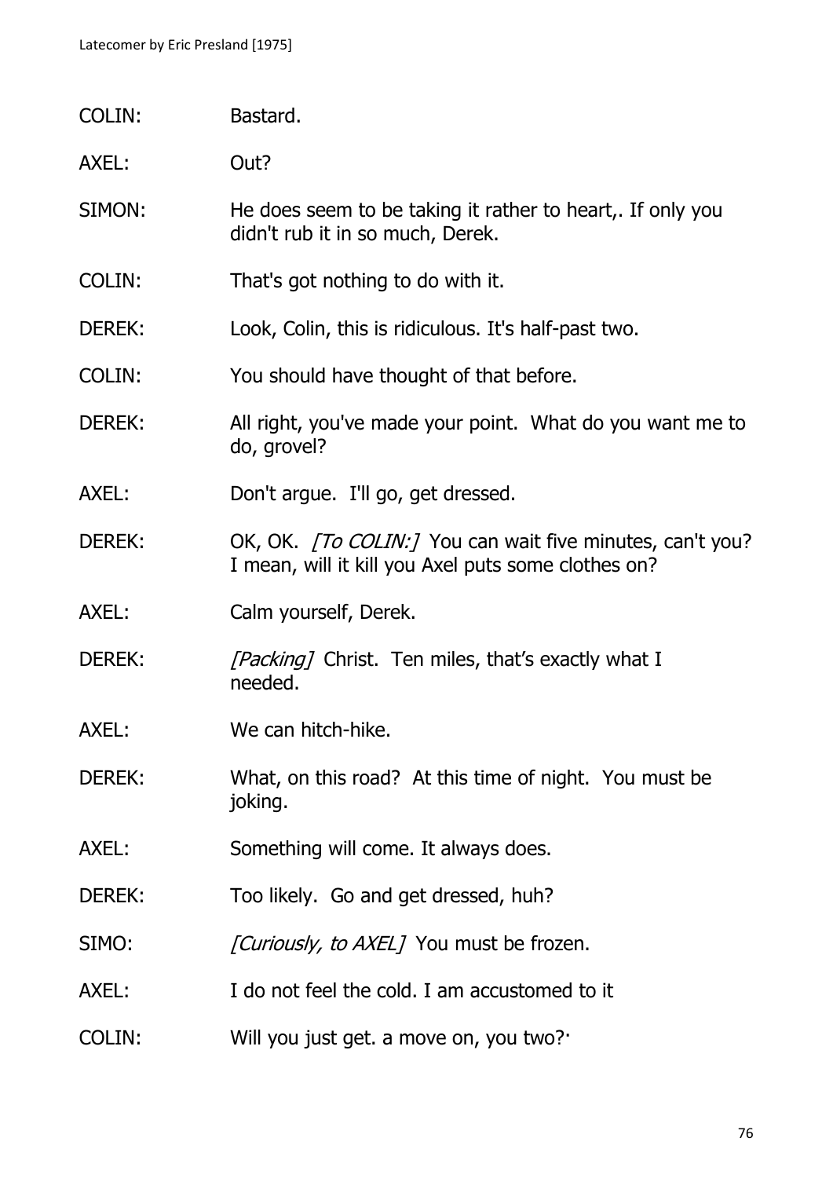COLIN: Bastard.

AXEL: Out?

SIMON: He does seem to be taking it rather to heart,. If only you didn't rub it in so much, Derek.

COLIN: That's got nothing to do with it.

DEREK: Look, Colin, this is ridiculous. It's half-past two.

COLIN: You should have thought of that before.

DEREK: All right, you've made your point. What do you want me to do, grovel?

AXEL: Don't argue. I'll go, get dressed.

DEREK: OK, OK. *[To COLIN:]* You can wait five minutes, can't you? I mean, will it kill you Axel puts some clothes on?

AXEL: Calm yourself, Derek.

DEREK: *[Packing]* Christ. Ten miles, that's exactly what I needed.

AXEL: We can hitch-hike.

DEREK: What, on this road? At this time of night. You must be joking.

AXEL: Something will come. It always does.

DEREK: Too likely. Go and get dressed, huh?

SIMO: *[Curiously, to AXEL]* You must be frozen.

AXEL: I do not feel the cold. I am accustomed to it

COLIN: Will you just get. a move on, you two?·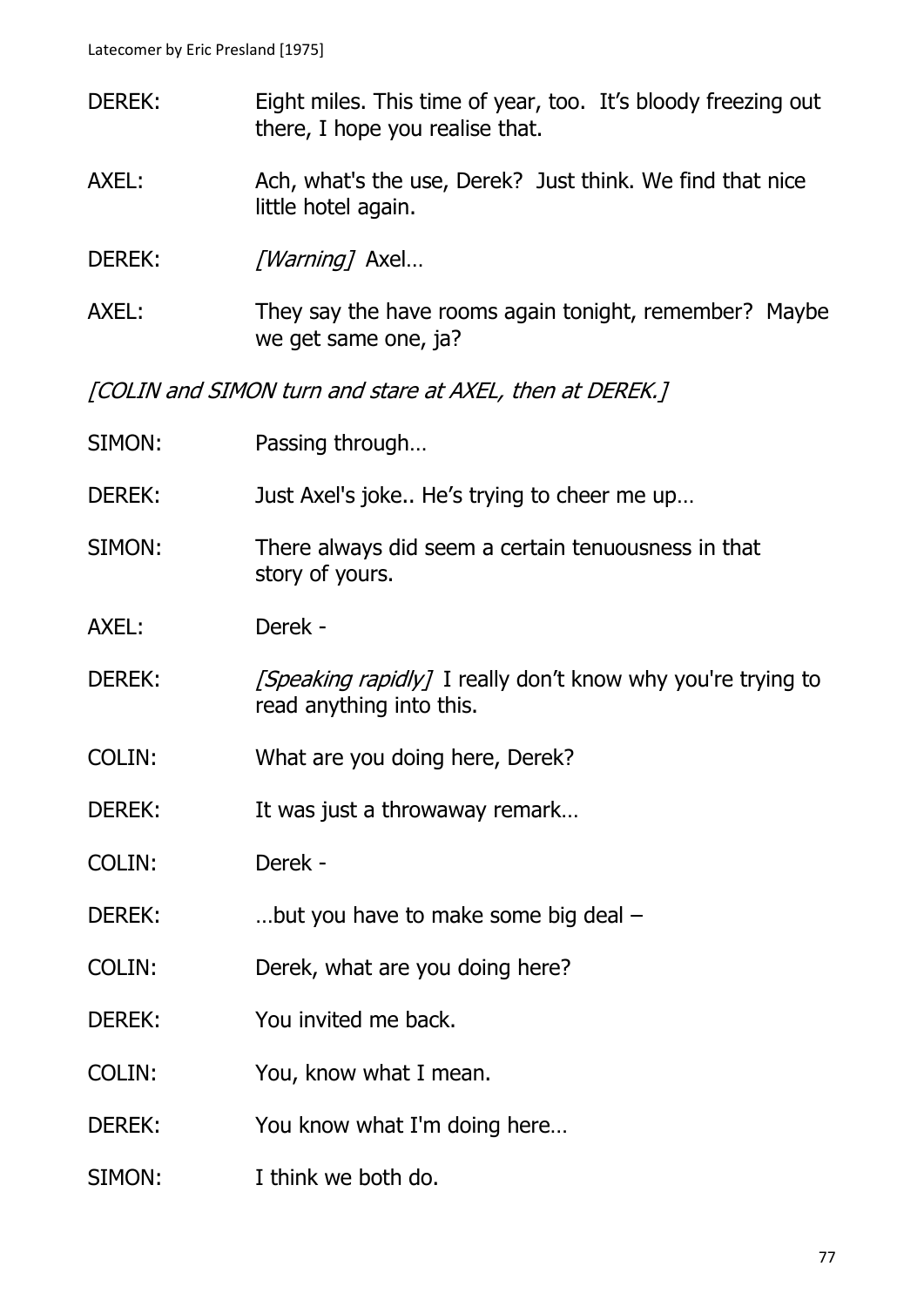DEREK: Eight miles. This time of year, too.  It's bloody freezing out there, I hope you realise that.

AXEL: Ach, what's the use, Derek?  Just think. We find that nice little hotel again.

DEREK: *[Warning]* Axel…

AXEL: They say the have rooms again tonight, remember?  Maybe we get same one, ja?

*[COLIN and SIMON turn and stare at AXEL, then at DEREK.]*

SIMON: Passing through…

DEREK: Just Axel's joke.. He's trying to cheer me up…

SIMON: There always did seem a certain tenuousness in that story of yours.

AXEL: Derek -

DEREK: *[Speaking rapidly]* I really don't know why you're trying to read anything into this.

COLIN: What are you doing here, Derek?

DEREK: It was just a throwaway remark…

COLIN: Derek -

DEREK: …but you have to make some big deal –

COLIN: Derek, what are you doing here?

DEREK: You invited me back.

COLIN: You, know what I mean.

DEREK: You know what I'm doing here…

SIMON: I think we both do.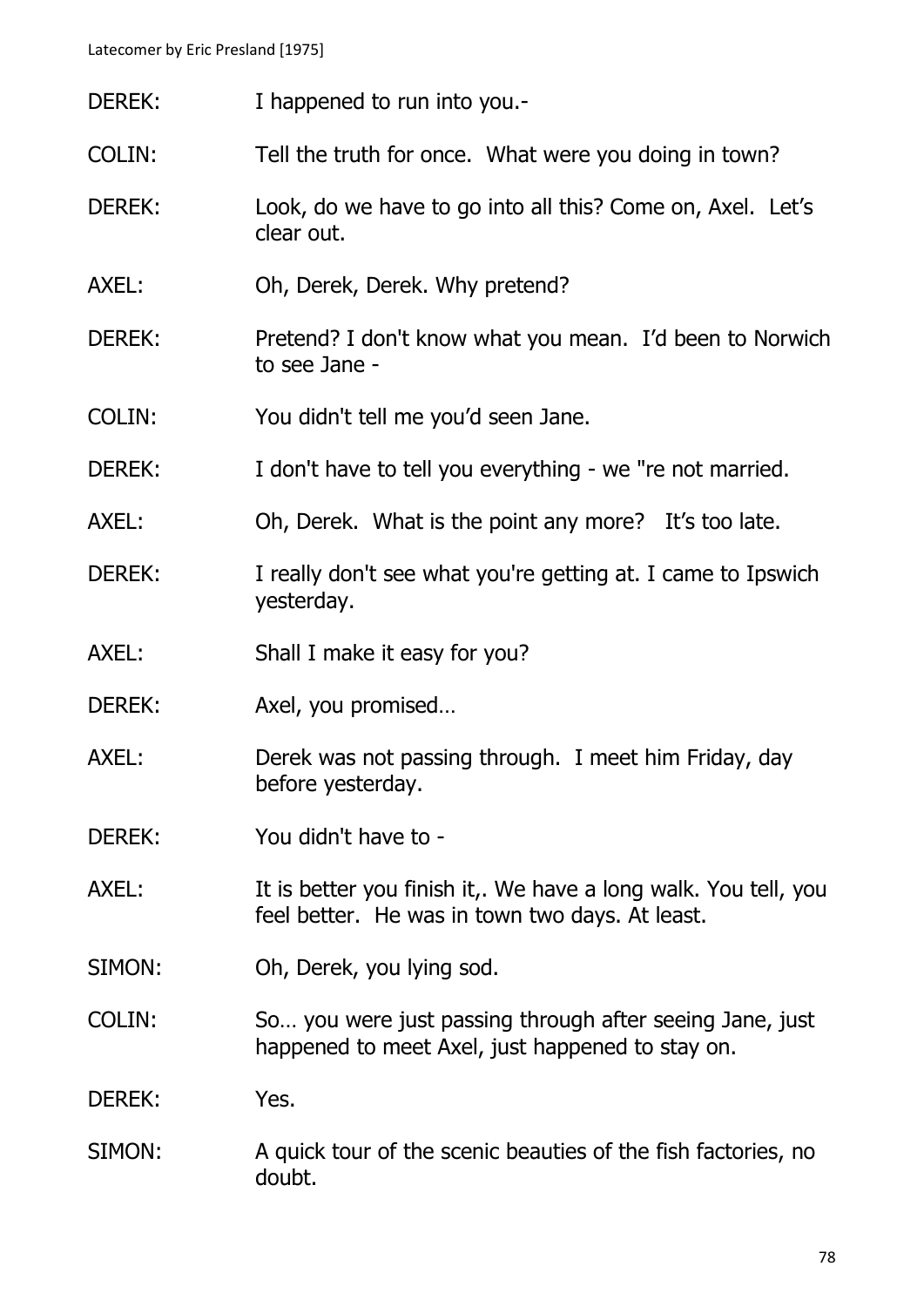DEREK: I happened to run into you.-

COLIN: Tell the truth for once. What were you doing in town?

DEREK: Look, do we have to go into all this? Come on, Axel. Let's clear out.

AXEL: Oh, Derek, Derek. Why pretend?

DEREK: Pretend? I don't know what you mean. I'd been to Norwich to see Jane -

COLIN: You didn't tell me you'd seen Jane.

DEREK: I don't have to tell you everything - we "re not married.

AXEL: Oh, Derek. What is the point any more? It's too late.

DEREK: I really don't see what you're getting at. I came to Ipswich yesterday.

AXEL: Shall I make it easy for you?

DEREK: Axel, you promised…

AXEL: Derek was not passing through. I meet him Friday, day before yesterday.

DEREK: You didn't have to -

AXEL: It is better you finish it,. We have a long walk. You tell, you feel better. He was in town two days. At least.

SIMON: Oh, Derek, you lying sod.

COLIN: So… you were just passing through after seeing Jane, just happened to meet Axel, just happened to stay on.

DEREK: Yes.

SIMON: A quick tour of the scenic beauties of the fish factories, no doubt.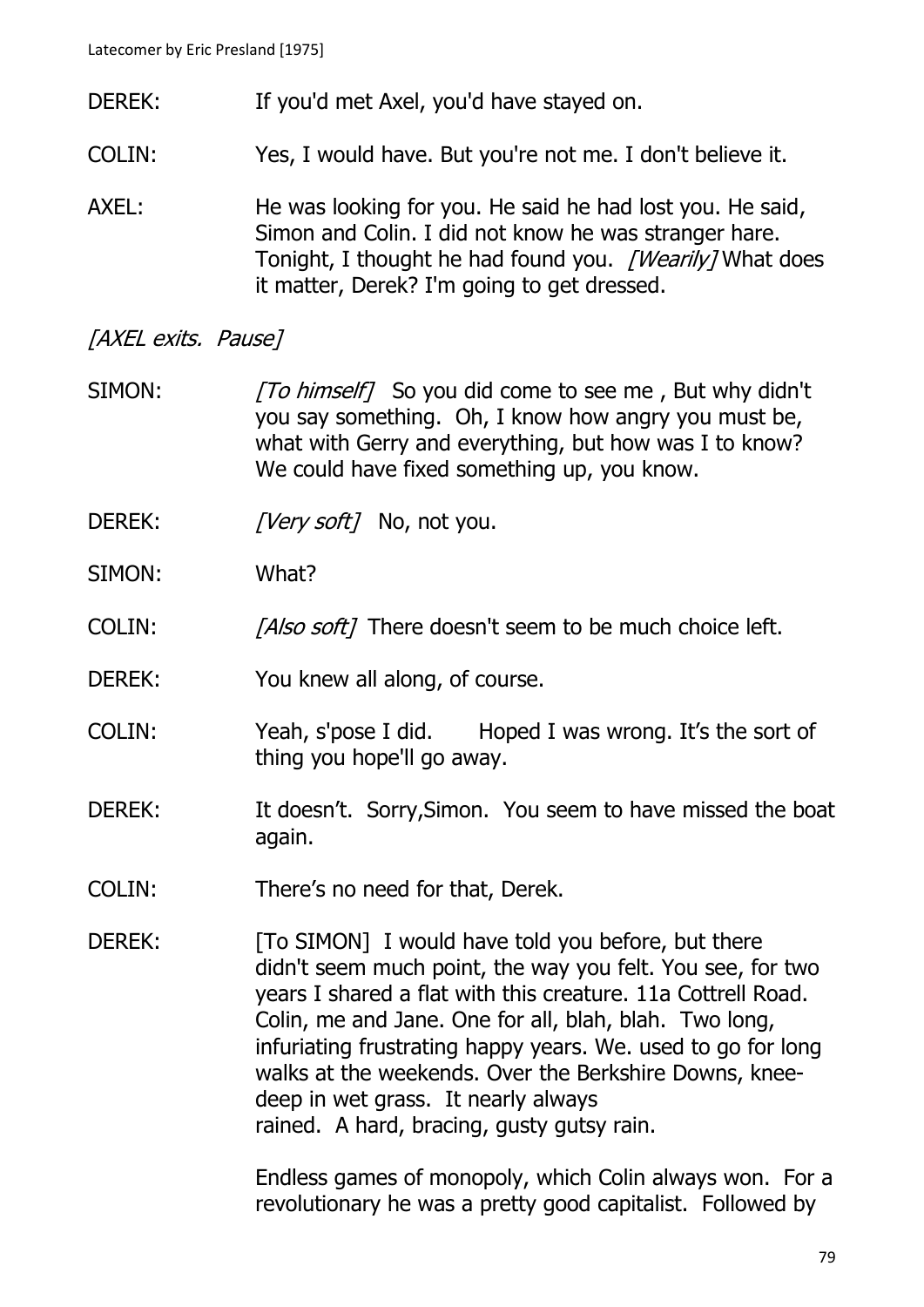DEREK: If you'd met Axel, you'd have stayed on.

COLIN: Yes, I would have. But you're not me. I don't believe it.

AXEL: He was looking for you. He said he had lost you. He said, Simon and Colin. I did not know he was stranger hare. Tonight, I thought he had found you. *[Wearily]* What does it matter, Derek? I'm going to get dressed.

*[AXEL exits. Pause]*

SIMON: *[To himself]* So you did come to see me , But why didn't you say something. Oh, I know how angry you must be, what with Gerry and everything, but how was I to know? We could have fixed something up, you know.

DEREK: *[Very soft]* No, not you.

SIMON: What?

COLIN: *[Also soft]* There doesn't seem to be much choice left.

DEREK: You knew all along, of course.

COLIN: Yeah, s'pose I did. Hoped I was wrong. It's the sort of thing you hope'll go away.

DEREK: It doesn't. Sorry,Simon. You seem to have missed the boat again.

COLIN: There's no need for that, Derek.

DEREK: [To SIMON] I would have told you before, but there didn't seem much point, the way you felt. You see, for two years I shared a flat with this creature. 11a Cottrell Road. Colin, me and Jane. One for all, blah, blah. Two long, infuriating frustrating happy years. We. used to go for long walks at the weekends. Over the Berkshire Downs, knee-deep in wet grass. It nearly always rained. A hard, bracing, gusty gutsy rain.

Endless games of monopoly, which Colin always won. For a revolutionary he was a pretty good capitalist. Followed by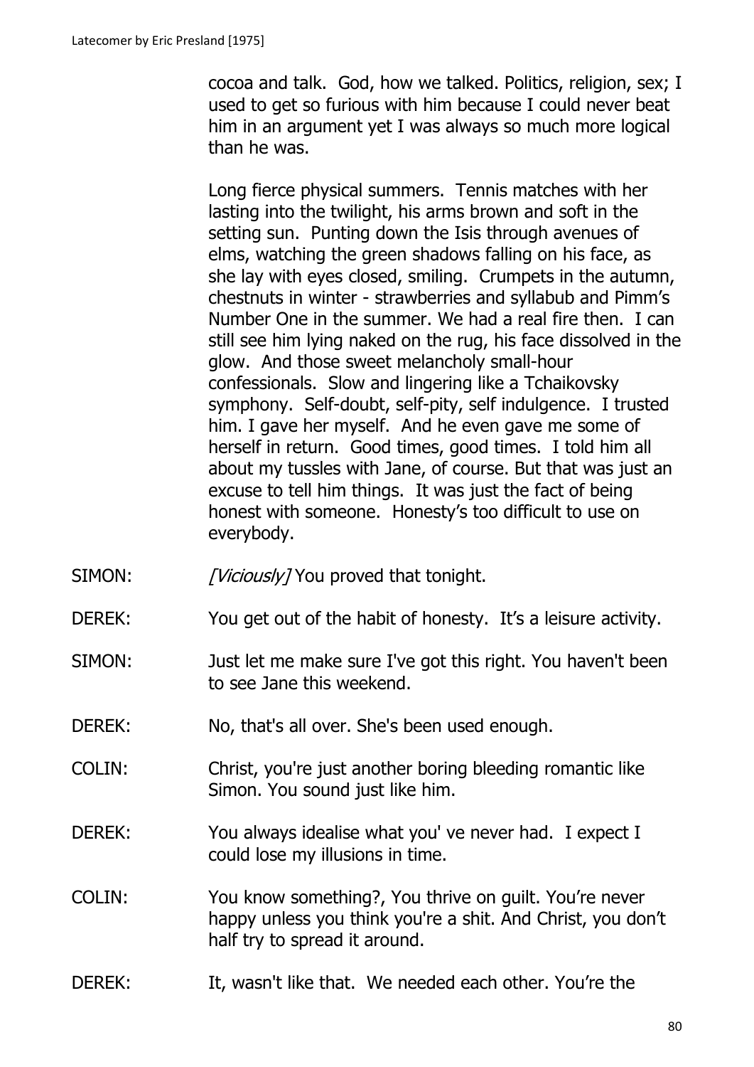cocoa and talk. God, how we talked. Politics, religion, sex; I used to get so furious with him because I could never beat him in an argument yet I was always so much more logical than he was.

Long fierce physical summers. Tennis matches with her lasting into the twilight, his arms brown and soft in the setting sun. Punting down the Isis through avenues of elms, watching the green shadows falling on his face, as she lay with eyes closed, smiling. Crumpets in the autumn, chestnuts in winter - strawberries and syllabub and Pimm's Number One in the summer. We had a real fire then. I can still see him lying naked on the rug, his face dissolved in the glow. And those sweet melancholy small-hour confessionals. Slow and lingering like a Tchaikovsky symphony. Self-doubt, self-pity, self indulgence. I trusted him. I gave her myself. And he even gave me some of herself in return. Good times, good times. I told him all about my tussles with Jane, of course. But that was just an excuse to tell him things. It was just the fact of being honest with someone. Honesty's too difficult to use on everybody.

SIMON: *[Viciously]* You proved that tonight.

DEREK: You get out of the habit of honesty. It's a leisure activity.

SIMON: Just let me make sure I've got this right. You haven't been to see Jane this weekend.

DEREK: No, that's all over. She's been used enough.

COLIN: Christ, you're just another boring bleeding romantic like Simon. You sound just like him.

DEREK: You always idealise what you' ve never had. I expect I could lose my illusions in time.

COLIN: You know something?, You thrive on guilt. You're never happy unless you think you're a shit. And Christ, you don't half try to spread it around.

DEREK: It, wasn't like that. We needed each other. You're the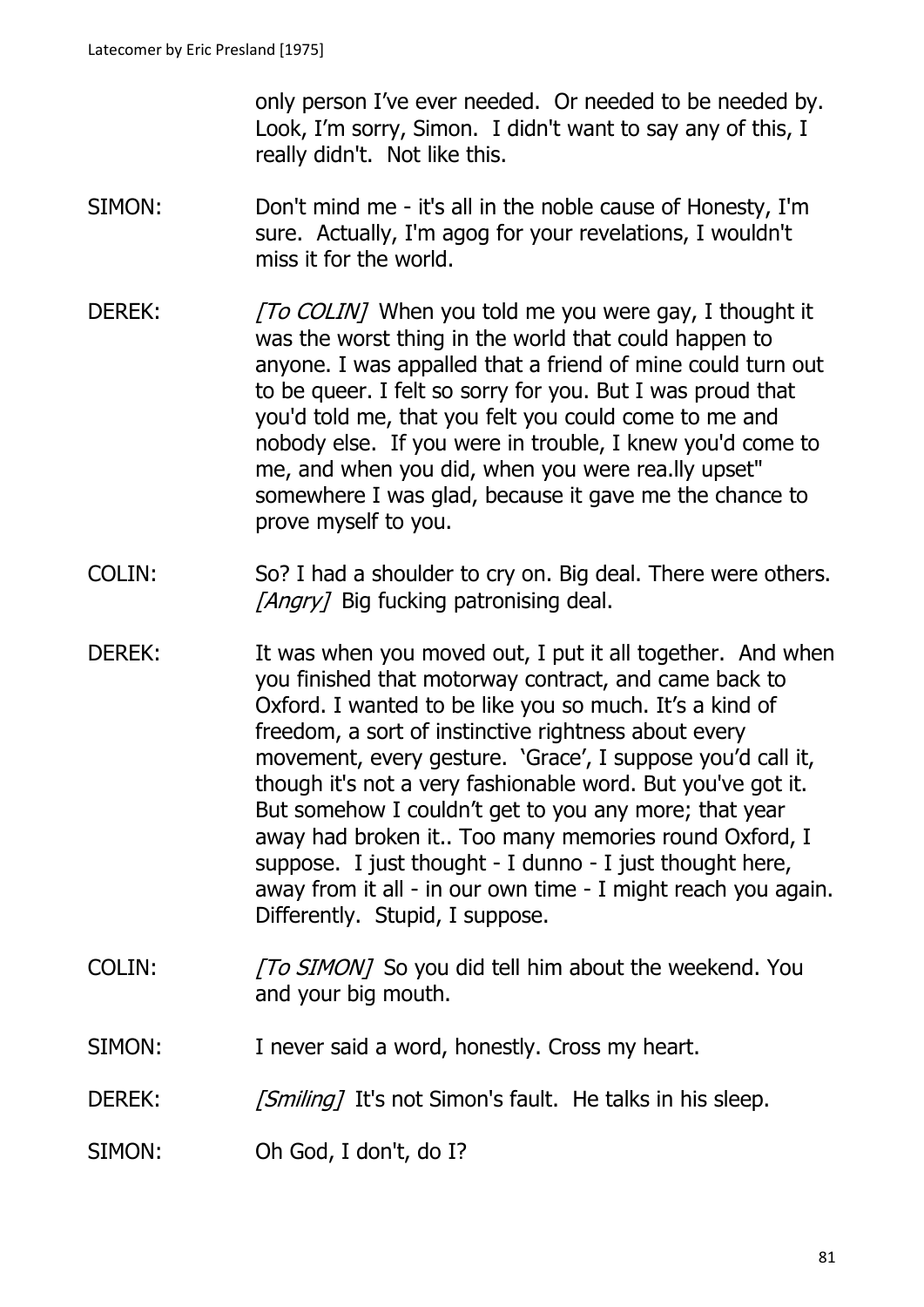only person I've ever needed. Or needed to be needed by. Look, I'm sorry, Simon. I didn't want to say any of this, I really didn't. Not like this.

SIMON: Don't mind me - it's all in the noble cause of Honesty, I'm sure. Actually, I'm agog for your revelations, I wouldn't miss it for the world.

DEREK: *[To COLIN]* When you told me you were gay, I thought it was the worst thing in the world that could happen to anyone. I was appalled that a friend of mine could turn out to be queer. I felt so sorry for you. But I was proud that you'd told me, that you felt you could come to me and nobody else. If you were in trouble, I knew you'd come to me, and when you did, when you were rea.lly upset" somewhere I was glad, because it gave me the chance to prove myself to you.

COLIN: So? I had a shoulder to cry on. Big deal. There were others. *[Angry]* Big fucking patronising deal.

DEREK: It was when you moved out, I put it all together. And when you finished that motorway contract, and came back to Oxford. I wanted to be like you so much. It's a kind of freedom, a sort of instinctive rightness about every movement, every gesture. 'Grace', I suppose you'd call it, though it's not a very fashionable word. But you've got it. But somehow I couldn't get to you any more; that year away had broken it.. Too many memories round Oxford, I suppose. I just thought - I dunno - I just thought here, away from it all - in our own time - I might reach you again. Differently. Stupid, I suppose.

COLIN: *[To SIMON]* So you did tell him about the weekend. You and your big mouth.

SIMON: I never said a word, honestly. Cross my heart.

DEREK: *[Smiling]* It's not Simon's fault. He talks in his sleep.

SIMON: Oh God, I don't, do I?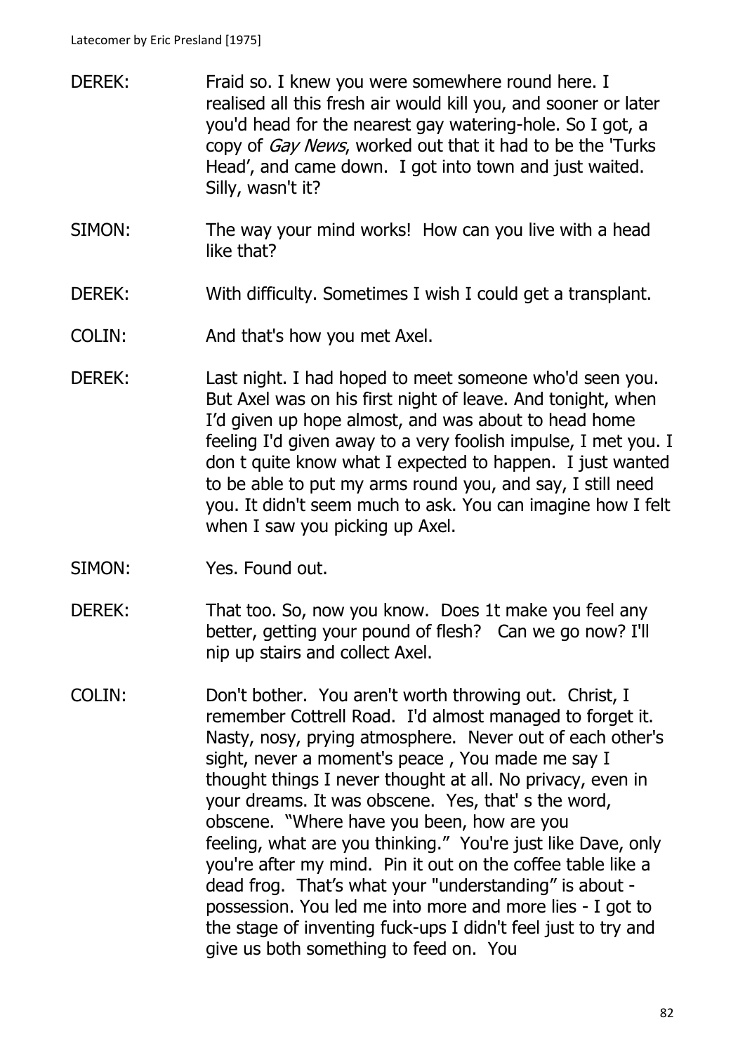DEREK: Fraid so. I knew you were somewhere round here. I realised all this fresh air would kill you, and sooner or later you'd head for the nearest gay watering-hole. So I got, a copy of *Gay News*, worked out that it had to be the 'Turks Head', and came down. I got into town and just waited. Silly, wasn't it?

SIMON: The way your mind works! How can you live with a head like that?

DEREK: With difficulty. Sometimes I wish I could get a transplant.

COLIN: And that's how you met Axel.

DEREK: Last night. I had hoped to meet someone who'd seen you. But Axel was on his first night of leave. And tonight, when I'd given up hope almost, and was about to head home feeling I'd given away to a very foolish impulse, I met you. I don t quite know what I expected to happen. I just wanted to be able to put my arms round you, and say, I still need you. It didn't seem much to ask. You can imagine how I felt when I saw you picking up Axel.

SIMON: Yes. Found out.

DEREK: That too. So, now you know. Does 1t make you feel any better, getting your pound of flesh? Can we go now? I'll nip up stairs and collect Axel.

COLIN: Don't bother. You aren't worth throwing out. Christ, I remember Cottrell Road. I'd almost managed to forget it. Nasty, nosy, prying atmosphere. Never out of each other's sight, never a moment's peace , You made me say I thought things I never thought at all. No privacy, even in your dreams. It was obscene. Yes, that' s the word, obscene. "Where have you been, how are you feeling, what are you thinking." You're just like Dave, only you're after my mind. Pin it out on the coffee table like a dead frog. That's what your "understanding" is about - possession. You led me into more and more lies - I got to the stage of inventing fuck-ups I didn't feel just to try and give us both something to feed on. You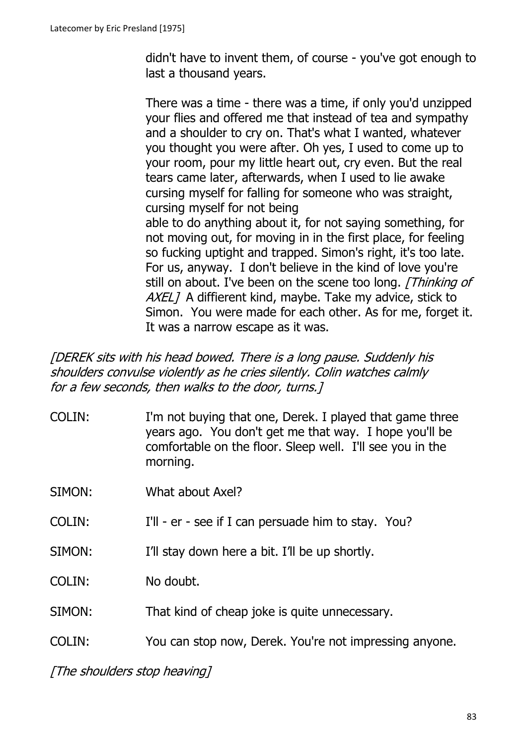didn't have to invent them, of course - you've got enough to last a thousand years.

There was a time - there was a time, if only you'd unzipped your flies and offered me that instead of tea and sympathy and a shoulder to cry on. That's what I wanted, whatever you thought you were after. Oh yes, I used to come up to your room, pour my little heart out, cry even. But the real tears came later, afterwards, when I used to lie awake cursing myself for falling for someone who was straight, cursing myself for not being able to do anything about it, for not saying something, for not moving out, for moving in in the first place, for feeling so fucking uptight and trapped. Simon's right, it's too late. For us, anyway. I don't believe in the kind of love you're still on about. I've been on the scene too long. *[Thinking of AXEL]* A diffierent kind, maybe. Take my advice, stick to Simon. You were made for each other. As for me, forget it. It was a narrow escape as it was.

*[DEREK sits with his head bowed. There is a long pause. Suddenly his shoulders convulse violently as he cries silently. Colin watches calmly for a few seconds, then walks to the door, turns.]*

COLIN: I'm not buying that one, Derek. I played that game three years ago. You don't get me that way. I hope you'll be comfortable on the floor. Sleep well. I'll see you in the morning.

SIMON: What about Axel?

COLIN: I'll - er - see if I can persuade him to stay. You?

SIMON: I'll stay down here a bit. I'll be up shortly.

COLIN: No doubt.

SIMON: That kind of cheap joke is quite unnecessary.

COLIN: You can stop now, Derek. You're not impressing anyone.

*[The shoulders stop heaving]*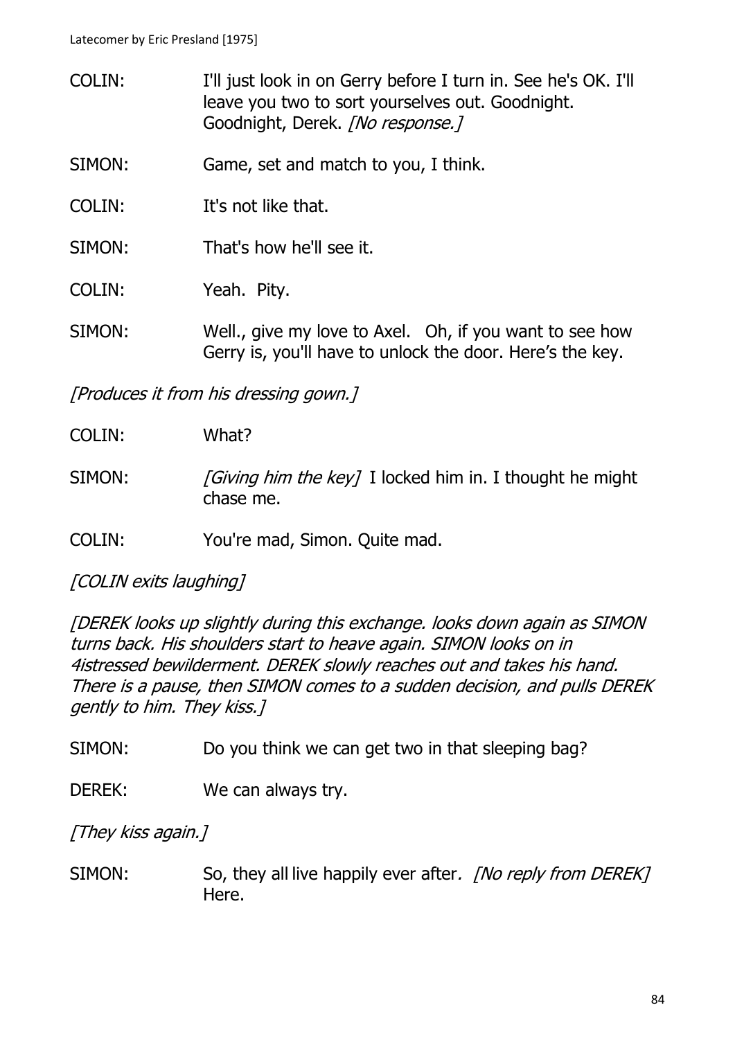COLIN: I'll just look in on Gerry before I turn in. See he's OK. I'll leave you two to sort yourselves out. Goodnight. Goodnight, Derek. *[No response.]*

SIMON: Game, set and match to you, I think.

COLIN: It's not like that.

SIMON: That's how he'll see it.

COLIN: Yeah. Pity.

SIMON: Well., give my love to Axel. Oh, if you want to see how Gerry is, you'll have to unlock the door. Here's the key.

*[Produces it from his dressing gown.]*

COLIN: What?

SIMON: *[Giving him the key]* I locked him in. I thought he might chase me.

COLIN: You're mad, Simon. Quite mad.

*[COLIN exits laughing]*

*[DEREK looks up slightly during this exchange. looks down again as SIMON turns back. His shoulders start to heave again. SIMON looks on in 4istressed bewilderment. DEREK slowly reaches out and takes his hand. There is a pause, then SIMON comes to a sudden decision, and pulls DEREK gently to him. They kiss.]*

SIMON: Do you think we can get two in that sleeping bag?

DEREK: We can always try.

*[They kiss again.]*

SIMON: So, they all live happily ever after. *[No reply from DEREK]* Here.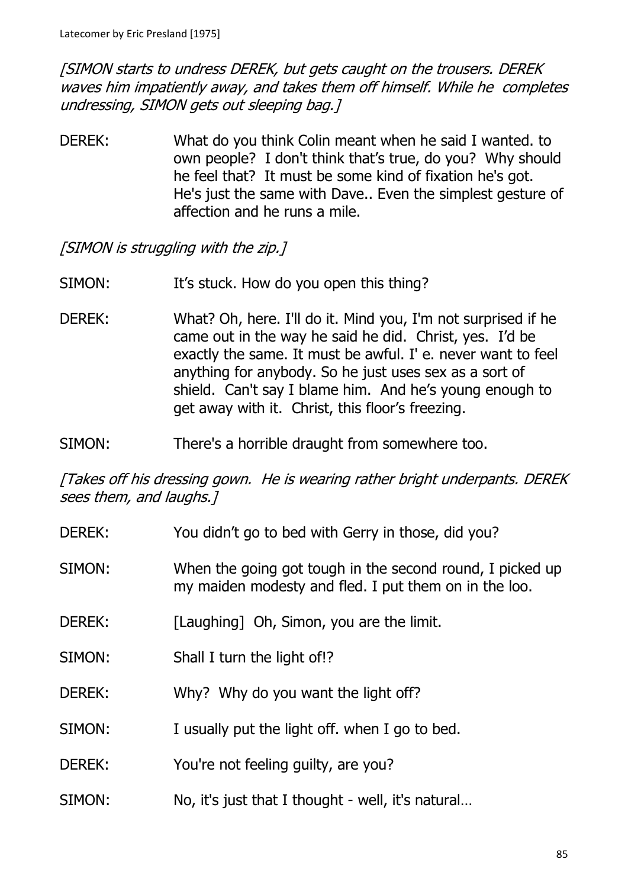*[SIMON starts to undress DEREK, but gets caught on the trousers. DEREK waves him impatiently away, and takes them off himself. While he completes undressing, SIMON gets out sleeping bag.]*

DEREK: What do you think Colin meant when he said I wanted. to own people? I don't think that's true, do you? Why should he feel that? It must be some kind of fixation he's got. He's just the same with Dave.. Even the simplest gesture of affection and he runs a mile.

*[SIMON is struggling with the zip.]*

SIMON: It's stuck. How do you open this thing?

DEREK: What? Oh, here. I'll do it. Mind you, I'm not surprised if he came out in the way he said he did. Christ, yes. I'd be exactly the same. It must be awful. I' e. never want to feel anything for anybody. So he just uses sex as a sort of shield. Can't say I blame him. And he's young enough to get away with it. Christ, this floor's freezing.

SIMON: There's a horrible draught from somewhere too.

*[Takes off his dressing gown. He is wearing rather bright underpants. DEREK sees them, and laughs.]*

DEREK: You didn't go to bed with Gerry in those, did you?

SIMON: When the going got tough in the second round, I picked up my maiden modesty and fled. I put them on in the loo.

DEREK: [Laughing] Oh, Simon, you are the limit.

SIMON: Shall I turn the light of!?

DEREK: Why? Why do you want the light off?

SIMON: I usually put the light off. when I go to bed.

DEREK: You're not feeling guilty, are you?

SIMON: No, it's just that I thought - well, it's natural…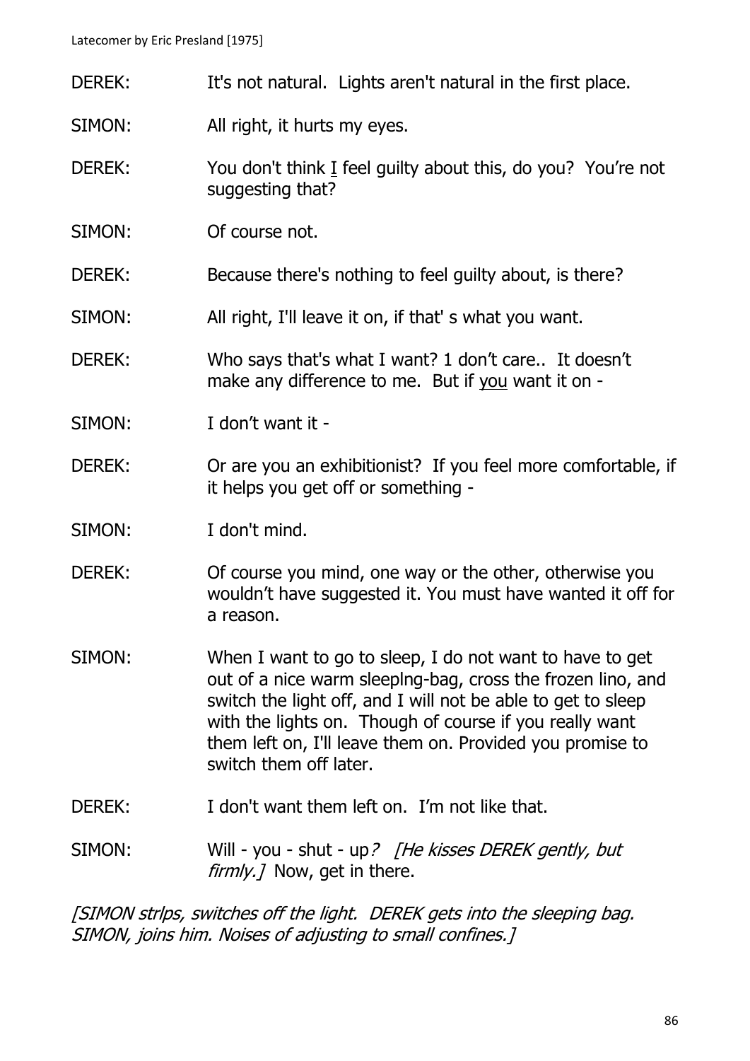DEREK: It's not natural. Lights aren't natural in the first place.

SIMON: All right, it hurts my eyes.

DEREK: You don't think I feel guilty about this, do you? You're not suggesting that?

SIMON: Of course not.

DEREK: Because there's nothing to feel guilty about, is there?

SIMON: All right, I'll leave it on, if that' s what you want.

DEREK: Who says that's what I want? 1 don't care.. It doesn't make any difference to me. But if you want it on -

SIMON: I don't want it -

DEREK: Or are you an exhibitionist? If you feel more comfortable, if it helps you get off or something -

SIMON: I don't mind.

DEREK: Of course you mind, one way or the other, otherwise you wouldn't have suggested it. You must have wanted it off for a reason.

SIMON: When I want to go to sleep, I do not want to have to get out of a nice warm sleeplng-bag, cross the frozen lino, and switch the light off, and I will not be able to get to sleep with the lights on. Though of course if you really want them left on, I'll leave them on. Provided you promise to switch them off later.

DEREK: I don't want them left on. I'm not like that.

SIMON: Will - you - shut - up*?* *[He kisses DEREK gently, but firmly.]* Now, get in there.

*[SIMON strlps, switches off the light. DEREK gets into the sleeping bag. SIMON, joins him. Noises of adjusting to small confines.]*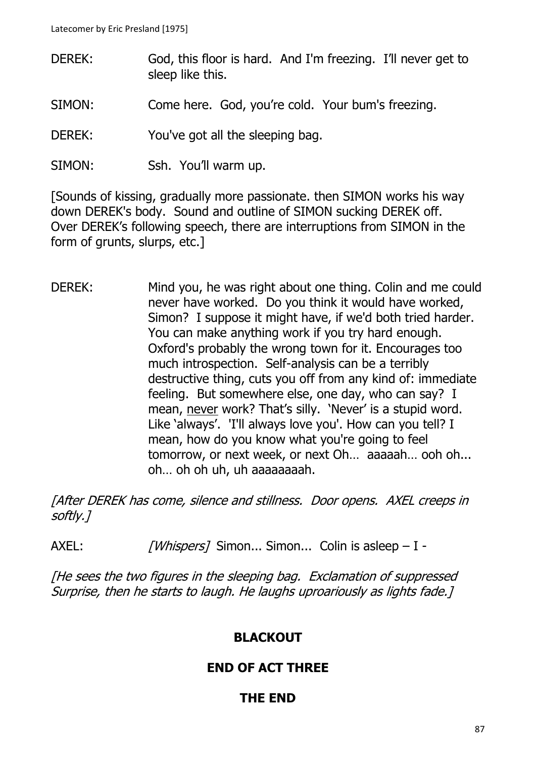DEREK: God, this floor is hard. And I'm freezing. I'll never get to sleep like this.

SIMON: Come here. God, you're cold. Your bum's freezing.

DEREK: You've got all the sleeping bag.

SIMON: Ssh. You'll warm up.

[Sounds of kissing, gradually more passionate. then SIMON works his way down DEREK's body. Sound and outline of SIMON sucking DEREK off. Over DEREK's following speech, there are interruptions from SIMON in the form of grunts, slurps, etc.]

DEREK: Mind you, he was right about one thing. Colin and me could never have worked. Do you think it would have worked, Simon? I suppose it might have, if we'd both tried harder. You can make anything work if you try hard enough. Oxford's probably the wrong town for it. Encourages too much introspection. Self-analysis can be a terribly destructive thing, cuts you off from any kind of: immediate feeling. But somewhere else, one day, who can say? I mean, <u>never</u> work? That's silly. 'Never' is a stupid word. Like 'always'. 'I'll always love you'. How can you tell? I mean, how do you know what you're going to feel tomorrow, or next week, or next Oh… aaaaah… ooh oh... oh… oh oh uh, uh aaaaaaaah.

*[After DEREK has come, silence and stillness. Door opens. AXEL creeps in softly.]*

AXEL: *[Whispers]* Simon... Simon... Colin is asleep – I -

*[He sees the two figures in the sleeping bag. Exclamation of suppressed Surprise, then he starts to laugh. He laughs uproariously as lights fade.]*

**BLACKOUT**

**END OF ACT THREE**

**THE END**